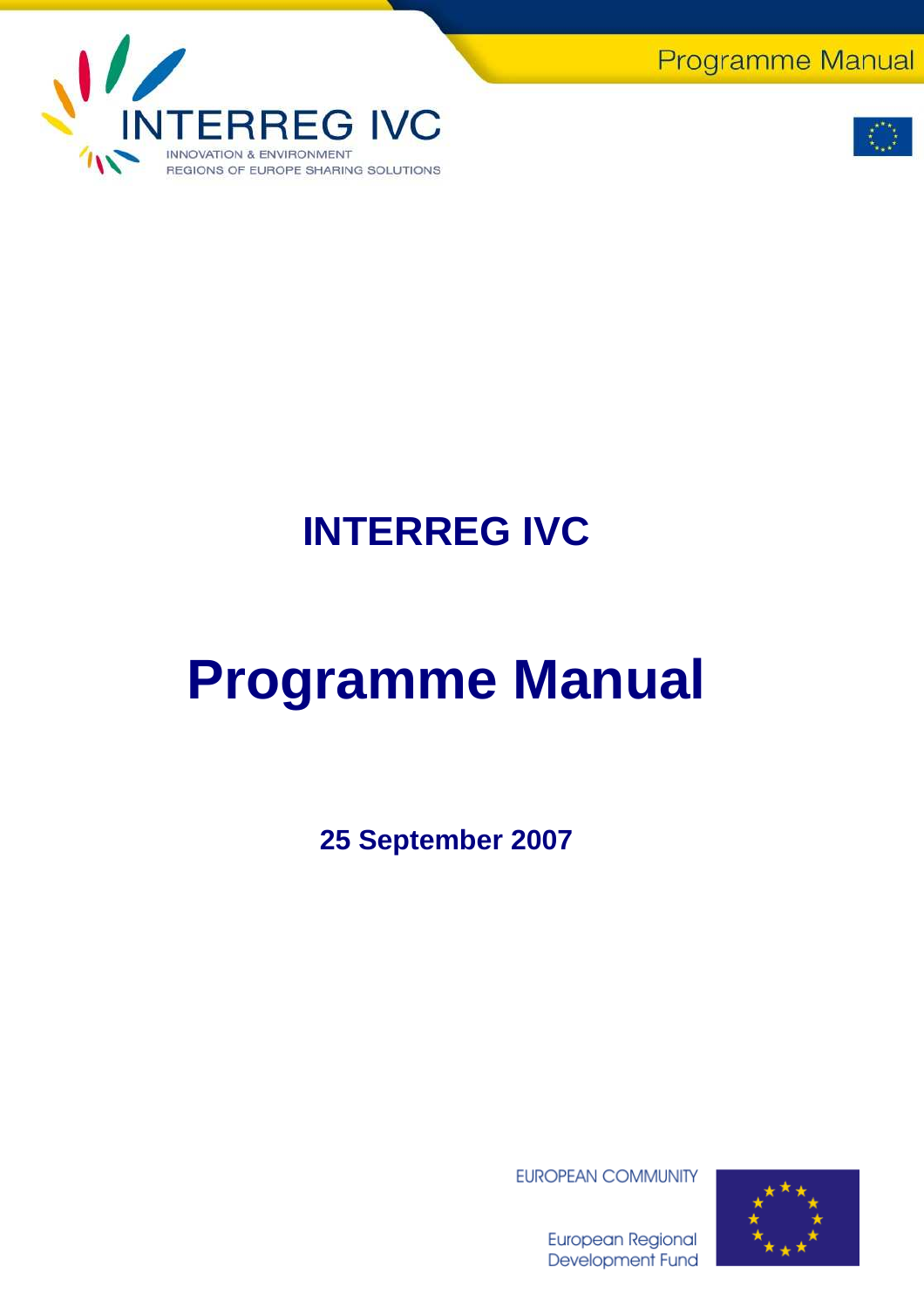INTERREG IVC

INNOVATION & ENVIRONMENT
REGIONS OF EUROPE SHARING SOLUTIONS

# INTERREG IVC

# Programme Manual

**25 September 2007**

EUROPEAN COMMUNITY

European Regional Development Fund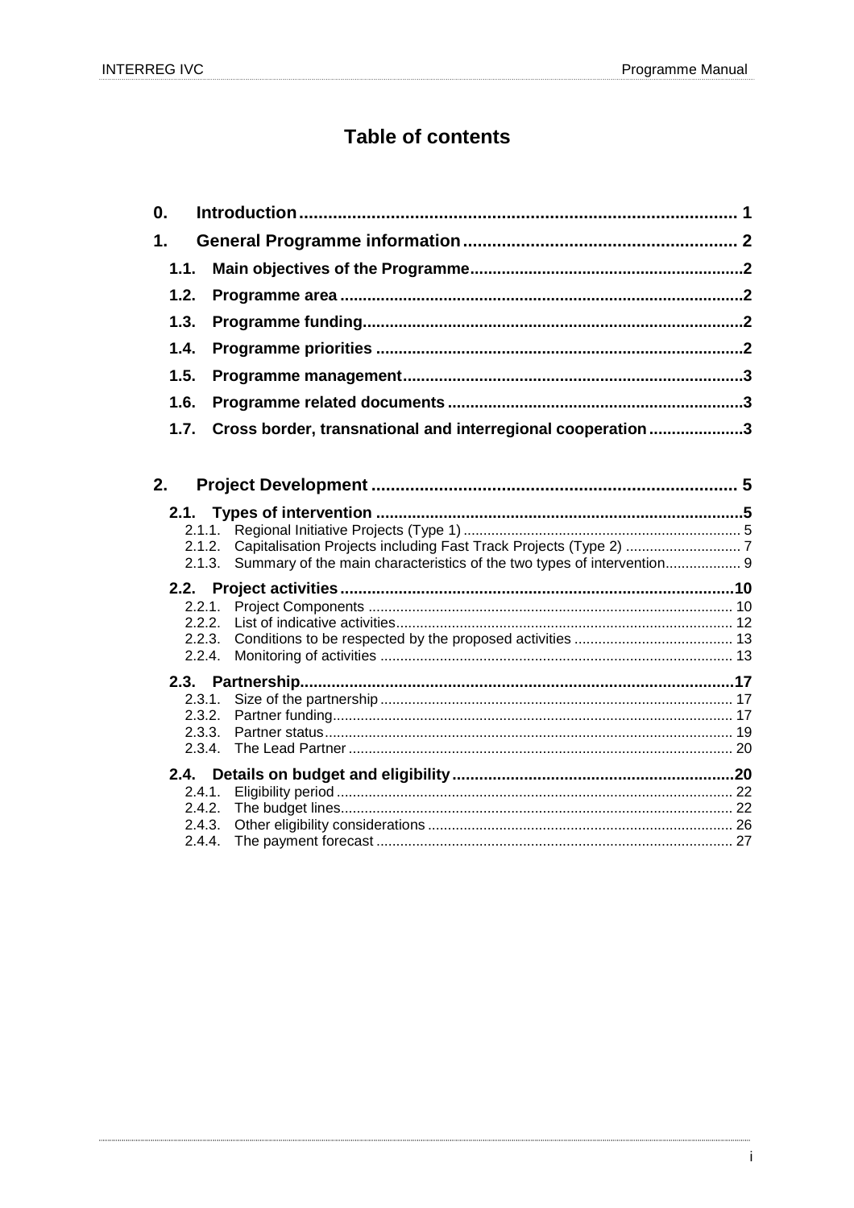# Table of contents

0. Introduction ........................................................................................ 1

1. General Programme information ......................................................... 2

 1.1. Main objectives of the Programme ..........................................................2

 1.2. Programme area .......................................................................................2

 1.3. Programme funding ...................................................................................2

 1.4. Programme priorities ................................................................................2

 1.5. Programme management ..........................................................................3

 1.6. Programme related documents .................................................................3

 1.7. Cross border, transnational and interregional cooperation .....................3

2. Project Development .............................................................................. 5

 2.1. Types of intervention .................................................................................5

  2.1.1. Regional Initiative Projects (Type 1) ..................................................... 5

  2.1.2. Capitalisation Projects including Fast Track Projects (Type 2) ............................ 7

  2.1.3. Summary of the main characteristics of the two types of intervention.................. 9

 2.2. Project activities ......................................................................................10

  2.2.1. Project Components ........................................................................... 10

  2.2.2. List of indicative activities.................................................................... 12

  2.2.3. Conditions to be respected by the proposed activities ........................................ 13

  2.2.4. Monitoring of activities ........................................................................ 13

 2.3. Partnership................................................................................................17

  2.3.1. Size of the partnership ........................................................................ 17

  2.3.2. Partner funding.................................................................................... 17

  2.3.3. Partner status...................................................................................... 19

  2.3.4. The Lead Partner ................................................................................ 20

 2.4. Details on budget and eligibility ..............................................................20

  2.4.1. Eligibility period ................................................................................... 22

  2.4.2. The budget lines.................................................................................. 22

  2.4.3. Other eligibility considerations ............................................................ 26

  2.4.4. The payment forecast ......................................................................... 27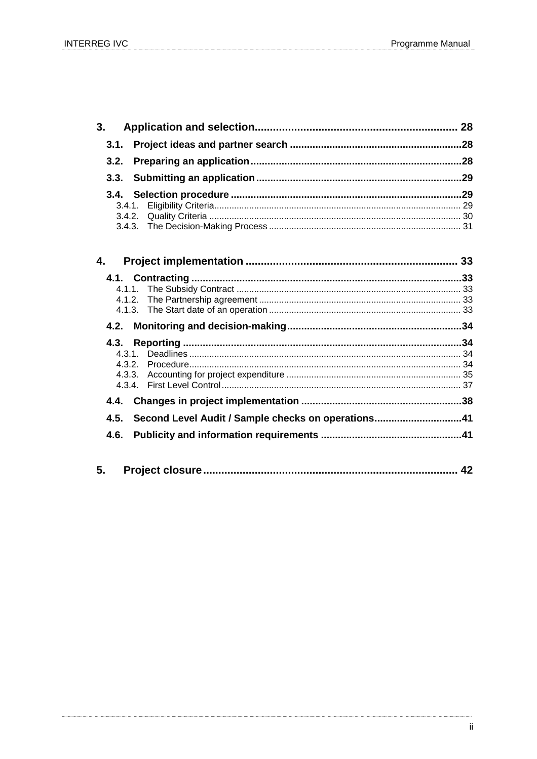3. Application and selection ........ 28

- 3.1. Project ideas and partner search ........ 28
- 3.2. Preparing an application ........ 28
- 3.3. Submitting an application ........ 29
- 3.4. Selection procedure ........ 29
  - 3.4.1. Eligibility Criteria ........ 29
  - 3.4.2. Quality Criteria ........ 30
  - 3.4.3. The Decision-Making Process ........ 31

4. Project implementation ........ 33

- 4.1. Contracting ........ 33
  - 4.1.1. The Subsidy Contract ........ 33
  - 4.1.2. The Partnership agreement ........ 33
  - 4.1.3. The Start date of an operation ........ 33
- 4.2. Monitoring and decision-making ........ 34
- 4.3. Reporting ........ 34
  - 4.3.1. Deadlines ........ 34
  - 4.3.2. Procedure ........ 34
  - 4.3.3. Accounting for project expenditure ........ 35
  - 4.3.4. First Level Control ........ 37
- 4.4. Changes in project implementation ........ 38
- 4.5. Second Level Audit / Sample checks on operations ........ 41
- 4.6. Publicity and information requirements ........ 41

5. Project closure ........ 42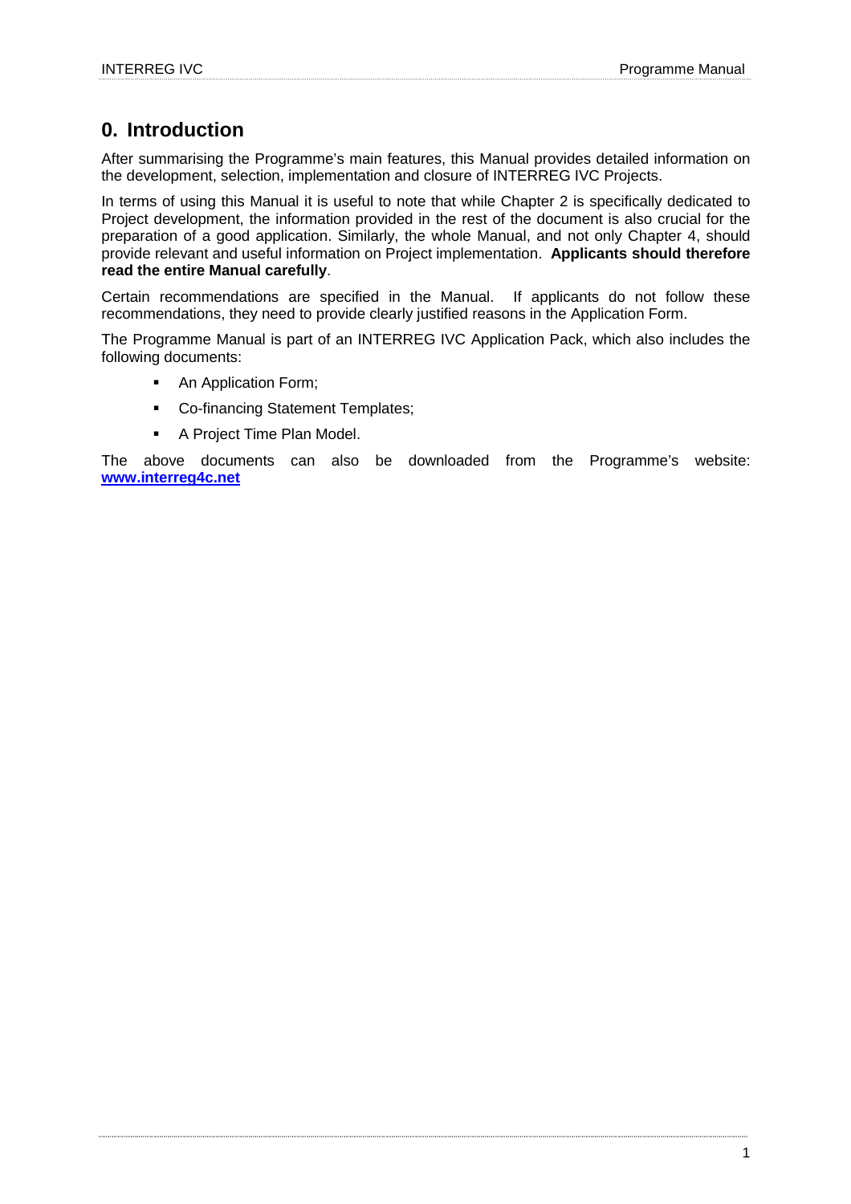# 0. Introduction

After summarising the Programme's main features, this Manual provides detailed information on the development, selection, implementation and closure of INTERREG IVC Projects.

In terms of using this Manual it is useful to note that while Chapter 2 is specifically dedicated to Project development, the information provided in the rest of the document is also crucial for the preparation of a good application. Similarly, the whole Manual, and not only Chapter 4, should provide relevant and useful information on Project implementation. **Applicants should therefore read the entire Manual carefully**.

Certain recommendations are specified in the Manual. If applicants do not follow these recommendations, they need to provide clearly justified reasons in the Application Form.

The Programme Manual is part of an INTERREG IVC Application Pack, which also includes the following documents:

- An Application Form;
- Co-financing Statement Templates;
- A Project Time Plan Model.

The above documents can also be downloaded from the Programme's website: **www.interreg4c.net**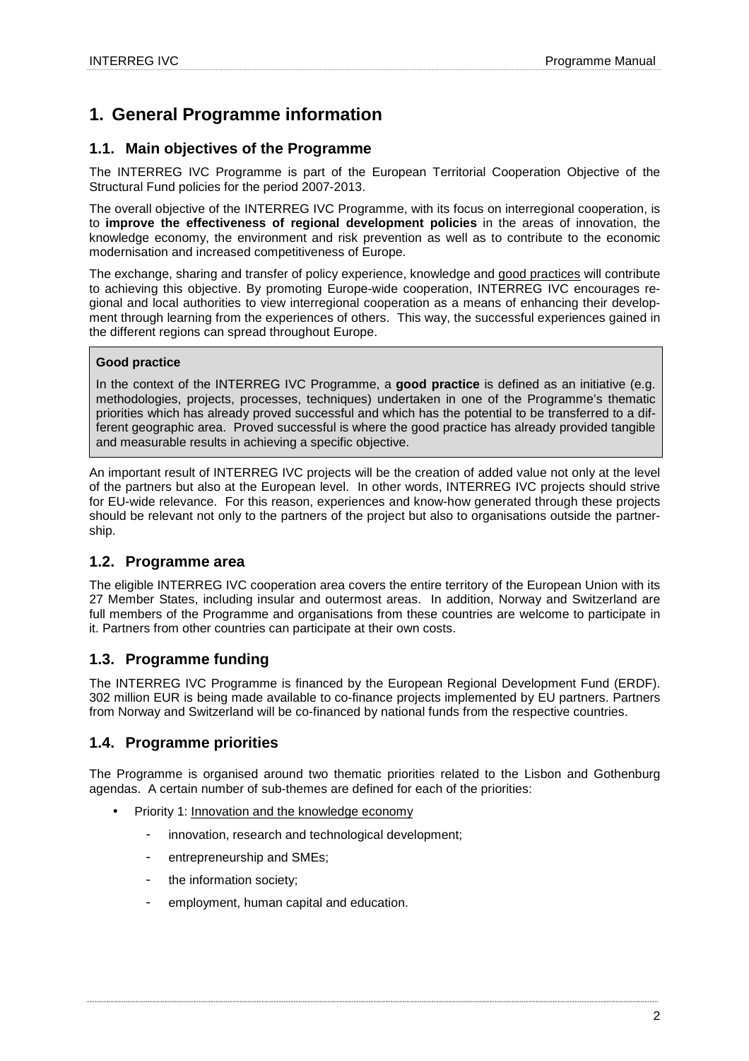# 1. General Programme information

## 1.1. Main objectives of the Programme

The INTERREG IVC Programme is part of the European Territorial Cooperation Objective of the Structural Fund policies for the period 2007-2013.

The overall objective of the INTERREG IVC Programme, with its focus on interregional cooperation, is to **improve the effectiveness of regional development policies** in the areas of innovation, the knowledge economy, the environment and risk prevention as well as to contribute to the economic modernisation and increased competitiveness of Europe.

The exchange, sharing and transfer of policy experience, knowledge and good practices will contribute to achieving this objective. By promoting Europe-wide cooperation, INTERREG IVC encourages regional and local authorities to view interregional cooperation as a means of enhancing their development through learning from the experiences of others. This way, the successful experiences gained in the different regions can spread throughout Europe.

> **Good practice**
>
> In the context of the INTERREG IVC Programme, a **good practice** is defined as an initiative (e.g. methodologies, projects, processes, techniques) undertaken in one of the Programme's thematic priorities which has already proved successful and which has the potential to be transferred to a different geographic area. Proved successful is where the good practice has already provided tangible and measurable results in achieving a specific objective.

An important result of INTERREG IVC projects will be the creation of added value not only at the level of the partners but also at the European level. In other words, INTERREG IVC projects should strive for EU-wide relevance. For this reason, experiences and know-how generated through these projects should be relevant not only to the partners of the project but also to organisations outside the partnership.

## 1.2. Programme area

The eligible INTERREG IVC cooperation area covers the entire territory of the European Union with its 27 Member States, including insular and outermost areas. In addition, Norway and Switzerland are full members of the Programme and organisations from these countries are welcome to participate in it. Partners from other countries can participate at their own costs.

## 1.3. Programme funding

The INTERREG IVC Programme is financed by the European Regional Development Fund (ERDF). 302 million EUR is being made available to co-finance projects implemented by EU partners. Partners from Norway and Switzerland will be co-financed by national funds from the respective countries.

## 1.4. Programme priorities

The Programme is organised around two thematic priorities related to the Lisbon and Gothenburg agendas. A certain number of sub-themes are defined for each of the priorities:

- Priority 1: Innovation and the knowledge economy
  - innovation, research and technological development;
  - entrepreneurship and SMEs;
  - the information society;
  - employment, human capital and education.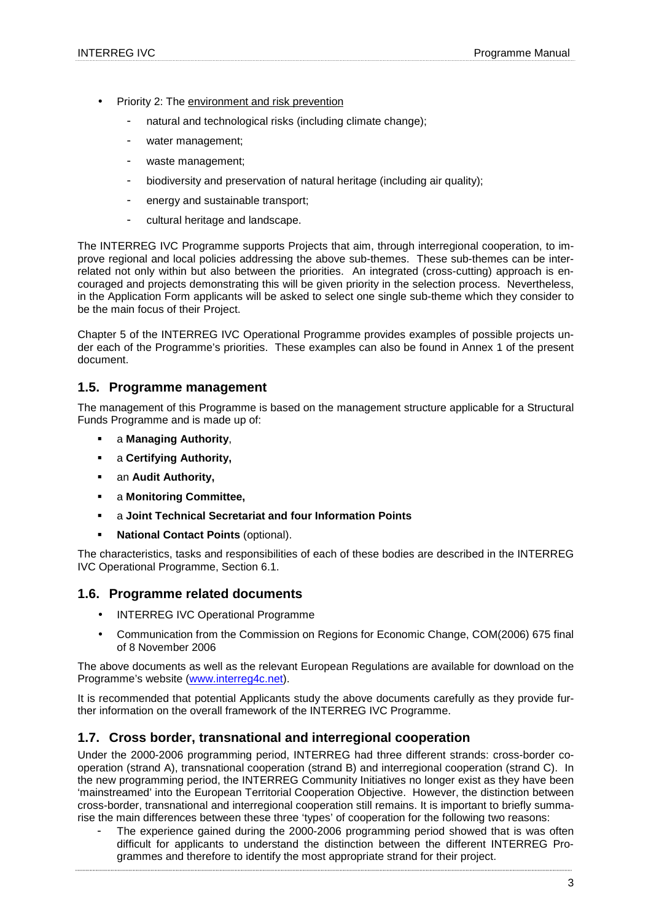- Priority 2: The environment and risk prevention
    - natural and technological risks (including climate change);
    - water management;
    - waste management;
    - biodiversity and preservation of natural heritage (including air quality);
    - energy and sustainable transport;
    - cultural heritage and landscape.

The INTERREG IVC Programme supports Projects that aim, through interregional cooperation, to improve regional and local policies addressing the above sub-themes. These sub-themes can be interrelated not only within but also between the priorities. An integrated (cross-cutting) approach is encouraged and projects demonstrating this will be given priority in the selection process. Nevertheless, in the Application Form applicants will be asked to select one single sub-theme which they consider to be the main focus of their Project.

Chapter 5 of the INTERREG IVC Operational Programme provides examples of possible projects under each of the Programme's priorities. These examples can also be found in Annex 1 of the present document.

## 1.5. Programme management

The management of this Programme is based on the management structure applicable for a Structural Funds Programme and is made up of:

- a **Managing Authority**,
- a **Certifying Authority,**
- an **Audit Authority,**
- a **Monitoring Committee,**
- a **Joint Technical Secretariat and four Information Points**
- **National Contact Points** (optional).

The characteristics, tasks and responsibilities of each of these bodies are described in the INTERREG IVC Operational Programme, Section 6.1.

## 1.6. Programme related documents

- INTERREG IVC Operational Programme
- Communication from the Commission on Regions for Economic Change, COM(2006) 675 final of 8 November 2006

The above documents as well as the relevant European Regulations are available for download on the Programme's website (www.interreg4c.net).

It is recommended that potential Applicants study the above documents carefully as they provide further information on the overall framework of the INTERREG IVC Programme.

## 1.7. Cross border, transnational and interregional cooperation

Under the 2000-2006 programming period, INTERREG had three different strands: cross-border cooperation (strand A), transnational cooperation (strand B) and interregional cooperation (strand C). In the new programming period, the INTERREG Community Initiatives no longer exist as they have been 'mainstreamed' into the European Territorial Cooperation Objective. However, the distinction between cross-border, transnational and interregional cooperation still remains. It is important to briefly summarise the main differences between these three 'types' of cooperation for the following two reasons:

- The experience gained during the 2000-2006 programming period showed that is was often difficult for applicants to understand the distinction between the different INTERREG Programmes and therefore to identify the most appropriate strand for their project.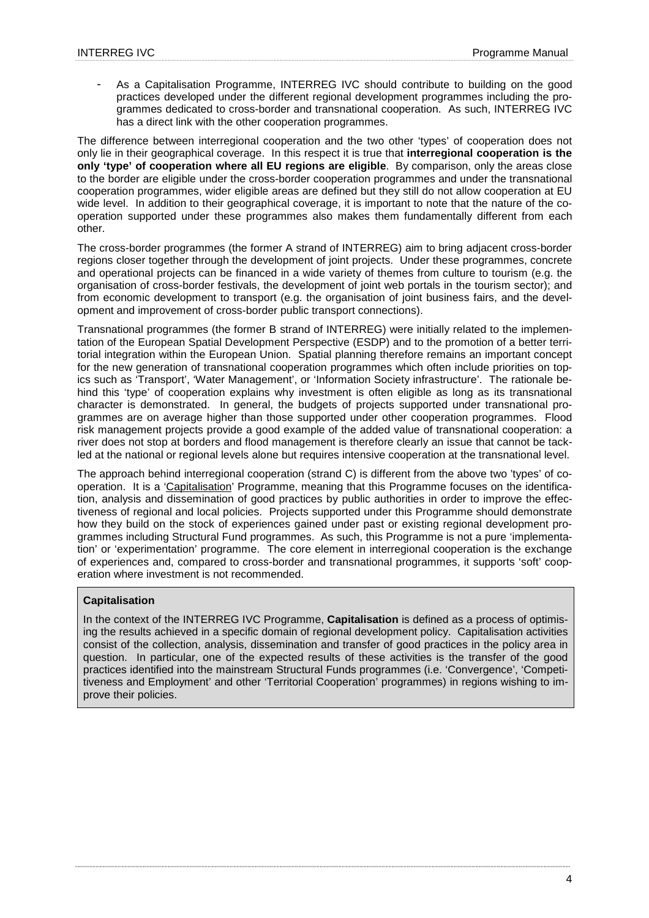- As a Capitalisation Programme, INTERREG IVC should contribute to building on the good practices developed under the different regional development programmes including the programmes dedicated to cross-border and transnational cooperation. As such, INTERREG IVC has a direct link with the other cooperation programmes.

The difference between interregional cooperation and the two other 'types' of cooperation does not only lie in their geographical coverage. In this respect it is true that **interregional cooperation is the only 'type' of cooperation where all EU regions are eligible**. By comparison, only the areas close to the border are eligible under the cross-border cooperation programmes and under the transnational cooperation programmes, wider eligible areas are defined but they still do not allow cooperation at EU wide level. In addition to their geographical coverage, it is important to note that the nature of the cooperation supported under these programmes also makes them fundamentally different from each other.

The cross-border programmes (the former A strand of INTERREG) aim to bring adjacent cross-border regions closer together through the development of joint projects. Under these programmes, concrete and operational projects can be financed in a wide variety of themes from culture to tourism (e.g. the organisation of cross-border festivals, the development of joint web portals in the tourism sector); and from economic development to transport (e.g. the organisation of joint business fairs, and the development and improvement of cross-border public transport connections).

Transnational programmes (the former B strand of INTERREG) were initially related to the implementation of the European Spatial Development Perspective (ESDP) and to the promotion of a better territorial integration within the European Union. Spatial planning therefore remains an important concept for the new generation of transnational cooperation programmes which often include priorities on topics such as 'Transport', 'Water Management', or 'Information Society infrastructure'. The rationale behind this 'type' of cooperation explains why investment is often eligible as long as its transnational character is demonstrated. In general, the budgets of projects supported under transnational programmes are on average higher than those supported under other cooperation programmes. Flood risk management projects provide a good example of the added value of transnational cooperation: a river does not stop at borders and flood management is therefore clearly an issue that cannot be tackled at the national or regional levels alone but requires intensive cooperation at the transnational level.

The approach behind interregional cooperation (strand C) is different from the above two 'types' of cooperation. It is a 'Capitalisation' Programme, meaning that this Programme focuses on the identification, analysis and dissemination of good practices by public authorities in order to improve the effectiveness of regional and local policies. Projects supported under this Programme should demonstrate how they build on the stock of experiences gained under past or existing regional development programmes including Structural Fund programmes. As such, this Programme is not a pure 'implementation' or 'experimentation' programme. The core element in interregional cooperation is the exchange of experiences and, compared to cross-border and transnational programmes, it supports 'soft' cooperation where investment is not recommended.

**Capitalisation**

In the context of the INTERREG IVC Programme, **Capitalisation** is defined as a process of optimising the results achieved in a specific domain of regional development policy. Capitalisation activities consist of the collection, analysis, dissemination and transfer of good practices in the policy area in question. In particular, one of the expected results of these activities is the transfer of the good practices identified into the mainstream Structural Funds programmes (i.e. 'Convergence', 'Competitiveness and Employment' and other 'Territorial Cooperation' programmes) in regions wishing to improve their policies.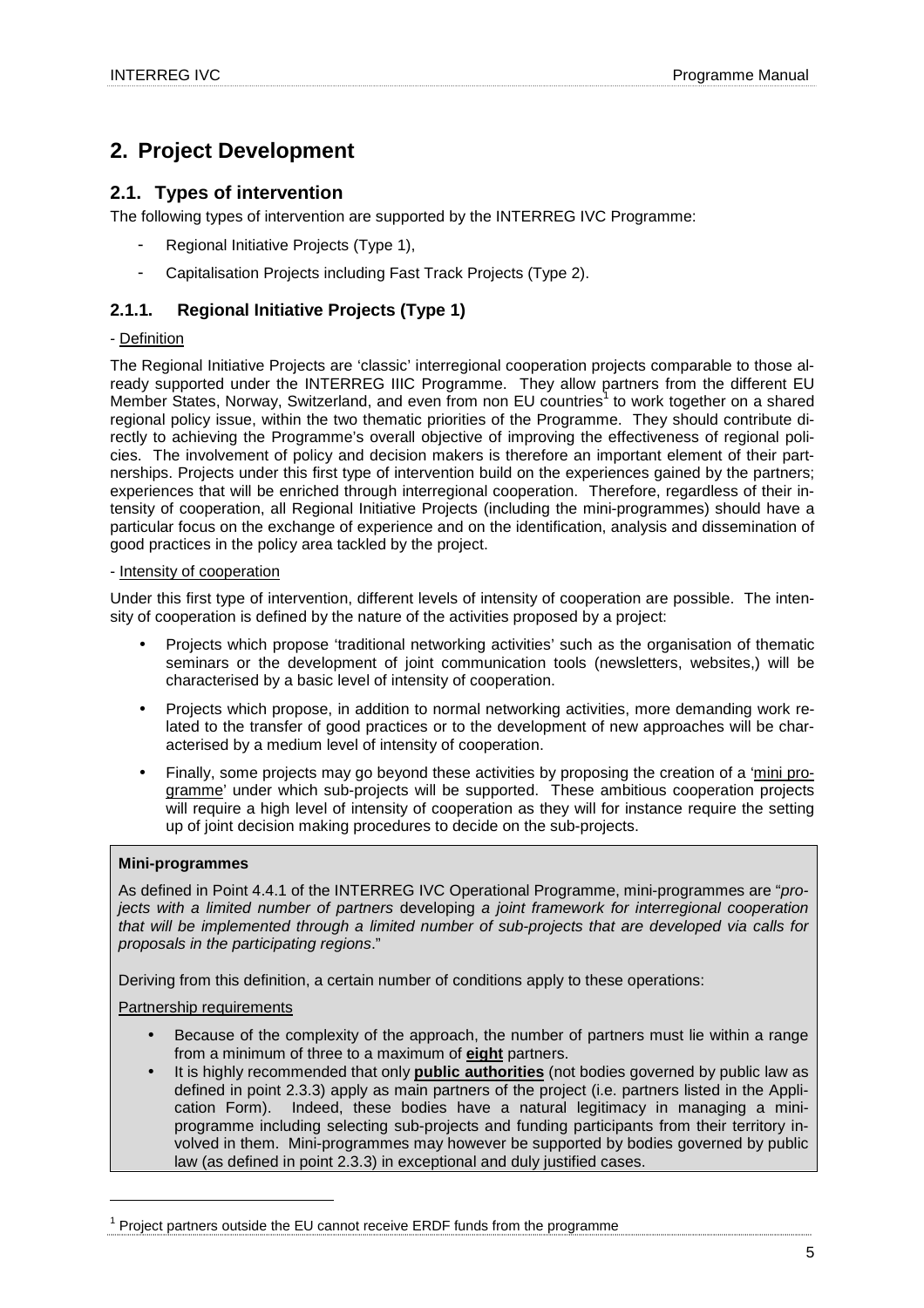# 2. Project Development

## 2.1. Types of intervention

The following types of intervention are supported by the INTERREG IVC Programme:

- Regional Initiative Projects (Type 1),
- Capitalisation Projects including Fast Track Projects (Type 2).

### 2.1.1. Regional Initiative Projects (Type 1)

- Definition

The Regional Initiative Projects are 'classic' interregional cooperation projects comparable to those already supported under the INTERREG IIIC Programme. They allow partners from the different EU Member States, Norway, Switzerland, and even from non EU countries[1] to work together on a shared regional policy issue, within the two thematic priorities of the Programme. They should contribute directly to achieving the Programme's overall objective of improving the effectiveness of regional policies. The involvement of policy and decision makers is therefore an important element of their partnerships. Projects under this first type of intervention build on the experiences gained by the partners; experiences that will be enriched through interregional cooperation. Therefore, regardless of their intensity of cooperation, all Regional Initiative Projects (including the mini-programmes) should have a particular focus on the exchange of experience and on the identification, analysis and dissemination of good practices in the policy area tackled by the project.

- Intensity of cooperation

Under this first type of intervention, different levels of intensity of cooperation are possible. The intensity of cooperation is defined by the nature of the activities proposed by a project:

- Projects which propose 'traditional networking activities' such as the organisation of thematic seminars or the development of joint communication tools (newsletters, websites,) will be characterised by a basic level of intensity of cooperation.
- Projects which propose, in addition to normal networking activities, more demanding work related to the transfer of good practices or to the development of new approaches will be characterised by a medium level of intensity of cooperation.
- Finally, some projects may go beyond these activities by proposing the creation of a 'mini programme' under which sub-projects will be supported. These ambitious cooperation projects will require a high level of intensity of cooperation as they will for instance require the setting up of joint decision making procedures to decide on the sub-projects.

**Mini-programmes**

As defined in Point 4.4.1 of the INTERREG IVC Operational Programme, mini-programmes are "*projects with a limited number of partners developing a joint framework for interregional cooperation that will be implemented through a limited number of sub-projects that are developed via calls for proposals in the participating regions*."

Deriving from this definition, a certain number of conditions apply to these operations:

Partnership requirements

- Because of the complexity of the approach, the number of partners must lie within a range from a minimum of three to a maximum of **eight** partners.
- It is highly recommended that only **public authorities** (not bodies governed by public law as defined in point 2.3.3) apply as main partners of the project (i.e. partners listed in the Application Form). Indeed, these bodies have a natural legitimacy in managing a mini-programme including selecting sub-projects and funding participants from their territory involved in them. Mini-programmes may however be supported by bodies governed by public law (as defined in point 2.3.3) in exceptional and duly justified cases.

[1] Project partners outside the EU cannot receive ERDF funds from the programme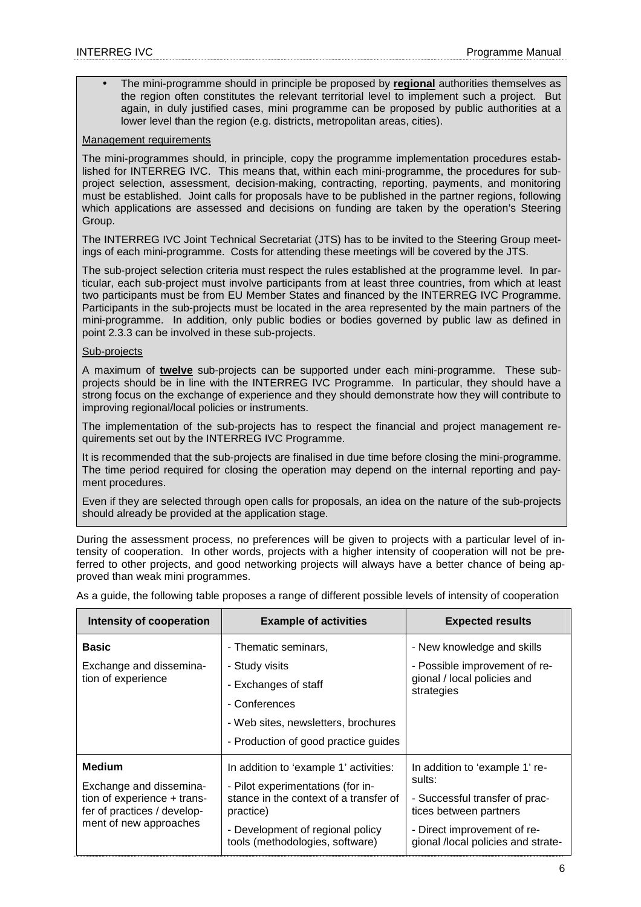- The mini-programme should in principle be proposed by **regional** authorities themselves as the region often constitutes the relevant territorial level to implement such a project. But again, in duly justified cases, mini programme can be proposed by public authorities at a lower level than the region (e.g. districts, metropolitan areas, cities).

Management requirements

The mini-programmes should, in principle, copy the programme implementation procedures established for INTERREG IVC. This means that, within each mini-programme, the procedures for sub-project selection, assessment, decision-making, contracting, reporting, payments, and monitoring must be established. Joint calls for proposals have to be published in the partner regions, following which applications are assessed and decisions on funding are taken by the operation's Steering Group.

The INTERREG IVC Joint Technical Secretariat (JTS) has to be invited to the Steering Group meetings of each mini-programme. Costs for attending these meetings will be covered by the JTS.

The sub-project selection criteria must respect the rules established at the programme level. In particular, each sub-project must involve participants from at least three countries, from which at least two participants must be from EU Member States and financed by the INTERREG IVC Programme. Participants in the sub-projects must be located in the area represented by the main partners of the mini-programme. In addition, only public bodies or bodies governed by public law as defined in point 2.3.3 can be involved in these sub-projects.

Sub-projects

A maximum of **twelve** sub-projects can be supported under each mini-programme. These sub-projects should be in line with the INTERREG IVC Programme. In particular, they should have a strong focus on the exchange of experience and they should demonstrate how they will contribute to improving regional/local policies or instruments.

The implementation of the sub-projects has to respect the financial and project management requirements set out by the INTERREG IVC Programme.

It is recommended that the sub-projects are finalised in due time before closing the mini-programme. The time period required for closing the operation may depend on the internal reporting and payment procedures.

Even if they are selected through open calls for proposals, an idea on the nature of the sub-projects should already be provided at the application stage.

During the assessment process, no preferences will be given to projects with a particular level of intensity of cooperation. In other words, projects with a higher intensity of cooperation will not be preferred to other projects, and good networking projects will always have a better chance of being approved than weak mini programmes.

As a guide, the following table proposes a range of different possible levels of intensity of cooperation

| Intensity of cooperation | Example of activities | Expected results |
|---|---|---|
| **Basic**<br>Exchange and dissemination of experience | - Thematic seminars,<br>- Study visits<br>- Exchanges of staff<br>- Conferences<br>- Web sites, newsletters, brochures<br>- Production of good practice guides | - New knowledge and skills<br>- Possible improvement of regional / local policies and strategies |
| **Medium**<br>Exchange and dissemination of experience + transfer of practices / development of new approaches | In addition to 'example 1' activities:<br>- Pilot experimentations (for instance in the context of a transfer of practice)<br>- Development of regional policy tools (methodologies, software) | In addition to 'example 1' results:<br>- Successful transfer of practices between partners<br>- Direct improvement of regional /local policies and strate- |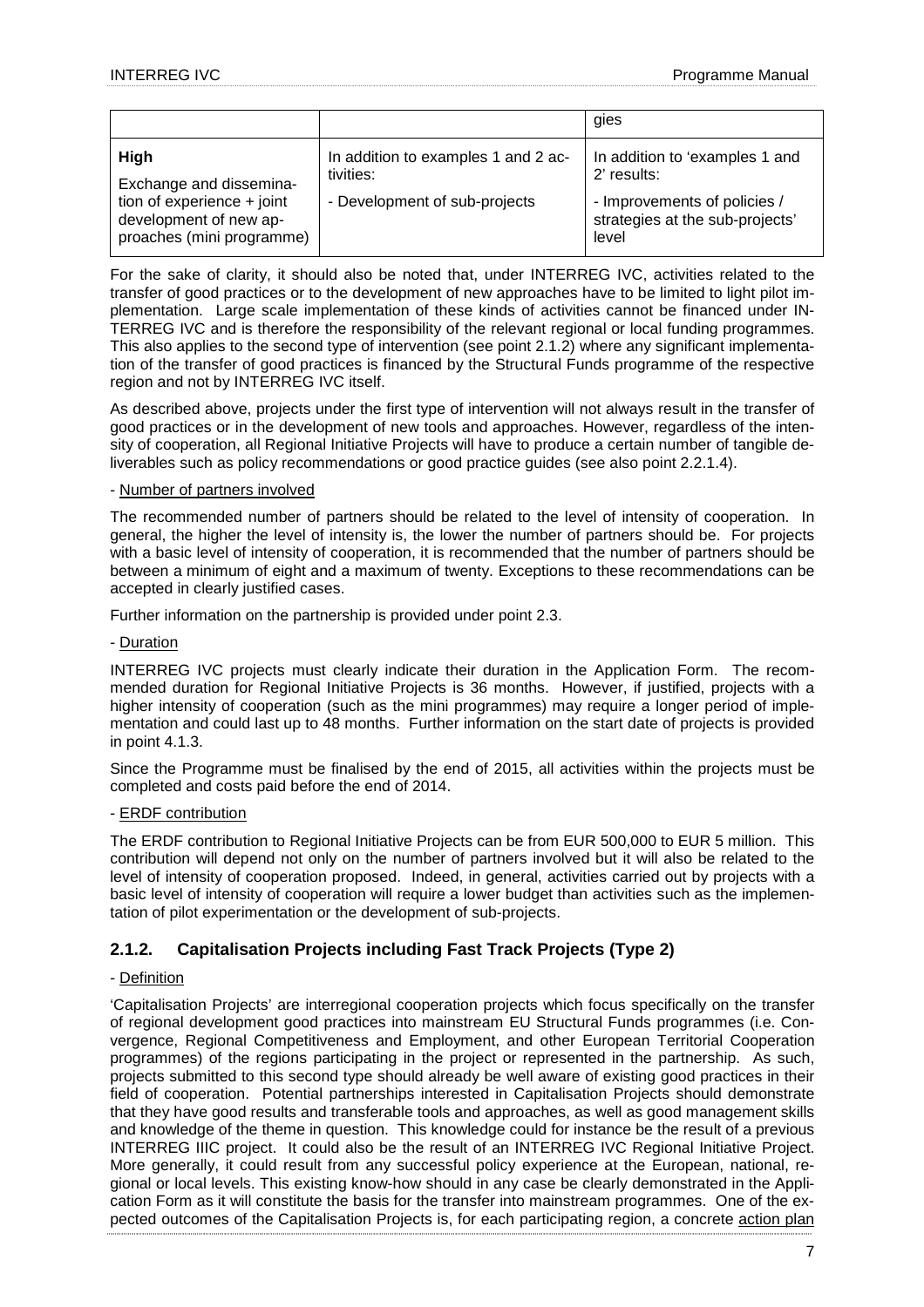| | | gies |
|---|---|---|
| **High**<br>Exchange and dissemination of experience + joint development of new approaches (mini programme) | In addition to examples 1 and 2 activities:<br>- Development of sub-projects | In addition to 'examples 1 and 2' results:<br>- Improvements of policies / strategies at the sub-projects' level |

For the sake of clarity, it should also be noted that, under INTERREG IVC, activities related to the transfer of good practices or to the development of new approaches have to be limited to light pilot implementation. Large scale implementation of these kinds of activities cannot be financed under INTERREG IVC and is therefore the responsibility of the relevant regional or local funding programmes. This also applies to the second type of intervention (see point 2.1.2) where any significant implementation of the transfer of good practices is financed by the Structural Funds programme of the respective region and not by INTERREG IVC itself.

As described above, projects under the first type of intervention will not always result in the transfer of good practices or in the development of new tools and approaches. However, regardless of the intensity of cooperation, all Regional Initiative Projects will have to produce a certain number of tangible deliverables such as policy recommendations or good practice guides (see also point 2.2.1.4).

- Number of partners involved

The recommended number of partners should be related to the level of intensity of cooperation. In general, the higher the level of intensity is, the lower the number of partners should be. For projects with a basic level of intensity of cooperation, it is recommended that the number of partners should be between a minimum of eight and a maximum of twenty. Exceptions to these recommendations can be accepted in clearly justified cases.

Further information on the partnership is provided under point 2.3.

- Duration

INTERREG IVC projects must clearly indicate their duration in the Application Form. The recommended duration for Regional Initiative Projects is 36 months. However, if justified, projects with a higher intensity of cooperation (such as the mini programmes) may require a longer period of implementation and could last up to 48 months. Further information on the start date of projects is provided in point 4.1.3.

Since the Programme must be finalised by the end of 2015, all activities within the projects must be completed and costs paid before the end of 2014.

- ERDF contribution

The ERDF contribution to Regional Initiative Projects can be from EUR 500,000 to EUR 5 million. This contribution will depend not only on the number of partners involved but it will also be related to the level of intensity of cooperation proposed. Indeed, in general, activities carried out by projects with a basic level of intensity of cooperation will require a lower budget than activities such as the implementation of pilot experimentation or the development of sub-projects.

### 2.1.2. Capitalisation Projects including Fast Track Projects (Type 2)

- Definition

'Capitalisation Projects' are interregional cooperation projects which focus specifically on the transfer of regional development good practices into mainstream EU Structural Funds programmes (i.e. Convergence, Regional Competitiveness and Employment, and other European Territorial Cooperation programmes) of the regions participating in the project or represented in the partnership. As such, projects submitted to this second type should already be well aware of existing good practices in their field of cooperation. Potential partnerships interested in Capitalisation Projects should demonstrate that they have good results and transferable tools and approaches, as well as good management skills and knowledge of the theme in question. This knowledge could for instance be the result of a previous INTERREG IIIC project. It could also be the result of an INTERREG IVC Regional Initiative Project. More generally, it could result from any successful policy experience at the European, national, regional or local levels. This existing know-how should in any case be clearly demonstrated in the Application Form as it will constitute the basis for the transfer into mainstream programmes. One of the expected outcomes of the Capitalisation Projects is, for each participating region, a concrete action plan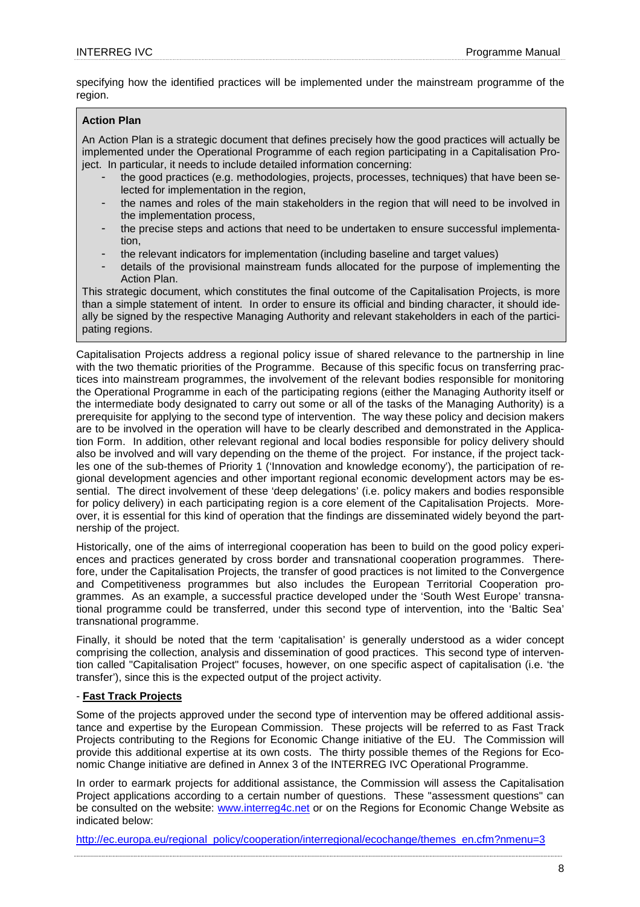specifying how the identified practices will be implemented under the mainstream programme of the region.

> **Action Plan**
>
> An Action Plan is a strategic document that defines precisely how the good practices will actually be implemented under the Operational Programme of each region participating in a Capitalisation Project. In particular, it needs to include detailed information concerning:
>
> - the good practices (e.g. methodologies, projects, processes, techniques) that have been selected for implementation in the region,
> - the names and roles of the main stakeholders in the region that will need to be involved in the implementation process,
> - the precise steps and actions that need to be undertaken to ensure successful implementation,
> - the relevant indicators for implementation (including baseline and target values)
> - details of the provisional mainstream funds allocated for the purpose of implementing the Action Plan.
>
> This strategic document, which constitutes the final outcome of the Capitalisation Projects, is more than a simple statement of intent. In order to ensure its official and binding character, it should ideally be signed by the respective Managing Authority and relevant stakeholders in each of the participating regions.

Capitalisation Projects address a regional policy issue of shared relevance to the partnership in line with the two thematic priorities of the Programme. Because of this specific focus on transferring practices into mainstream programmes, the involvement of the relevant bodies responsible for monitoring the Operational Programme in each of the participating regions (either the Managing Authority itself or the intermediate body designated to carry out some or all of the tasks of the Managing Authority) is a prerequisite for applying to the second type of intervention. The way these policy and decision makers are to be involved in the operation will have to be clearly described and demonstrated in the Application Form. In addition, other relevant regional and local bodies responsible for policy delivery should also be involved and will vary depending on the theme of the project. For instance, if the project tackles one of the sub-themes of Priority 1 ('Innovation and knowledge economy'), the participation of regional development agencies and other important regional economic development actors may be essential. The direct involvement of these 'deep delegations' (i.e. policy makers and bodies responsible for policy delivery) in each participating region is a core element of the Capitalisation Projects. Moreover, it is essential for this kind of operation that the findings are disseminated widely beyond the partnership of the project.

Historically, one of the aims of interregional cooperation has been to build on the good policy experiences and practices generated by cross border and transnational cooperation programmes. Therefore, under the Capitalisation Projects, the transfer of good practices is not limited to the Convergence and Competitiveness programmes but also includes the European Territorial Cooperation programmes. As an example, a successful practice developed under the 'South West Europe' transnational programme could be transferred, under this second type of intervention, into the 'Baltic Sea' transnational programme.

Finally, it should be noted that the term 'capitalisation' is generally understood as a wider concept comprising the collection, analysis and dissemination of good practices. This second type of intervention called "Capitalisation Project" focuses, however, on one specific aspect of capitalisation (i.e. 'the transfer'), since this is the expected output of the project activity.

- **Fast Track Projects**

Some of the projects approved under the second type of intervention may be offered additional assistance and expertise by the European Commission. These projects will be referred to as Fast Track Projects contributing to the Regions for Economic Change initiative of the EU. The Commission will provide this additional expertise at its own costs. The thirty possible themes of the Regions for Economic Change initiative are defined in Annex 3 of the INTERREG IVC Operational Programme.

In order to earmark projects for additional assistance, the Commission will assess the Capitalisation Project applications according to a certain number of questions. These "assessment questions" can be consulted on the website: www.interreg4c.net or on the Regions for Economic Change Website as indicated below:

http://ec.europa.eu/regional_policy/cooperation/interregional/ecochange/themes_en.cfm?nmenu=3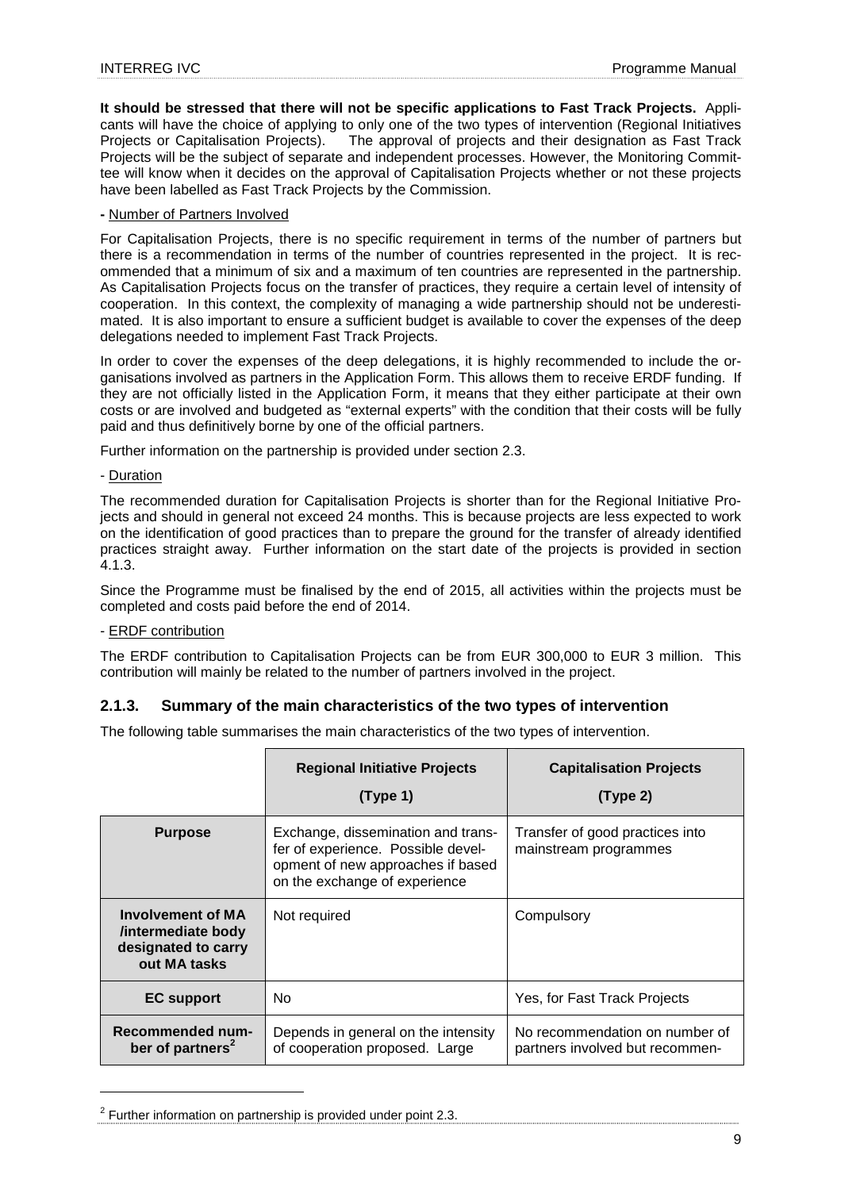**It should be stressed that there will not be specific applications to Fast Track Projects.** Applicants will have the choice of applying to only one of the two types of intervention (Regional Initiatives Projects or Capitalisation Projects). The approval of projects and their designation as Fast Track Projects will be the subject of separate and independent processes. However, the Monitoring Committee will know when it decides on the approval of Capitalisation Projects whether or not these projects have been labelled as Fast Track Projects by the Commission.

**-** Number of Partners Involved

For Capitalisation Projects, there is no specific requirement in terms of the number of partners but there is a recommendation in terms of the number of countries represented in the project. It is recommended that a minimum of six and a maximum of ten countries are represented in the partnership. As Capitalisation Projects focus on the transfer of practices, they require a certain level of intensity of cooperation. In this context, the complexity of managing a wide partnership should not be underestimated. It is also important to ensure a sufficient budget is available to cover the expenses of the deep delegations needed to implement Fast Track Projects.

In order to cover the expenses of the deep delegations, it is highly recommended to include the organisations involved as partners in the Application Form. This allows them to receive ERDF funding. If they are not officially listed in the Application Form, it means that they either participate at their own costs or are involved and budgeted as "external experts" with the condition that their costs will be fully paid and thus definitively borne by one of the official partners.

Further information on the partnership is provided under section 2.3.

- Duration

The recommended duration for Capitalisation Projects is shorter than for the Regional Initiative Projects and should in general not exceed 24 months. This is because projects are less expected to work on the identification of good practices than to prepare the ground for the transfer of already identified practices straight away. Further information on the start date of the projects is provided in section 4.1.3.

Since the Programme must be finalised by the end of 2015, all activities within the projects must be completed and costs paid before the end of 2014.

- ERDF contribution

The ERDF contribution to Capitalisation Projects can be from EUR 300,000 to EUR 3 million. This contribution will mainly be related to the number of partners involved in the project.

### 2.1.3. Summary of the main characteristics of the two types of intervention

The following table summarises the main characteristics of the two types of intervention.

| | **Regional Initiative Projects (Type 1)** | **Capitalisation Projects (Type 2)** |
|---|---|---|
| **Purpose** | Exchange, dissemination and transfer of experience. Possible development of new approaches if based on the exchange of experience | Transfer of good practices into mainstream programmes |
| **Involvement of MA /intermediate body designated to carry out MA tasks** | Not required | Compulsory |
| **EC support** | No | Yes, for Fast Track Projects |
| **Recommended number of partners**[2] | Depends in general on the intensity of cooperation proposed. Large | No recommendation on number of partners involved but recommen- |

[2] Further information on partnership is provided under point 2.3.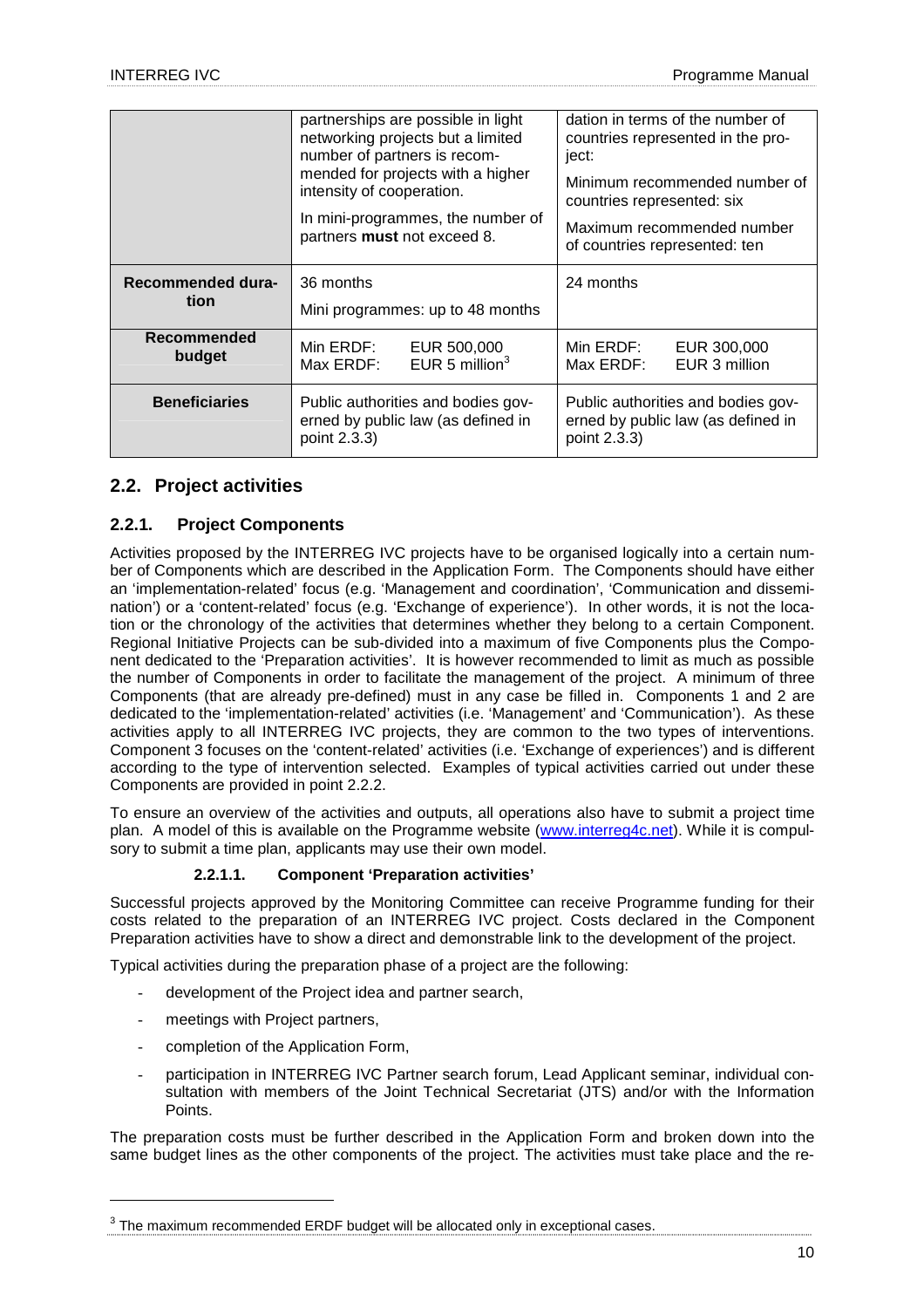| | | |
|---|---|---|
| | partnerships are possible in light networking projects but a limited number of partners is recommended for projects with a higher intensity of cooperation.<br><br>In mini-programmes, the number of partners **must** not exceed 8. | dation in terms of the number of countries represented in the project:<br><br>Minimum recommended number of countries represented: six<br><br>Maximum recommended number of countries represented: ten |
| **Recommended duration** | 36 months<br><br>Mini programmes: up to 48 months | 24 months |
| **Recommended budget** | Min ERDF: EUR 500,000<br>Max ERDF: EUR 5 million[3] | Min ERDF: EUR 300,000<br>Max ERDF: EUR 3 million |
| **Beneficiaries** | Public authorities and bodies governed by public law (as defined in point 2.3.3) | Public authorities and bodies governed by public law (as defined in point 2.3.3) |

## 2.2. Project activities

### 2.2.1. Project Components

Activities proposed by the INTERREG IVC projects have to be organised logically into a certain number of Components which are described in the Application Form. The Components should have either an 'implementation-related' focus (e.g. 'Management and coordination', 'Communication and dissemination') or a 'content-related' focus (e.g. 'Exchange of experience'). In other words, it is not the location or the chronology of the activities that determines whether they belong to a certain Component. Regional Initiative Projects can be sub-divided into a maximum of five Components plus the Component dedicated to the 'Preparation activities'. It is however recommended to limit as much as possible the number of Components in order to facilitate the management of the project. A minimum of three Components (that are already pre-defined) must in any case be filled in. Components 1 and 2 are dedicated to the 'implementation-related' activities (i.e. 'Management' and 'Communication'). As these activities apply to all INTERREG IVC projects, they are common to the two types of interventions. Component 3 focuses on the 'content-related' activities (i.e. 'Exchange of experiences') and is different according to the type of intervention selected. Examples of typical activities carried out under these Components are provided in point 2.2.2.

To ensure an overview of the activities and outputs, all operations also have to submit a project time plan. A model of this is available on the Programme website (www.interreg4c.net). While it is compulsory to submit a time plan, applicants may use their own model.

#### 2.2.1.1. Component 'Preparation activities'

Successful projects approved by the Monitoring Committee can receive Programme funding for their costs related to the preparation of an INTERREG IVC project. Costs declared in the Component Preparation activities have to show a direct and demonstrable link to the development of the project.

Typical activities during the preparation phase of a project are the following:

- development of the Project idea and partner search,
- meetings with Project partners,
- completion of the Application Form,
- participation in INTERREG IVC Partner search forum, Lead Applicant seminar, individual consultation with members of the Joint Technical Secretariat (JTS) and/or with the Information Points.

The preparation costs must be further described in the Application Form and broken down into the same budget lines as the other components of the project. The activities must take place and the re-

[3] The maximum recommended ERDF budget will be allocated only in exceptional cases.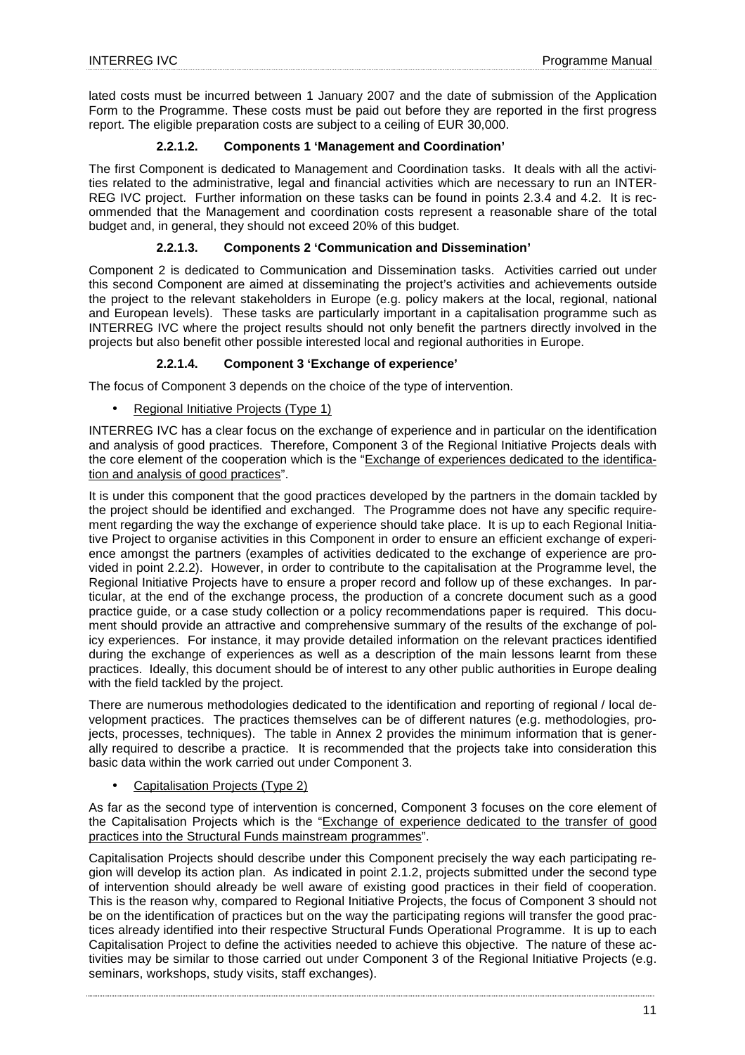lated costs must be incurred between 1 January 2007 and the date of submission of the Application Form to the Programme. These costs must be paid out before they are reported in the first progress report. The eligible preparation costs are subject to a ceiling of EUR 30,000.

#### 2.2.1.2. Components 1 'Management and Coordination'

The first Component is dedicated to Management and Coordination tasks. It deals with all the activities related to the administrative, legal and financial activities which are necessary to run an INTERREG IVC project. Further information on these tasks can be found in points 2.3.4 and 4.2. It is recommended that the Management and coordination costs represent a reasonable share of the total budget and, in general, they should not exceed 20% of this budget.

#### 2.2.1.3. Components 2 'Communication and Dissemination'

Component 2 is dedicated to Communication and Dissemination tasks. Activities carried out under this second Component are aimed at disseminating the project's activities and achievements outside the project to the relevant stakeholders in Europe (e.g. policy makers at the local, regional, national and European levels). These tasks are particularly important in a capitalisation programme such as INTERREG IVC where the project results should not only benefit the partners directly involved in the projects but also benefit other possible interested local and regional authorities in Europe.

#### 2.2.1.4. Component 3 'Exchange of experience'

The focus of Component 3 depends on the choice of the type of intervention.

- Regional Initiative Projects (Type 1)

INTERREG IVC has a clear focus on the exchange of experience and in particular on the identification and analysis of good practices. Therefore, Component 3 of the Regional Initiative Projects deals with the core element of the cooperation which is the "Exchange of experiences dedicated to the identification and analysis of good practices".

It is under this component that the good practices developed by the partners in the domain tackled by the project should be identified and exchanged. The Programme does not have any specific requirement regarding the way the exchange of experience should take place. It is up to each Regional Initiative Project to organise activities in this Component in order to ensure an efficient exchange of experience amongst the partners (examples of activities dedicated to the exchange of experience are provided in point 2.2.2). However, in order to contribute to the capitalisation at the Programme level, the Regional Initiative Projects have to ensure a proper record and follow up of these exchanges. In particular, at the end of the exchange process, the production of a concrete document such as a good practice guide, or a case study collection or a policy recommendations paper is required. This document should provide an attractive and comprehensive summary of the results of the exchange of policy experiences. For instance, it may provide detailed information on the relevant practices identified during the exchange of experiences as well as a description of the main lessons learnt from these practices. Ideally, this document should be of interest to any other public authorities in Europe dealing with the field tackled by the project.

There are numerous methodologies dedicated to the identification and reporting of regional / local development practices. The practices themselves can be of different natures (e.g. methodologies, projects, processes, techniques). The table in Annex 2 provides the minimum information that is generally required to describe a practice. It is recommended that the projects take into consideration this basic data within the work carried out under Component 3.

- Capitalisation Projects (Type 2)

As far as the second type of intervention is concerned, Component 3 focuses on the core element of the Capitalisation Projects which is the "Exchange of experience dedicated to the transfer of good practices into the Structural Funds mainstream programmes".

Capitalisation Projects should describe under this Component precisely the way each participating region will develop its action plan. As indicated in point 2.1.2, projects submitted under the second type of intervention should already be well aware of existing good practices in their field of cooperation. This is the reason why, compared to Regional Initiative Projects, the focus of Component 3 should not be on the identification of practices but on the way the participating regions will transfer the good practices already identified into their respective Structural Funds Operational Programme. It is up to each Capitalisation Project to define the activities needed to achieve this objective. The nature of these activities may be similar to those carried out under Component 3 of the Regional Initiative Projects (e.g. seminars, workshops, study visits, staff exchanges).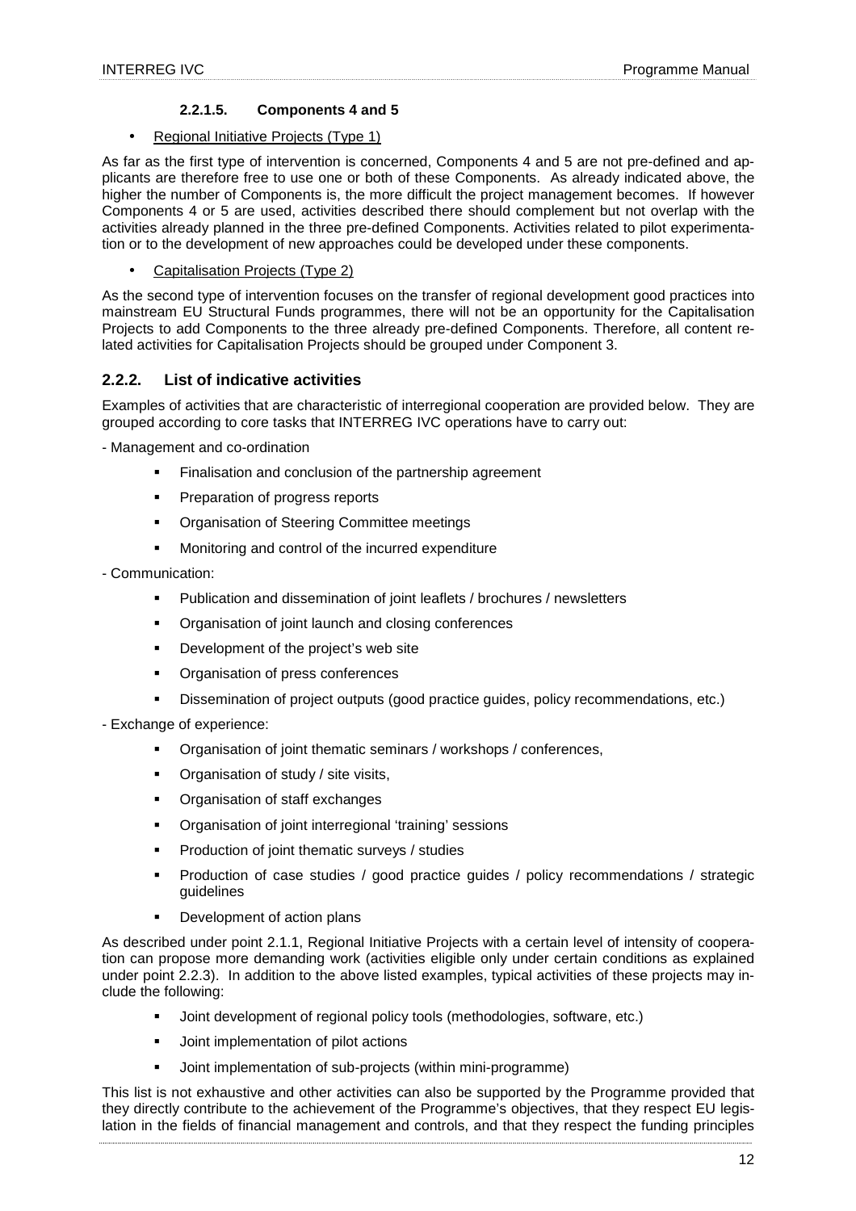#### 2.2.1.5. Components 4 and 5

- Regional Initiative Projects (Type 1)

As far as the first type of intervention is concerned, Components 4 and 5 are not pre-defined and applicants are therefore free to use one or both of these Components. As already indicated above, the higher the number of Components is, the more difficult the project management becomes. If however Components 4 or 5 are used, activities described there should complement but not overlap with the activities already planned in the three pre-defined Components. Activities related to pilot experimentation or to the development of new approaches could be developed under these components.

- Capitalisation Projects (Type 2)

As the second type of intervention focuses on the transfer of regional development good practices into mainstream EU Structural Funds programmes, there will not be an opportunity for the Capitalisation Projects to add Components to the three already pre-defined Components. Therefore, all content related activities for Capitalisation Projects should be grouped under Component 3.

### 2.2.2. List of indicative activities

Examples of activities that are characteristic of interregional cooperation are provided below. They are grouped according to core tasks that INTERREG IVC operations have to carry out:

- Management and co-ordination

  - Finalisation and conclusion of the partnership agreement
  - Preparation of progress reports
  - Organisation of Steering Committee meetings
  - Monitoring and control of the incurred expenditure

- Communication:

  - Publication and dissemination of joint leaflets / brochures / newsletters
  - Organisation of joint launch and closing conferences
  - Development of the project's web site
  - Organisation of press conferences
  - Dissemination of project outputs (good practice guides, policy recommendations, etc.)

- Exchange of experience:

  - Organisation of joint thematic seminars / workshops / conferences,
  - Organisation of study / site visits,
  - Organisation of staff exchanges
  - Organisation of joint interregional 'training' sessions
  - Production of joint thematic surveys / studies
  - Production of case studies / good practice guides / policy recommendations / strategic guidelines
  - Development of action plans

As described under point 2.1.1, Regional Initiative Projects with a certain level of intensity of cooperation can propose more demanding work (activities eligible only under certain conditions as explained under point 2.2.3). In addition to the above listed examples, typical activities of these projects may include the following:

- Joint development of regional policy tools (methodologies, software, etc.)
- Joint implementation of pilot actions
- Joint implementation of sub-projects (within mini-programme)

This list is not exhaustive and other activities can also be supported by the Programme provided that they directly contribute to the achievement of the Programme's objectives, that they respect EU legislation in the fields of financial management and controls, and that they respect the funding principles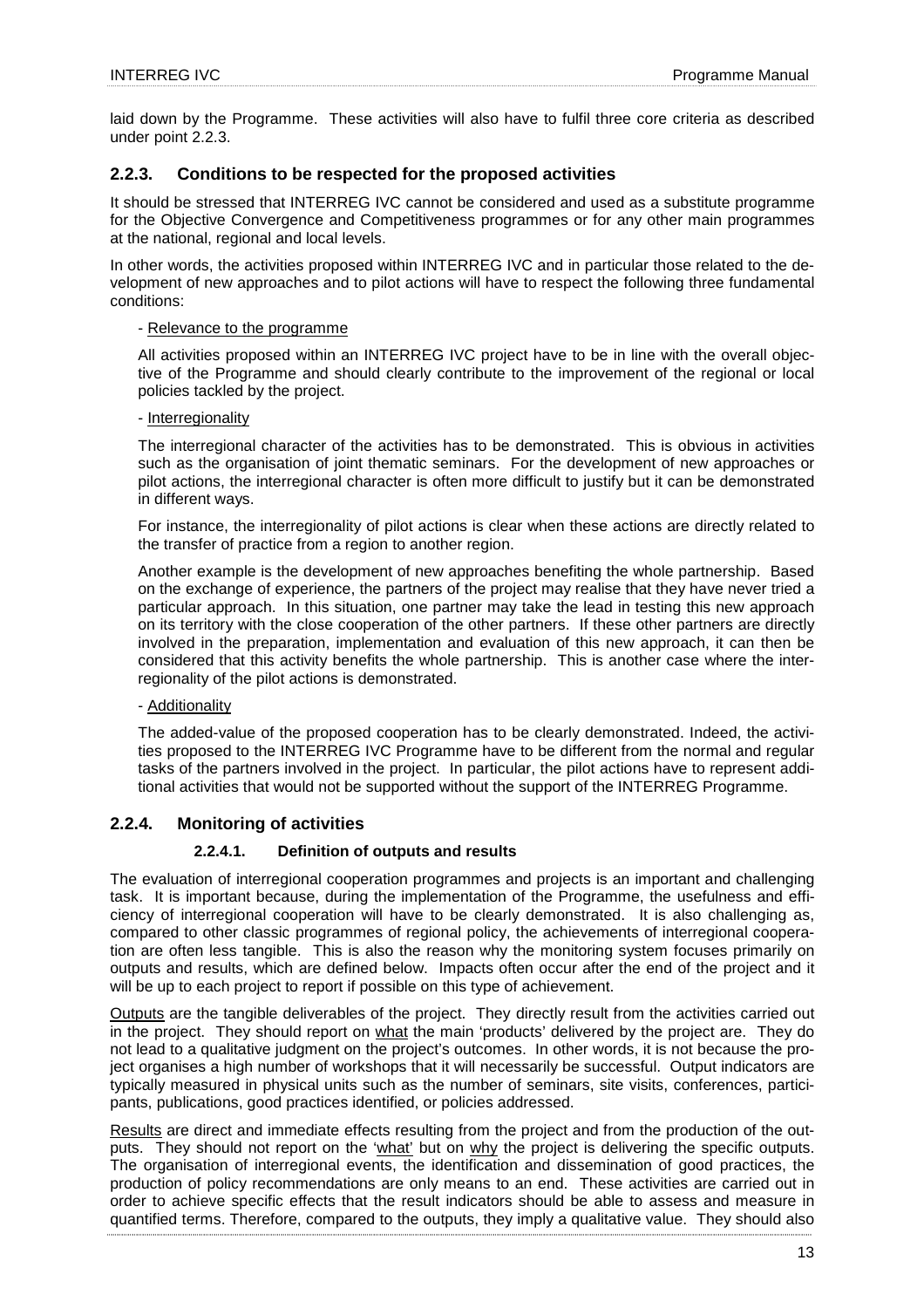laid down by the Programme. These activities will also have to fulfil three core criteria as described under point 2.2.3.

### 2.2.3. Conditions to be respected for the proposed activities

It should be stressed that INTERREG IVC cannot be considered and used as a substitute programme for the Objective Convergence and Competitiveness programmes or for any other main programmes at the national, regional and local levels.

In other words, the activities proposed within INTERREG IVC and in particular those related to the development of new approaches and to pilot actions will have to respect the following three fundamental conditions:

- Relevance to the programme

All activities proposed within an INTERREG IVC project have to be in line with the overall objective of the Programme and should clearly contribute to the improvement of the regional or local policies tackled by the project.

- Interregionality

The interregional character of the activities has to be demonstrated. This is obvious in activities such as the organisation of joint thematic seminars. For the development of new approaches or pilot actions, the interregional character is often more difficult to justify but it can be demonstrated in different ways.

For instance, the interregionality of pilot actions is clear when these actions are directly related to the transfer of practice from a region to another region.

Another example is the development of new approaches benefiting the whole partnership. Based on the exchange of experience, the partners of the project may realise that they have never tried a particular approach. In this situation, one partner may take the lead in testing this new approach on its territory with the close cooperation of the other partners. If these other partners are directly involved in the preparation, implementation and evaluation of this new approach, it can then be considered that this activity benefits the whole partnership. This is another case where the interregionality of the pilot actions is demonstrated.

- Additionality

The added-value of the proposed cooperation has to be clearly demonstrated. Indeed, the activities proposed to the INTERREG IVC Programme have to be different from the normal and regular tasks of the partners involved in the project. In particular, the pilot actions have to represent additional activities that would not be supported without the support of the INTERREG Programme.

### 2.2.4. Monitoring of activities

#### 2.2.4.1. Definition of outputs and results

The evaluation of interregional cooperation programmes and projects is an important and challenging task. It is important because, during the implementation of the Programme, the usefulness and efficiency of interregional cooperation will have to be clearly demonstrated. It is also challenging as, compared to other classic programmes of regional policy, the achievements of interregional cooperation are often less tangible. This is also the reason why the monitoring system focuses primarily on outputs and results, which are defined below. Impacts often occur after the end of the project and it will be up to each project to report if possible on this type of achievement.

Outputs are the tangible deliverables of the project. They directly result from the activities carried out in the project. They should report on what the main 'products' delivered by the project are. They do not lead to a qualitative judgment on the project's outcomes. In other words, it is not because the project organises a high number of workshops that it will necessarily be successful. Output indicators are typically measured in physical units such as the number of seminars, site visits, conferences, participants, publications, good practices identified, or policies addressed.

Results are direct and immediate effects resulting from the project and from the production of the outputs. They should not report on the 'what' but on why the project is delivering the specific outputs. The organisation of interregional events, the identification and dissemination of good practices, the production of policy recommendations are only means to an end. These activities are carried out in order to achieve specific effects that the result indicators should be able to assess and measure in quantified terms. Therefore, compared to the outputs, they imply a qualitative value. They should also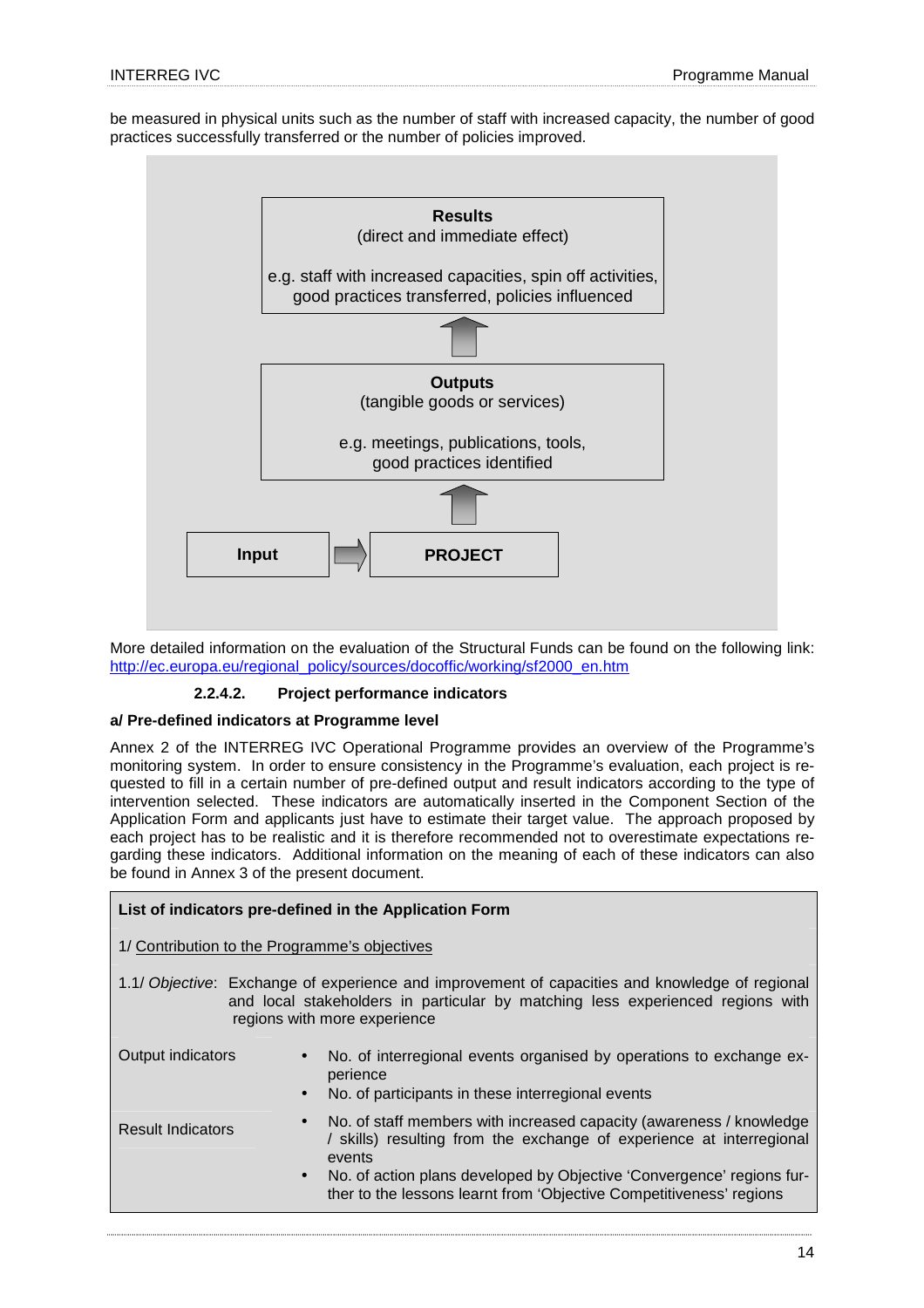be measured in physical units such as the number of staff with increased capacity, the number of good practices successfully transferred or the number of policies improved.

**Results**
(direct and immediate effect)

e.g. staff with increased capacities, spin off activities, good practices transferred, policies influenced

↑

**Outputs**
(tangible goods or services)

e.g. meetings, publications, tools, good practices identified

↑

**Input** → **PROJECT**

More detailed information on the evaluation of the Structural Funds can be found on the following link: http://ec.europa.eu/regional_policy/sources/docoffic/working/sf2000_en.htm

#### 2.2.4.2. Project performance indicators

**a/ Pre-defined indicators at Programme level**

Annex 2 of the INTERREG IVC Operational Programme provides an overview of the Programme's monitoring system. In order to ensure consistency in the Programme's evaluation, each project is requested to fill in a certain number of pre-defined output and result indicators according to the type of intervention selected. These indicators are automatically inserted in the Component Section of the Application Form and applicants just have to estimate their target value. The approach proposed by each project has to be realistic and it is therefore recommended not to overestimate expectations regarding these indicators. Additional information on the meaning of each of these indicators can also be found in Annex 3 of the present document.

| **List of indicators pre-defined in the Application Form** | |
|---|---|
| 1/ Contribution to the Programme's objectives | |
| 1.1/ *Objective*: Exchange of experience and improvement of capacities and knowledge of regional and local stakeholders in particular by matching less experienced regions with regions with more experience | |
| Output indicators | • No. of interregional events organised by operations to exchange experience<br>• No. of participants in these interregional events |
| Result Indicators | • No. of staff members with increased capacity (awareness / knowledge / skills) resulting from the exchange of experience at interregional events<br>• No. of action plans developed by Objective 'Convergence' regions further to the lessons learnt from 'Objective Competitiveness' regions |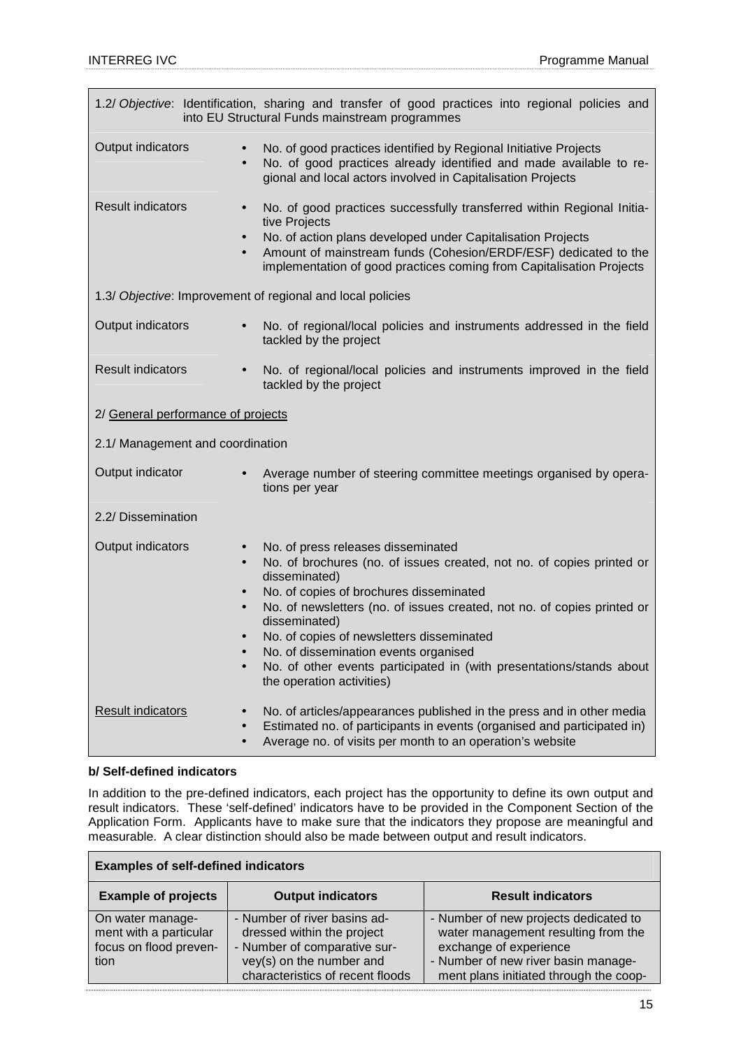| | |
|---|---|
| 1.2/ *Objective*: Identification, sharing and transfer of good practices into regional policies and into EU Structural Funds mainstream programmes | |
| Output indicators | • No. of good practices identified by Regional Initiative Projects<br>• No. of good practices already identified and made available to regional and local actors involved in Capitalisation Projects |
| Result indicators | • No. of good practices successfully transferred within Regional Initiative Projects<br>• No. of action plans developed under Capitalisation Projects<br>• Amount of mainstream funds (Cohesion/ERDF/ESF) dedicated to the implementation of good practices coming from Capitalisation Projects |
| 1.3/ *Objective*: Improvement of regional and local policies | |
| Output indicators | • No. of regional/local policies and instruments addressed in the field tackled by the project |
| Result indicators | • No. of regional/local policies and instruments improved in the field tackled by the project |
| 2/ General performance of projects | |
| 2.1/ Management and coordination | |
| Output indicator | • Average number of steering committee meetings organised by operations per year |
| 2.2/ Dissemination | |
| Output indicators | • No. of press releases disseminated<br>• No. of brochures (no. of issues created, not no. of copies printed or disseminated)<br>• No. of copies of brochures disseminated<br>• No. of newsletters (no. of issues created, not no. of copies printed or disseminated)<br>• No. of copies of newsletters disseminated<br>• No. of dissemination events organised<br>• No. of other events participated in (with presentations/stands about the operation activities) |
| Result indicators | • No. of articles/appearances published in the press and in other media<br>• Estimated no. of participants in events (organised and participated in)<br>• Average no. of visits per month to an operation's website |

**b/ Self-defined indicators**

In addition to the pre-defined indicators, each project has the opportunity to define its own output and result indicators. These 'self-defined' indicators have to be provided in the Component Section of the Application Form. Applicants have to make sure that the indicators they propose are meaningful and measurable. A clear distinction should also be made between output and result indicators.

| **Examples of self-defined indicators** | | |
|---|---|---|
| **Example of projects** | **Output indicators** | **Result indicators** |
| On water management with a particular focus on flood prevention | - Number of river basins addressed within the project<br>- Number of comparative survey(s) on the number and characteristics of recent floods | - Number of new projects dedicated to water management resulting from the exchange of experience<br>- Number of new river basin management plans initiated through the coop- |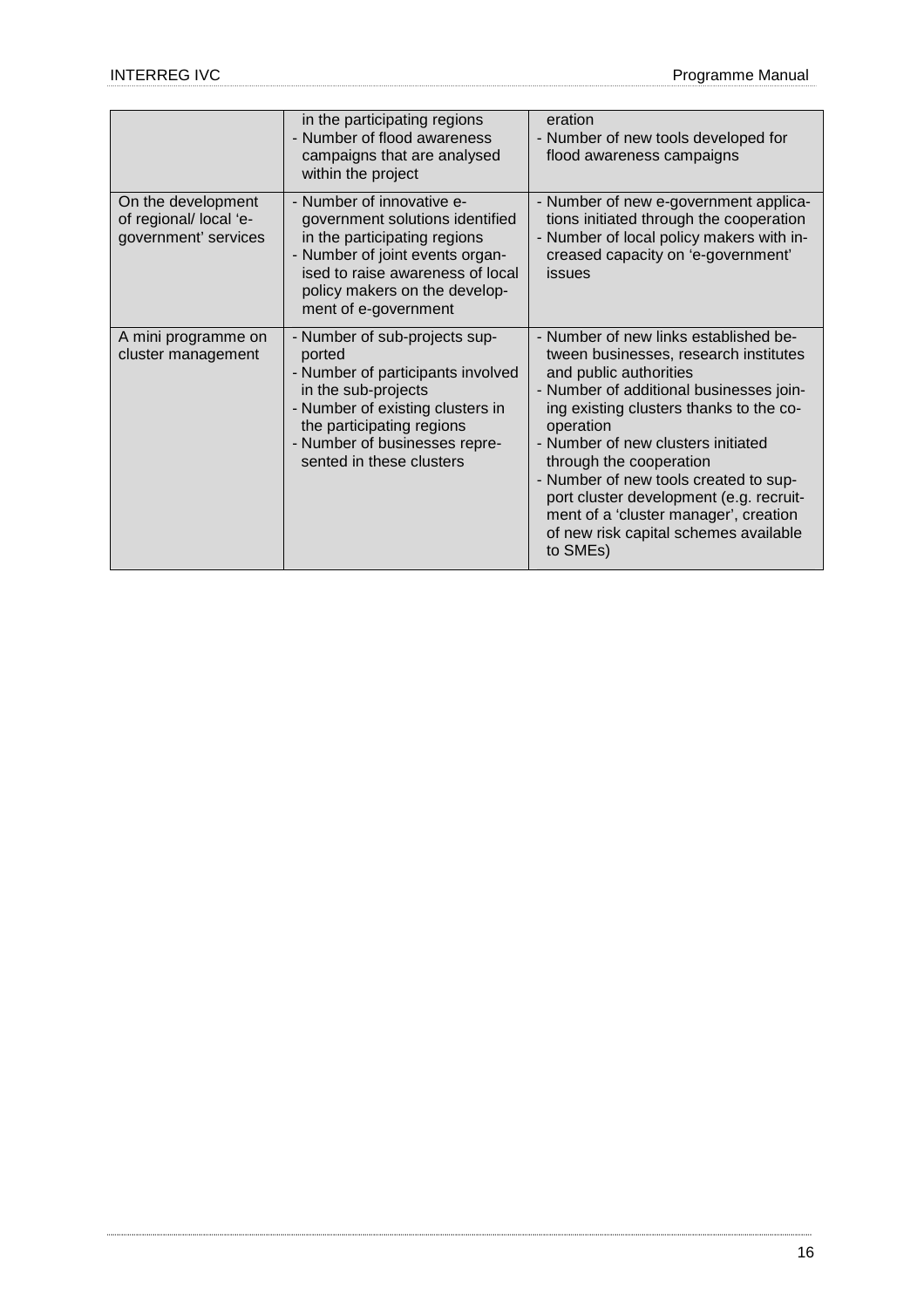| | | |
|---|---|---|
| | in the participating regions<br>- Number of flood awareness campaigns that are analysed within the project | eration<br>- Number of new tools developed for flood awareness campaigns |
| On the development of regional/ local 'e-government' services | - Number of innovative e-government solutions identified in the participating regions<br>- Number of joint events organised to raise awareness of local policy makers on the development of e-government | - Number of new e-government applications initiated through the cooperation<br>- Number of local policy makers with increased capacity on 'e-government' issues |
| A mini programme on cluster management | - Number of sub-projects supported<br>- Number of participants involved in the sub-projects<br>- Number of existing clusters in the participating regions<br>- Number of businesses represented in these clusters | - Number of new links established between businesses, research institutes and public authorities<br>- Number of additional businesses joining existing clusters thanks to the cooperation<br>- Number of new clusters initiated through the cooperation<br>- Number of new tools created to support cluster development (e.g. recruitment of a 'cluster manager', creation of new risk capital schemes available to SMEs) |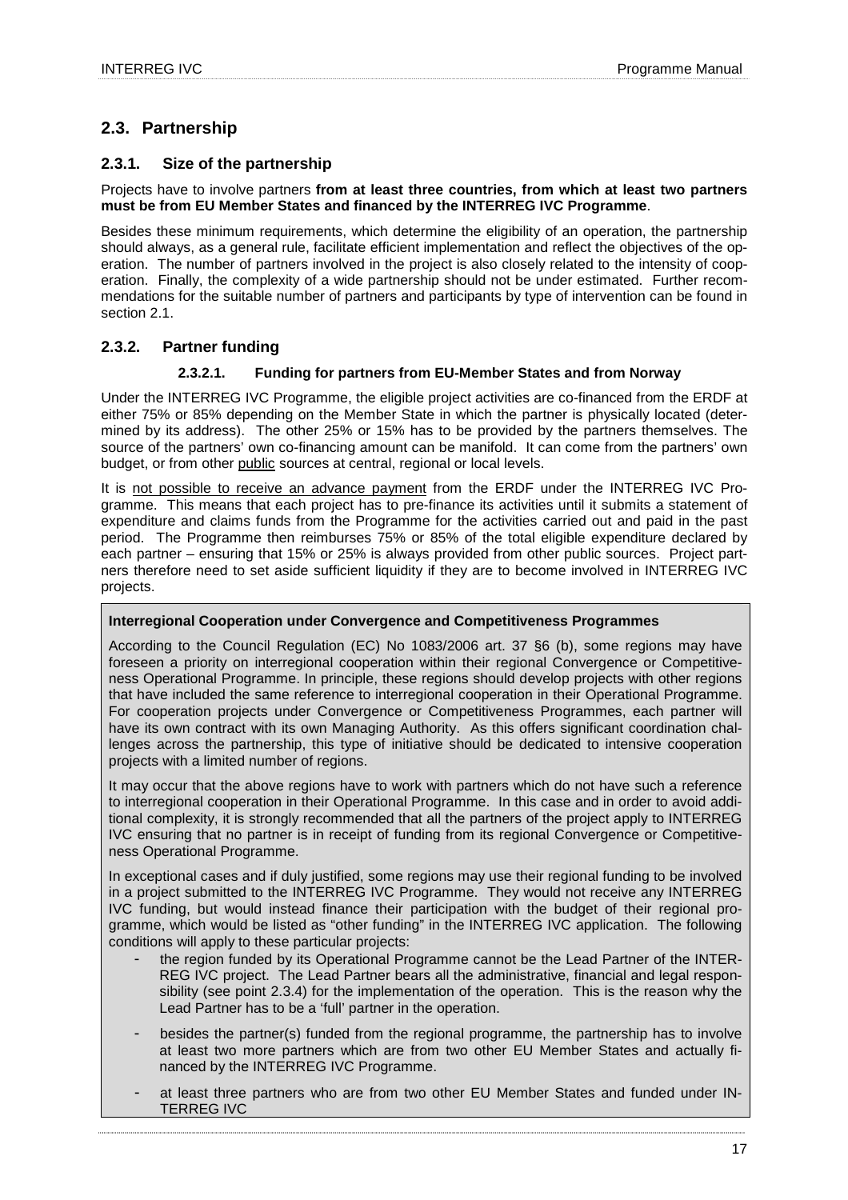## 2.3. Partnership

### 2.3.1. Size of the partnership

Projects have to involve partners **from at least three countries, from which at least two partners must be from EU Member States and financed by the INTERREG IVC Programme**.

Besides these minimum requirements, which determine the eligibility of an operation, the partnership should always, as a general rule, facilitate efficient implementation and reflect the objectives of the operation. The number of partners involved in the project is also closely related to the intensity of cooperation. Finally, the complexity of a wide partnership should not be under estimated. Further recommendations for the suitable number of partners and participants by type of intervention can be found in section 2.1.

### 2.3.2. Partner funding

#### 2.3.2.1. Funding for partners from EU-Member States and from Norway

Under the INTERREG IVC Programme, the eligible project activities are co-financed from the ERDF at either 75% or 85% depending on the Member State in which the partner is physically located (determined by its address). The other 25% or 15% has to be provided by the partners themselves. The source of the partners' own co-financing amount can be manifold. It can come from the partners' own budget, or from other public sources at central, regional or local levels.

It is not possible to receive an advance payment from the ERDF under the INTERREG IVC Programme. This means that each project has to pre-finance its activities until it submits a statement of expenditure and claims funds from the Programme for the activities carried out and paid in the past period. The Programme then reimburses 75% or 85% of the total eligible expenditure declared by each partner – ensuring that 15% or 25% is always provided from other public sources. Project partners therefore need to set aside sufficient liquidity if they are to become involved in INTERREG IVC projects.

**Interregional Cooperation under Convergence and Competitiveness Programmes**

According to the Council Regulation (EC) No 1083/2006 art. 37 §6 (b), some regions may have foreseen a priority on interregional cooperation within their regional Convergence or Competitiveness Operational Programme. In principle, these regions should develop projects with other regions that have included the same reference to interregional cooperation in their Operational Programme. For cooperation projects under Convergence or Competitiveness Programmes, each partner will have its own contract with its own Managing Authority. As this offers significant coordination challenges across the partnership, this type of initiative should be dedicated to intensive cooperation projects with a limited number of regions.

It may occur that the above regions have to work with partners which do not have such a reference to interregional cooperation in their Operational Programme. In this case and in order to avoid additional complexity, it is strongly recommended that all the partners of the project apply to INTERREG IVC ensuring that no partner is in receipt of funding from its regional Convergence or Competitiveness Operational Programme.

In exceptional cases and if duly justified, some regions may use their regional funding to be involved in a project submitted to the INTERREG IVC Programme. They would not receive any INTERREG IVC funding, but would instead finance their participation with the budget of their regional programme, which would be listed as "other funding" in the INTERREG IVC application. The following conditions will apply to these particular projects:

- the region funded by its Operational Programme cannot be the Lead Partner of the INTERREG IVC project. The Lead Partner bears all the administrative, financial and legal responsibility (see point 2.3.4) for the implementation of the operation. This is the reason why the Lead Partner has to be a 'full' partner in the operation.
- besides the partner(s) funded from the regional programme, the partnership has to involve at least two more partners which are from two other EU Member States and actually financed by the INTERREG IVC Programme.
- at least three partners who are from two other EU Member States and funded under INTERREG IVC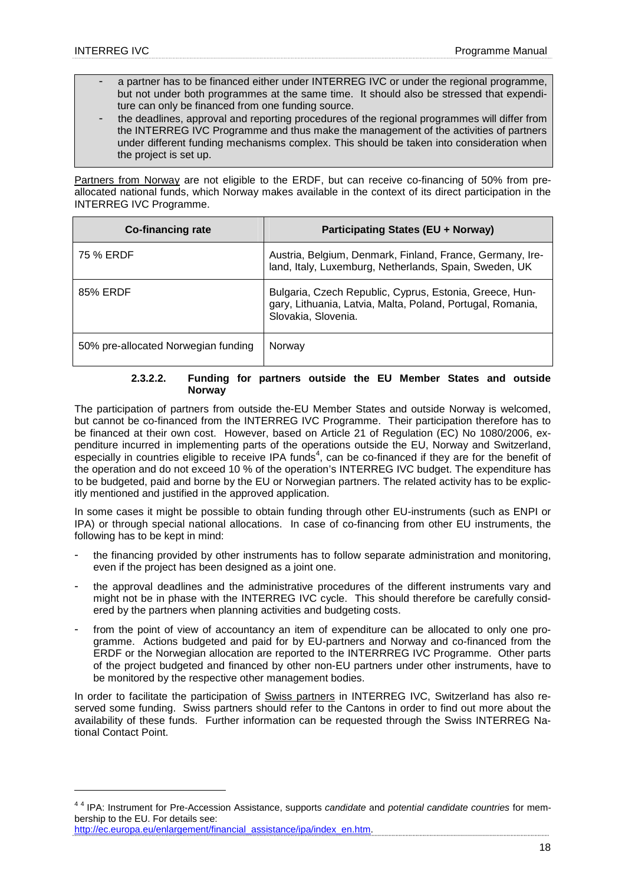- a partner has to be financed either under INTERREG IVC or under the regional programme, but not under both programmes at the same time. It should also be stressed that expenditure can only be financed from one funding source.
- the deadlines, approval and reporting procedures of the regional programmes will differ from the INTERREG IVC Programme and thus make the management of the activities of partners under different funding mechanisms complex. This should be taken into consideration when the project is set up.

Partners from Norway are not eligible to the ERDF, but can receive co-financing of 50% from pre-allocated national funds, which Norway makes available in the context of its direct participation in the INTERREG IVC Programme.

| Co-financing rate | Participating States (EU + Norway) |
|---|---|
| 75 % ERDF | Austria, Belgium, Denmark, Finland, France, Germany, Ireland, Italy, Luxemburg, Netherlands, Spain, Sweden, UK |
| 85% ERDF | Bulgaria, Czech Republic, Cyprus, Estonia, Greece, Hungary, Lithuania, Latvia, Malta, Poland, Portugal, Romania, Slovakia, Slovenia. |
| 50% pre-allocated Norwegian funding | Norway |

#### 2.3.2.2. Funding for partners outside the EU Member States and outside Norway

The participation of partners from outside the-EU Member States and outside Norway is welcomed, but cannot be co-financed from the INTERREG IVC Programme. Their participation therefore has to be financed at their own cost. However, based on Article 21 of Regulation (EC) No 1080/2006, expenditure incurred in implementing parts of the operations outside the EU, Norway and Switzerland, especially in countries eligible to receive IPA funds[4], can be co-financed if they are for the benefit of the operation and do not exceed 10 % of the operation's INTERREG IVC budget. The expenditure has to be budgeted, paid and borne by the EU or Norwegian partners. The related activity has to be explicitly mentioned and justified in the approved application.

In some cases it might be possible to obtain funding through other EU-instruments (such as ENPI or IPA) or through special national allocations. In case of co-financing from other EU instruments, the following has to be kept in mind:

- the financing provided by other instruments has to follow separate administration and monitoring, even if the project has been designed as a joint one.
- the approval deadlines and the administrative procedures of the different instruments vary and might not be in phase with the INTERREG IVC cycle. This should therefore be carefully considered by the partners when planning activities and budgeting costs.
- from the point of view of accountancy an item of expenditure can be allocated to only one programme. Actions budgeted and paid for by EU-partners and Norway and co-financed from the ERDF or the Norwegian allocation are reported to the INTERRREG IVC Programme. Other parts of the project budgeted and financed by other non-EU partners under other instruments, have to be monitored by the respective other management bodies.

In order to facilitate the participation of Swiss partners in INTERREG IVC, Switzerland has also reserved some funding. Swiss partners should refer to the Cantons in order to find out more about the availability of these funds. Further information can be requested through the Swiss INTERREG National Contact Point.

---

[4] IPA: Instrument for Pre-Accession Assistance, supports *candidate* and *potential candidate countries* for membership to the EU. For details see: http://ec.europa.eu/enlargement/financial_assistance/ipa/index_en.htm.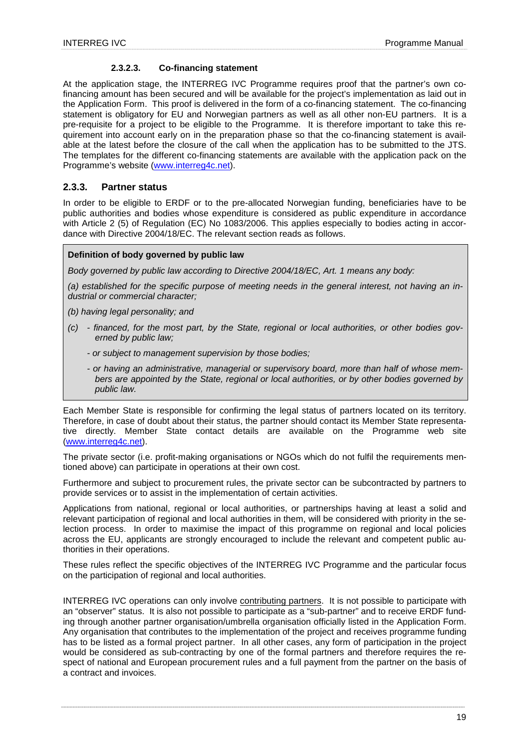#### 2.3.2.3. Co-financing statement

At the application stage, the INTERREG IVC Programme requires proof that the partner's own co-financing amount has been secured and will be available for the project's implementation as laid out in the Application Form. This proof is delivered in the form of a co-financing statement. The co-financing statement is obligatory for EU and Norwegian partners as well as all other non-EU partners. It is a pre-requisite for a project to be eligible to the Programme. It is therefore important to take this requirement into account early on in the preparation phase so that the co-financing statement is available at the latest before the closure of the call when the application has to be submitted to the JTS. The templates for the different co-financing statements are available with the application pack on the Programme's website (www.interreg4c.net).

### 2.3.3. Partner status

In order to be eligible to ERDF or to the pre-allocated Norwegian funding, beneficiaries have to be public authorities and bodies whose expenditure is considered as public expenditure in accordance with Article 2 (5) of Regulation (EC) No 1083/2006. This applies especially to bodies acting in accordance with Directive 2004/18/EC. The relevant section reads as follows.

> **Definition of body governed by public law**
>
> *Body governed by public law according to Directive 2004/18/EC, Art. 1 means any body:*
>
> *(a) established for the specific purpose of meeting needs in the general interest, not having an industrial or commercial character;*
>
> *(b) having legal personality; and*
>
> *(c) - financed, for the most part, by the State, regional or local authorities, or other bodies governed by public law;*
>
> *- or subject to management supervision by those bodies;*
>
> *- or having an administrative, managerial or supervisory board, more than half of whose members are appointed by the State, regional or local authorities, or by other bodies governed by public law.*

Each Member State is responsible for confirming the legal status of partners located on its territory. Therefore, in case of doubt about their status, the partner should contact its Member State representative directly. Member State contact details are available on the Programme web site (www.interreg4c.net).

The private sector (i.e. profit-making organisations or NGOs which do not fulfil the requirements mentioned above) can participate in operations at their own cost.

Furthermore and subject to procurement rules, the private sector can be subcontracted by partners to provide services or to assist in the implementation of certain activities.

Applications from national, regional or local authorities, or partnerships having at least a solid and relevant participation of regional and local authorities in them, will be considered with priority in the selection process. In order to maximise the impact of this programme on regional and local policies across the EU, applicants are strongly encouraged to include the relevant and competent public authorities in their operations.

These rules reflect the specific objectives of the INTERREG IVC Programme and the particular focus on the participation of regional and local authorities.

INTERREG IVC operations can only involve contributing partners. It is not possible to participate with an "observer" status. It is also not possible to participate as a "sub-partner" and to receive ERDF funding through another partner organisation/umbrella organisation officially listed in the Application Form. Any organisation that contributes to the implementation of the project and receives programme funding has to be listed as a formal project partner. In all other cases, any form of participation in the project would be considered as sub-contracting by one of the formal partners and therefore requires the respect of national and European procurement rules and a full payment from the partner on the basis of a contract and invoices.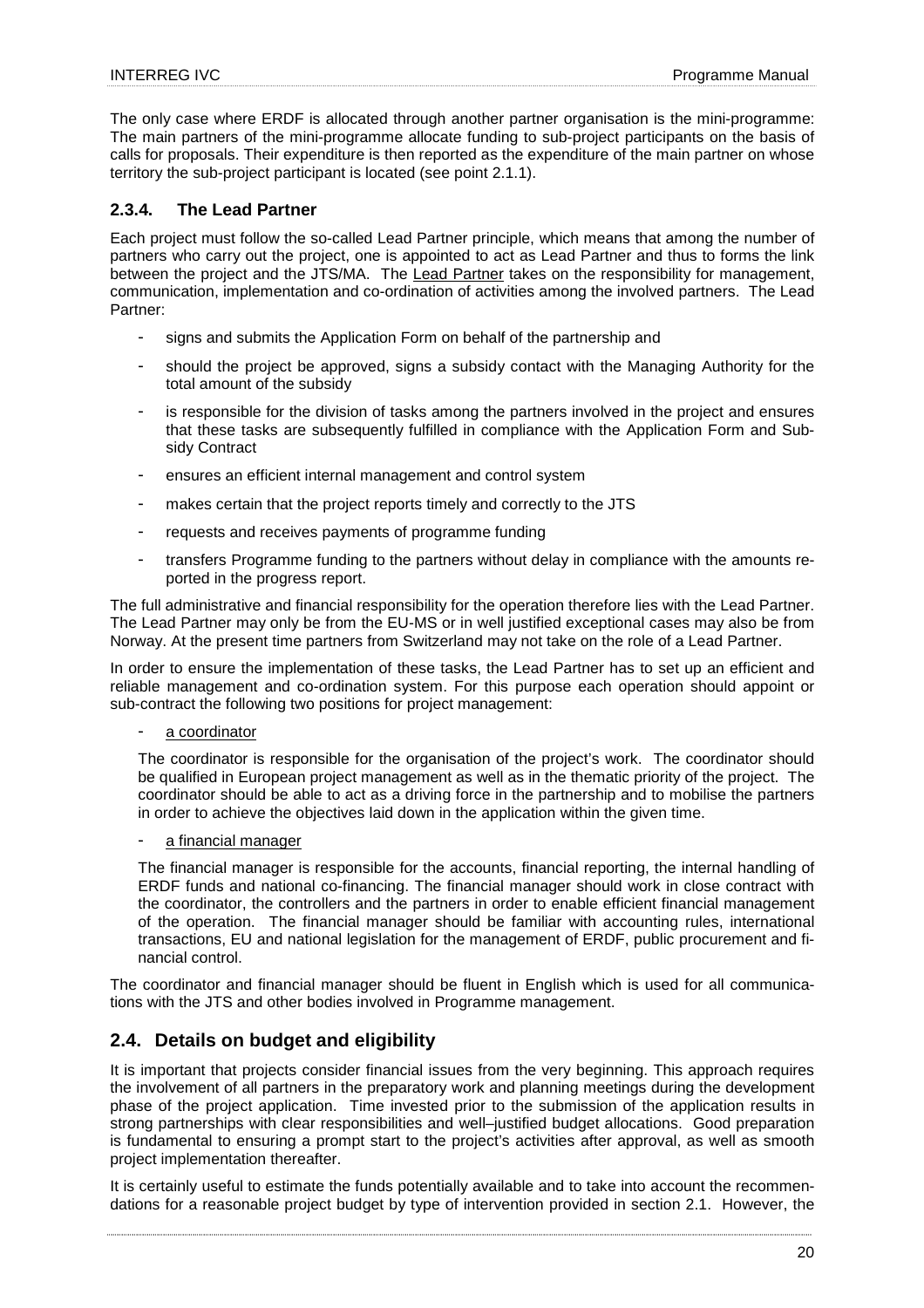The only case where ERDF is allocated through another partner organisation is the mini-programme: The main partners of the mini-programme allocate funding to sub-project participants on the basis of calls for proposals. Their expenditure is then reported as the expenditure of the main partner on whose territory the sub-project participant is located (see point 2.1.1).

### 2.3.4. The Lead Partner

Each project must follow the so-called Lead Partner principle, which means that among the number of partners who carry out the project, one is appointed to act as Lead Partner and thus to forms the link between the project and the JTS/MA. The Lead Partner takes on the responsibility for management, communication, implementation and co-ordination of activities among the involved partners. The Lead Partner:

- signs and submits the Application Form on behalf of the partnership and
- should the project be approved, signs a subsidy contact with the Managing Authority for the total amount of the subsidy
- is responsible for the division of tasks among the partners involved in the project and ensures that these tasks are subsequently fulfilled in compliance with the Application Form and Subsidy Contract
- ensures an efficient internal management and control system
- makes certain that the project reports timely and correctly to the JTS
- requests and receives payments of programme funding
- transfers Programme funding to the partners without delay in compliance with the amounts reported in the progress report.

The full administrative and financial responsibility for the operation therefore lies with the Lead Partner. The Lead Partner may only be from the EU-MS or in well justified exceptional cases may also be from Norway. At the present time partners from Switzerland may not take on the role of a Lead Partner.

In order to ensure the implementation of these tasks, the Lead Partner has to set up an efficient and reliable management and co-ordination system. For this purpose each operation should appoint or sub-contract the following two positions for project management:

- a coordinator

  The coordinator is responsible for the organisation of the project's work. The coordinator should be qualified in European project management as well as in the thematic priority of the project. The coordinator should be able to act as a driving force in the partnership and to mobilise the partners in order to achieve the objectives laid down in the application within the given time.

- a financial manager

  The financial manager is responsible for the accounts, financial reporting, the internal handling of ERDF funds and national co-financing. The financial manager should work in close contract with the coordinator, the controllers and the partners in order to enable efficient financial management of the operation. The financial manager should be familiar with accounting rules, international transactions, EU and national legislation for the management of ERDF, public procurement and financial control.

The coordinator and financial manager should be fluent in English which is used for all communications with the JTS and other bodies involved in Programme management.

## 2.4. Details on budget and eligibility

It is important that projects consider financial issues from the very beginning. This approach requires the involvement of all partners in the preparatory work and planning meetings during the development phase of the project application. Time invested prior to the submission of the application results in strong partnerships with clear responsibilities and well–justified budget allocations. Good preparation is fundamental to ensuring a prompt start to the project's activities after approval, as well as smooth project implementation thereafter.

It is certainly useful to estimate the funds potentially available and to take into account the recommendations for a reasonable project budget by type of intervention provided in section 2.1. However, the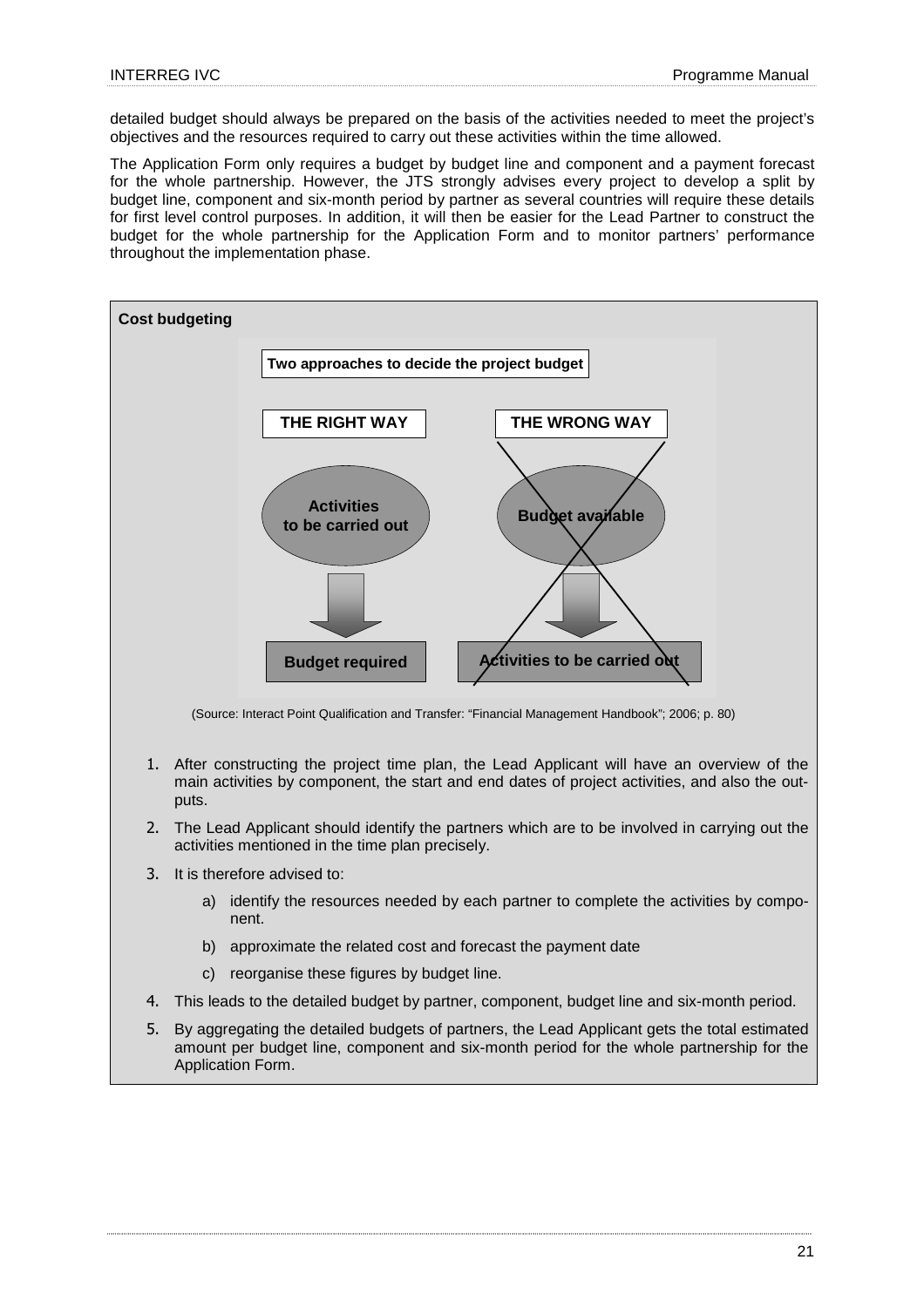detailed budget should always be prepared on the basis of the activities needed to meet the project's objectives and the resources required to carry out these activities within the time allowed.

The Application Form only requires a budget by budget line and component and a payment forecast for the whole partnership. However, the JTS strongly advises every project to develop a split by budget line, component and six-month period by partner as several countries will require these details for first level control purposes. In addition, it will then be easier for the Lead Partner to construct the budget for the whole partnership for the Application Form and to monitor partners' performance throughout the implementation phase.

**Cost budgeting**

**Two approaches to decide the project budget**

| **THE RIGHT WAY** | **THE WRONG WAY** |
|---|---|
| Activities to be carried out | Budget available |
| ↓ | ↓ |
| Budget required | Activities to be carried out |

(Source: Interact Point Qualification and Transfer: "Financial Management Handbook"; 2006; p. 80)

1. After constructing the project time plan, the Lead Applicant will have an overview of the main activities by component, the start and end dates of project activities, and also the outputs.
2. The Lead Applicant should identify the partners which are to be involved in carrying out the activities mentioned in the time plan precisely.
3. It is therefore advised to:
   a) identify the resources needed by each partner to complete the activities by component.
   b) approximate the related cost and forecast the payment date
   c) reorganise these figures by budget line.
4. This leads to the detailed budget by partner, component, budget line and six-month period.
5. By aggregating the detailed budgets of partners, the Lead Applicant gets the total estimated amount per budget line, component and six-month period for the whole partnership for the Application Form.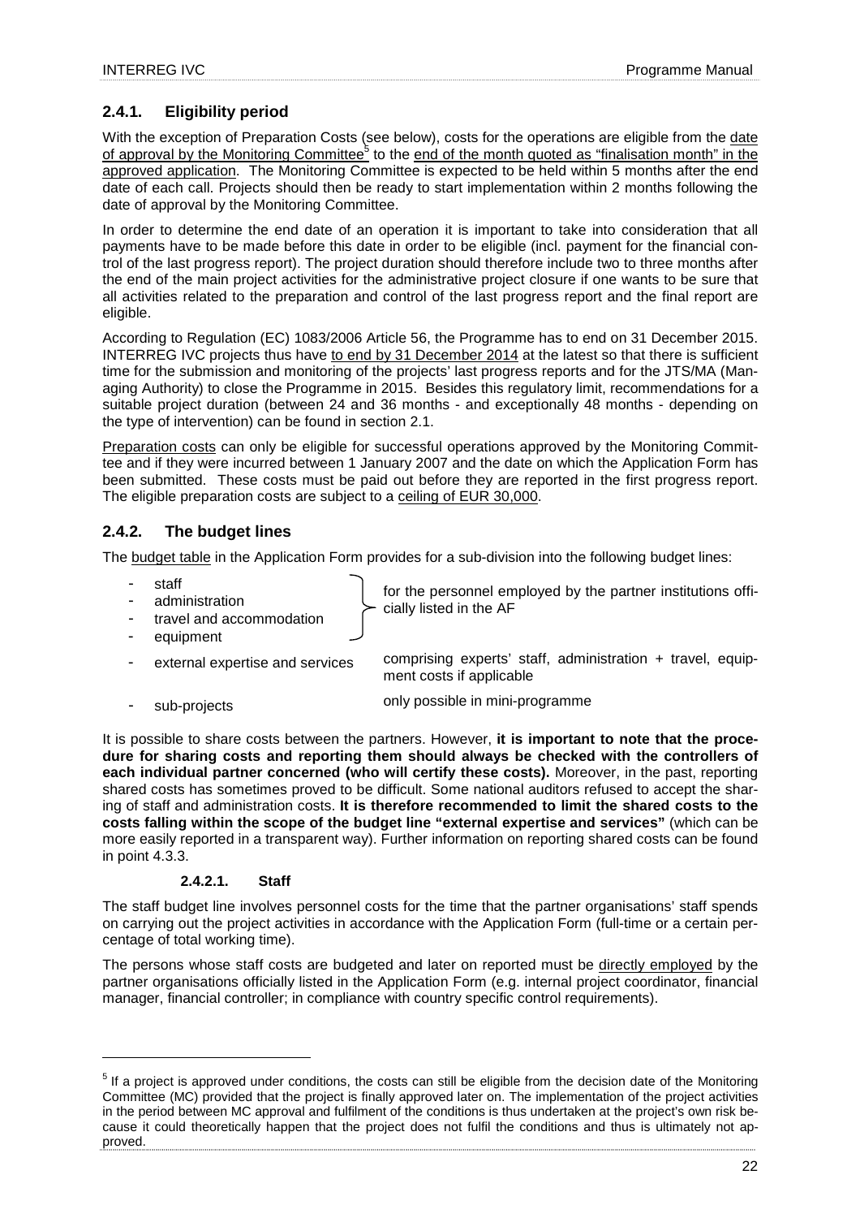### 2.4.1. Eligibility period

With the exception of Preparation Costs (see below), costs for the operations are eligible from the date of approval by the Monitoring Committee[5] to the end of the month quoted as "finalisation month" in the approved application. The Monitoring Committee is expected to be held within 5 months after the end date of each call. Projects should then be ready to start implementation within 2 months following the date of approval by the Monitoring Committee.

In order to determine the end date of an operation it is important to take into consideration that all payments have to be made before this date in order to be eligible (incl. payment for the financial control of the last progress report). The project duration should therefore include two to three months after the end of the main project activities for the administrative project closure if one wants to be sure that all activities related to the preparation and control of the last progress report and the final report are eligible.

According to Regulation (EC) 1083/2006 Article 56, the Programme has to end on 31 December 2015. INTERREG IVC projects thus have to end by 31 December 2014 at the latest so that there is sufficient time for the submission and monitoring of the projects' last progress reports and for the JTS/MA (Managing Authority) to close the Programme in 2015. Besides this regulatory limit, recommendations for a suitable project duration (between 24 and 36 months - and exceptionally 48 months - depending on the type of intervention) can be found in section 2.1.

Preparation costs can only be eligible for successful operations approved by the Monitoring Committee and if they were incurred between 1 January 2007 and the date on which the Application Form has been submitted. These costs must be paid out before they are reported in the first progress report. The eligible preparation costs are subject to a ceiling of EUR 30,000.

### 2.4.2. The budget lines

The budget table in the Application Form provides for a sub-division into the following budget lines:

| Budget line | Description |
|---|---|
| - staff<br>- administration<br>- travel and accommodation<br>- equipment | for the personnel employed by the partner institutions officially listed in the AF |
| - external expertise and services | comprising experts' staff, administration + travel, equipment costs if applicable |
| - sub-projects | only possible in mini-programme |

It is possible to share costs between the partners. However, **it is important to note that the procedure for sharing costs and reporting them should always be checked with the controllers of each individual partner concerned (who will certify these costs).** Moreover, in the past, reporting shared costs has sometimes proved to be difficult. Some national auditors refused to accept the sharing of staff and administration costs. **It is therefore recommended to limit the shared costs to the costs falling within the scope of the budget line "external expertise and services"** (which can be more easily reported in a transparent way). Further information on reporting shared costs can be found in point 4.3.3.

#### 2.4.2.1. Staff

The staff budget line involves personnel costs for the time that the partner organisations' staff spends on carrying out the project activities in accordance with the Application Form (full-time or a certain percentage of total working time).

The persons whose staff costs are budgeted and later on reported must be directly employed by the partner organisations officially listed in the Application Form (e.g. internal project coordinator, financial manager, financial controller; in compliance with country specific control requirements).

[5] If a project is approved under conditions, the costs can still be eligible from the decision date of the Monitoring Committee (MC) provided that the project is finally approved later on. The implementation of the project activities in the period between MC approval and fulfilment of the conditions is thus undertaken at the project's own risk because it could theoretically happen that the project does not fulfil the conditions and thus is ultimately not approved.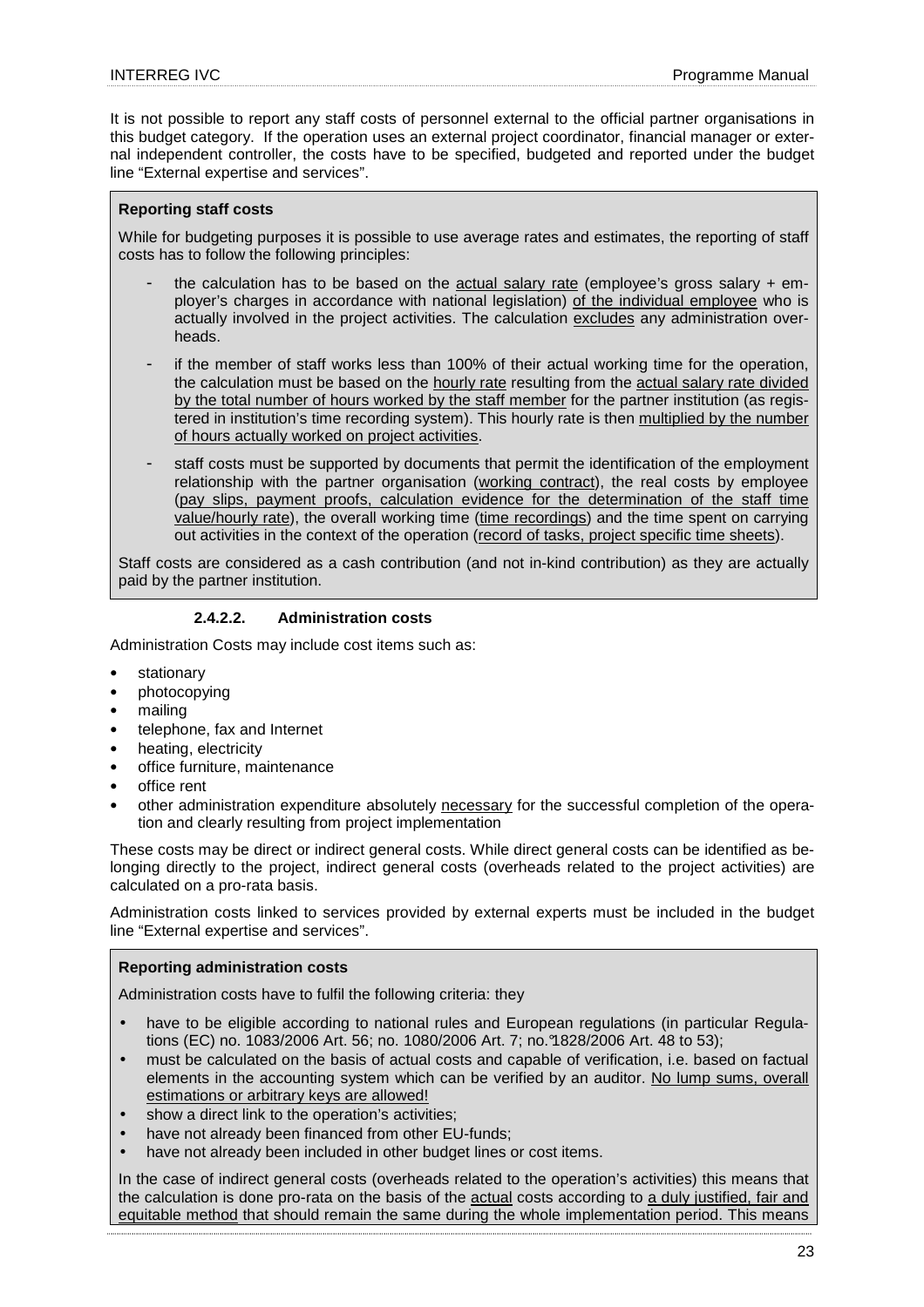It is not possible to report any staff costs of personnel external to the official partner organisations in this budget category. If the operation uses an external project coordinator, financial manager or external independent controller, the costs have to be specified, budgeted and reported under the budget line "External expertise and services".

**Reporting staff costs**

While for budgeting purposes it is possible to use average rates and estimates, the reporting of staff costs has to follow the following principles:

- the calculation has to be based on the actual salary rate (employee's gross salary + employer's charges in accordance with national legislation) of the individual employee who is actually involved in the project activities. The calculation excludes any administration overheads.
- if the member of staff works less than 100% of their actual working time for the operation, the calculation must be based on the hourly rate resulting from the actual salary rate divided by the total number of hours worked by the staff member for the partner institution (as registered in institution's time recording system). This hourly rate is then multiplied by the number of hours actually worked on project activities.
- staff costs must be supported by documents that permit the identification of the employment relationship with the partner organisation (working contract), the real costs by employee (pay slips, payment proofs, calculation evidence for the determination of the staff time value/hourly rate), the overall working time (time recordings) and the time spent on carrying out activities in the context of the operation (record of tasks, project specific time sheets).

Staff costs are considered as a cash contribution (and not in-kind contribution) as they are actually paid by the partner institution.

#### 2.4.2.2. Administration costs

Administration Costs may include cost items such as:

- stationary
- photocopying
- mailing
- telephone, fax and Internet
- heating, electricity
- office furniture, maintenance
- office rent
- other administration expenditure absolutely necessary for the successful completion of the operation and clearly resulting from project implementation

These costs may be direct or indirect general costs. While direct general costs can be identified as belonging directly to the project, indirect general costs (overheads related to the project activities) are calculated on a pro-rata basis.

Administration costs linked to services provided by external experts must be included in the budget line "External expertise and services".

**Reporting administration costs**

Administration costs have to fulfil the following criteria: they

- have to be eligible according to national rules and European regulations (in particular Regulations (EC) no. 1083/2006 Art. 56; no. 1080/2006 Art. 7; no. 1828/2006 Art. 48 to 53);
- must be calculated on the basis of actual costs and capable of verification, i.e. based on factual elements in the accounting system which can be verified by an auditor. No lump sums, overall estimations or arbitrary keys are allowed!
- show a direct link to the operation's activities;
- have not already been financed from other EU-funds;
- have not already been included in other budget lines or cost items.

In the case of indirect general costs (overheads related to the operation's activities) this means that the calculation is done pro-rata on the basis of the actual costs according to a duly justified, fair and equitable method that should remain the same during the whole implementation period. This means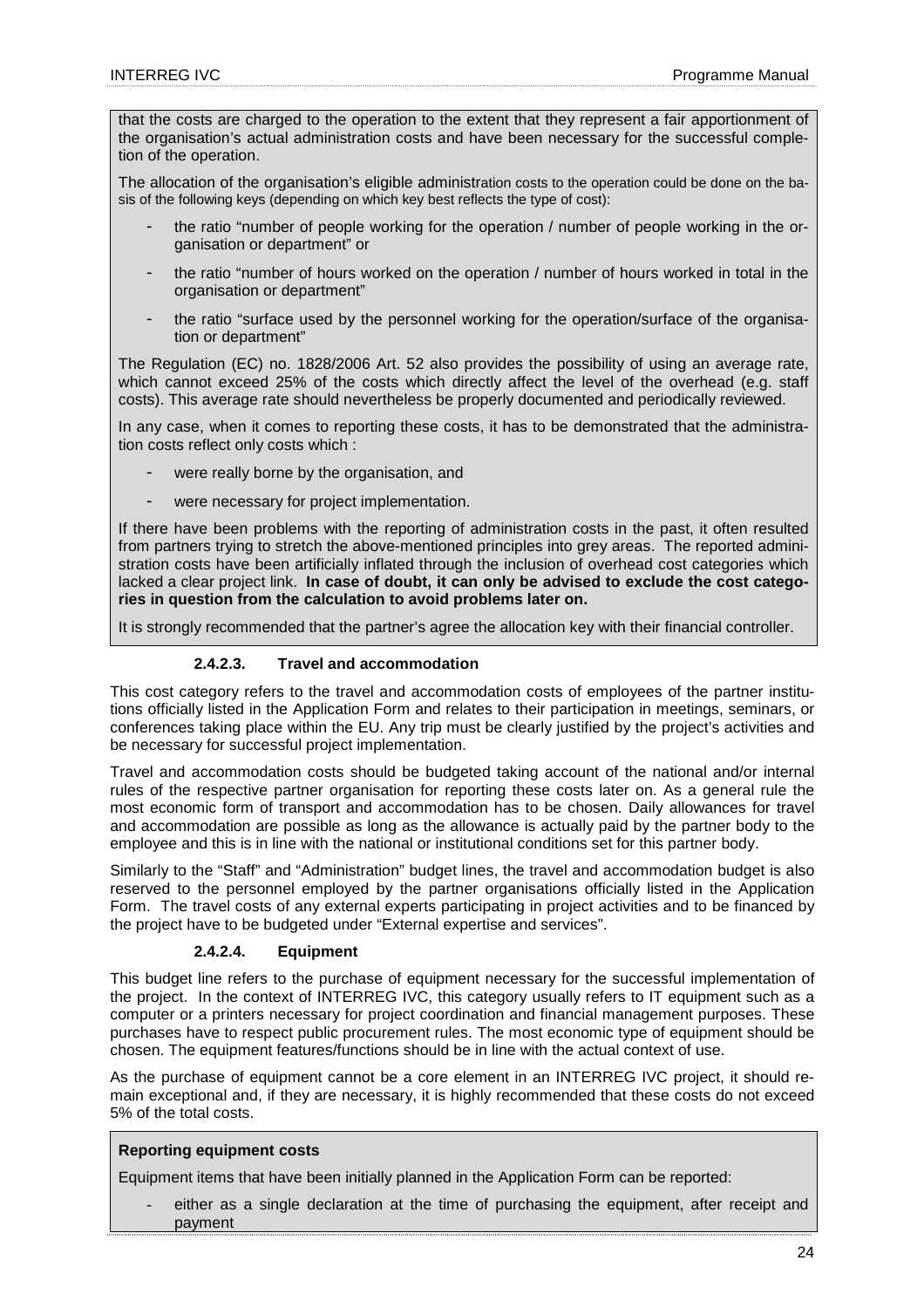that the costs are charged to the operation to the extent that they represent a fair apportionment of the organisation's actual administration costs and have been necessary for the successful completion of the operation.

The allocation of the organisation's eligible administration costs to the operation could be done on the basis of the following keys (depending on which key best reflects the type of cost):

- the ratio "number of people working for the operation / number of people working in the organisation or department" or
- the ratio "number of hours worked on the operation / number of hours worked in total in the organisation or department"
- the ratio "surface used by the personnel working for the operation/surface of the organisation or department"

The Regulation (EC) no. 1828/2006 Art. 52 also provides the possibility of using an average rate, which cannot exceed 25% of the costs which directly affect the level of the overhead (e.g. staff costs). This average rate should nevertheless be properly documented and periodically reviewed.

In any case, when it comes to reporting these costs, it has to be demonstrated that the administration costs reflect only costs which :

- were really borne by the organisation, and
- were necessary for project implementation.

If there have been problems with the reporting of administration costs in the past, it often resulted from partners trying to stretch the above-mentioned principles into grey areas. The reported administration costs have been artificially inflated through the inclusion of overhead cost categories which lacked a clear project link. **In case of doubt, it can only be advised to exclude the cost categories in question from the calculation to avoid problems later on.**

It is strongly recommended that the partner's agree the allocation key with their financial controller.

#### 2.4.2.3. Travel and accommodation

This cost category refers to the travel and accommodation costs of employees of the partner institutions officially listed in the Application Form and relates to their participation in meetings, seminars, or conferences taking place within the EU. Any trip must be clearly justified by the project's activities and be necessary for successful project implementation.

Travel and accommodation costs should be budgeted taking account of the national and/or internal rules of the respective partner organisation for reporting these costs later on. As a general rule the most economic form of transport and accommodation has to be chosen. Daily allowances for travel and accommodation are possible as long as the allowance is actually paid by the partner body to the employee and this is in line with the national or institutional conditions set for this partner body.

Similarly to the "Staff" and "Administration" budget lines, the travel and accommodation budget is also reserved to the personnel employed by the partner organisations officially listed in the Application Form. The travel costs of any external experts participating in project activities and to be financed by the project have to be budgeted under "External expertise and services".

#### 2.4.2.4. Equipment

This budget line refers to the purchase of equipment necessary for the successful implementation of the project. In the context of INTERREG IVC, this category usually refers to IT equipment such as a computer or a printers necessary for project coordination and financial management purposes. These purchases have to respect public procurement rules. The most economic type of equipment should be chosen. The equipment features/functions should be in line with the actual context of use.

As the purchase of equipment cannot be a core element in an INTERREG IVC project, it should remain exceptional and, if they are necessary, it is highly recommended that these costs do not exceed 5% of the total costs.

**Reporting equipment costs**

Equipment items that have been initially planned in the Application Form can be reported:

- either as a single declaration at the time of purchasing the equipment, after receipt and payment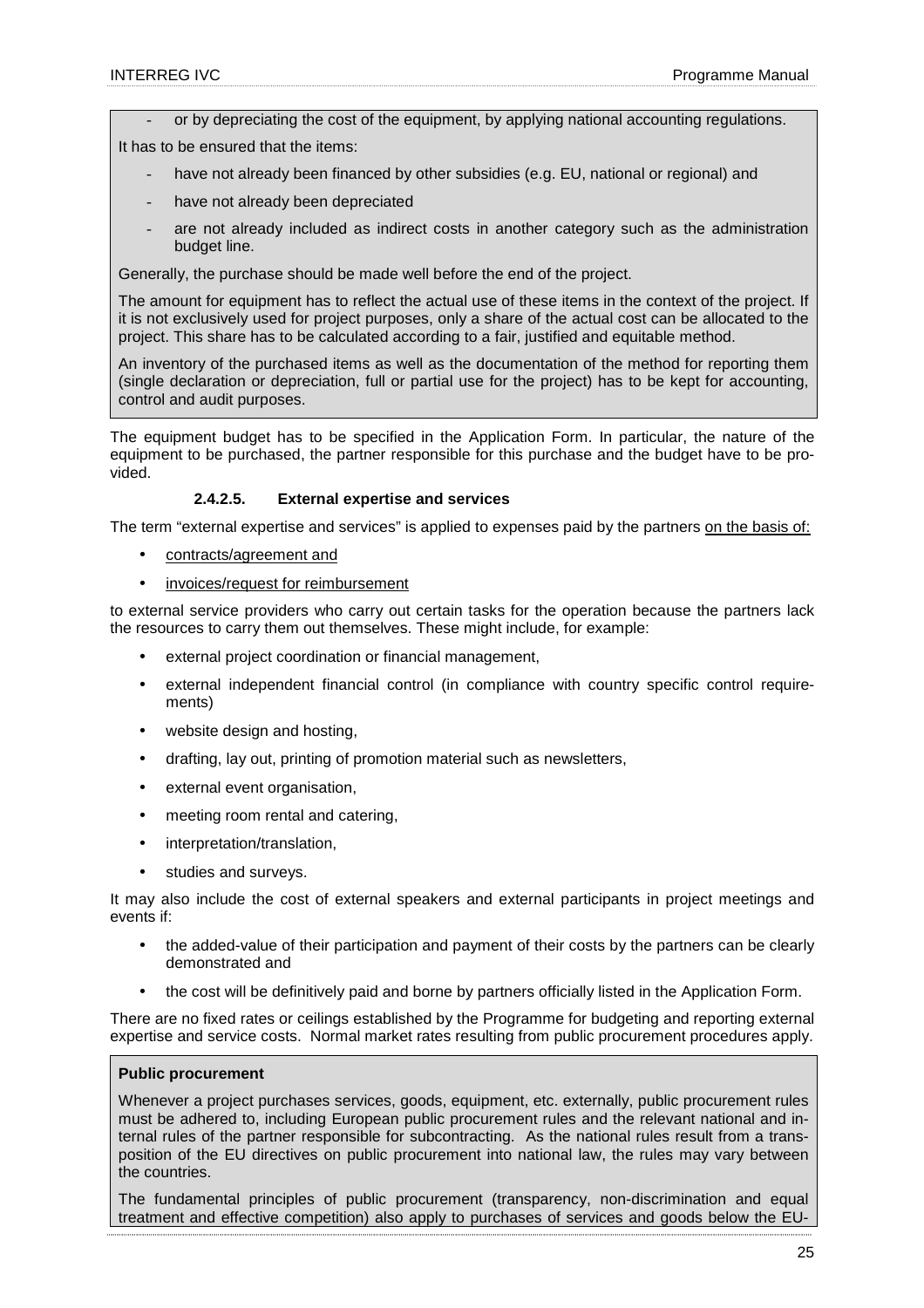- or by depreciating the cost of the equipment, by applying national accounting regulations.

It has to be ensured that the items:

- have not already been financed by other subsidies (e.g. EU, national or regional) and
- have not already been depreciated
- are not already included as indirect costs in another category such as the administration budget line.

Generally, the purchase should be made well before the end of the project.

The amount for equipment has to reflect the actual use of these items in the context of the project. If it is not exclusively used for project purposes, only a share of the actual cost can be allocated to the project. This share has to be calculated according to a fair, justified and equitable method.

An inventory of the purchased items as well as the documentation of the method for reporting them (single declaration or depreciation, full or partial use for the project) has to be kept for accounting, control and audit purposes.

The equipment budget has to be specified in the Application Form. In particular, the nature of the equipment to be purchased, the partner responsible for this purchase and the budget have to be provided.

#### 2.4.2.5. External expertise and services

The term "external expertise and services" is applied to expenses paid by the partners on the basis of:

- contracts/agreement and
- invoices/request for reimbursement

to external service providers who carry out certain tasks for the operation because the partners lack the resources to carry them out themselves. These might include, for example:

- external project coordination or financial management,
- external independent financial control (in compliance with country specific control requirements)
- website design and hosting,
- drafting, lay out, printing of promotion material such as newsletters,
- external event organisation,
- meeting room rental and catering,
- interpretation/translation,
- studies and surveys.

It may also include the cost of external speakers and external participants in project meetings and events if:

- the added-value of their participation and payment of their costs by the partners can be clearly demonstrated and
- the cost will be definitively paid and borne by partners officially listed in the Application Form.

There are no fixed rates or ceilings established by the Programme for budgeting and reporting external expertise and service costs. Normal market rates resulting from public procurement procedures apply.

**Public procurement**

Whenever a project purchases services, goods, equipment, etc. externally, public procurement rules must be adhered to, including European public procurement rules and the relevant national and internal rules of the partner responsible for subcontracting. As the national rules result from a transposition of the EU directives on public procurement into national law, the rules may vary between the countries.

The fundamental principles of public procurement (transparency, non-discrimination and equal treatment and effective competition) also apply to purchases of services and goods below the EU-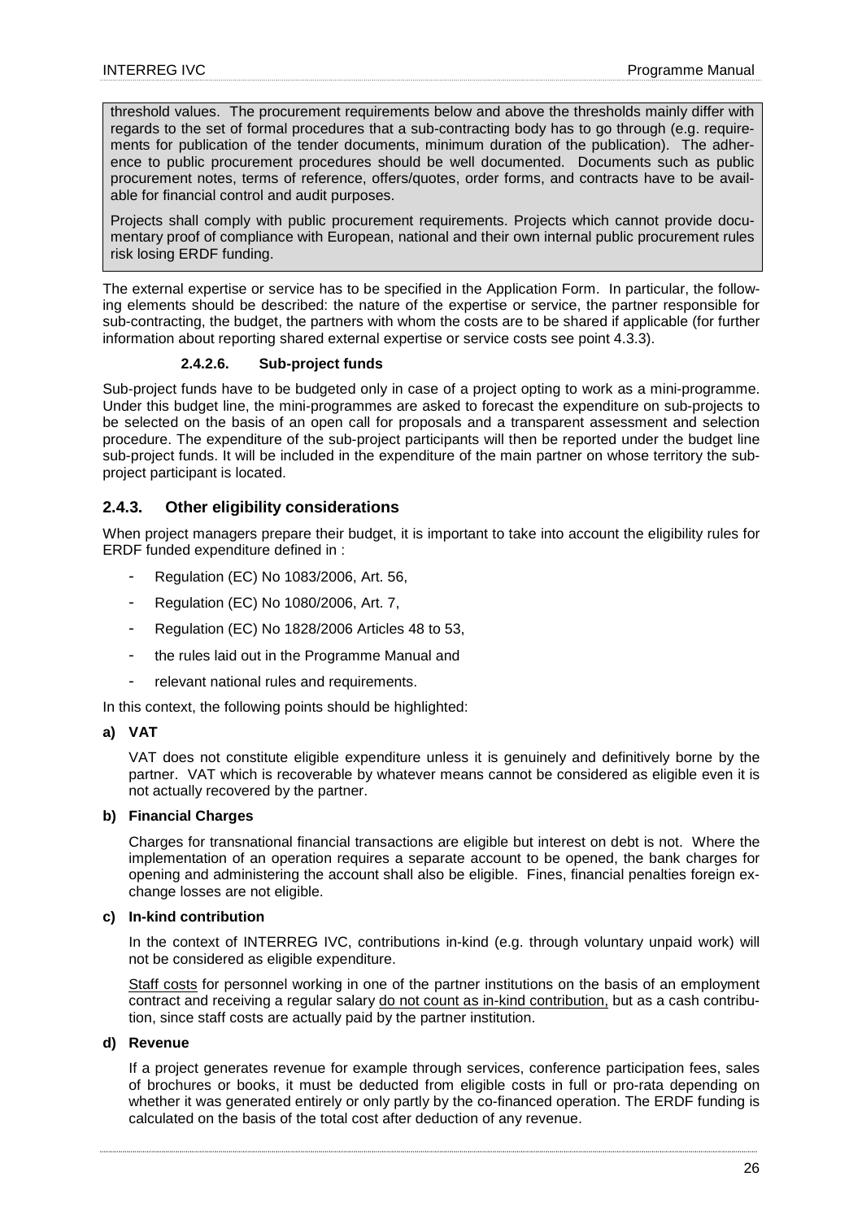threshold values. The procurement requirements below and above the thresholds mainly differ with regards to the set of formal procedures that a sub-contracting body has to go through (e.g. requirements for publication of the tender documents, minimum duration of the publication). The adherence to public procurement procedures should be well documented. Documents such as public procurement notes, terms of reference, offers/quotes, order forms, and contracts have to be available for financial control and audit purposes.

Projects shall comply with public procurement requirements. Projects which cannot provide documentary proof of compliance with European, national and their own internal public procurement rules risk losing ERDF funding.

The external expertise or service has to be specified in the Application Form. In particular, the following elements should be described: the nature of the expertise or service, the partner responsible for sub-contracting, the budget, the partners with whom the costs are to be shared if applicable (for further information about reporting shared external expertise or service costs see point 4.3.3).

#### 2.4.2.6. Sub-project funds

Sub-project funds have to be budgeted only in case of a project opting to work as a mini-programme. Under this budget line, the mini-programmes are asked to forecast the expenditure on sub-projects to be selected on the basis of an open call for proposals and a transparent assessment and selection procedure. The expenditure of the sub-project participants will then be reported under the budget line sub-project funds. It will be included in the expenditure of the main partner on whose territory the sub-project participant is located.

### 2.4.3. Other eligibility considerations

When project managers prepare their budget, it is important to take into account the eligibility rules for ERDF funded expenditure defined in :

- Regulation (EC) No 1083/2006, Art. 56,
- Regulation (EC) No 1080/2006, Art. 7,
- Regulation (EC) No 1828/2006 Articles 48 to 53,
- the rules laid out in the Programme Manual and
- relevant national rules and requirements.

In this context, the following points should be highlighted:

**a) VAT**

VAT does not constitute eligible expenditure unless it is genuinely and definitively borne by the partner. VAT which is recoverable by whatever means cannot be considered as eligible even it is not actually recovered by the partner.

**b) Financial Charges**

Charges for transnational financial transactions are eligible but interest on debt is not. Where the implementation of an operation requires a separate account to be opened, the bank charges for opening and administering the account shall also be eligible. Fines, financial penalties foreign exchange losses are not eligible.

**c) In-kind contribution**

In the context of INTERREG IVC, contributions in-kind (e.g. through voluntary unpaid work) will not be considered as eligible expenditure.

Staff costs for personnel working in one of the partner institutions on the basis of an employment contract and receiving a regular salary do not count as in-kind contribution, but as a cash contribution, since staff costs are actually paid by the partner institution.

**d) Revenue**

If a project generates revenue for example through services, conference participation fees, sales of brochures or books, it must be deducted from eligible costs in full or pro-rata depending on whether it was generated entirely or only partly by the co-financed operation. The ERDF funding is calculated on the basis of the total cost after deduction of any revenue.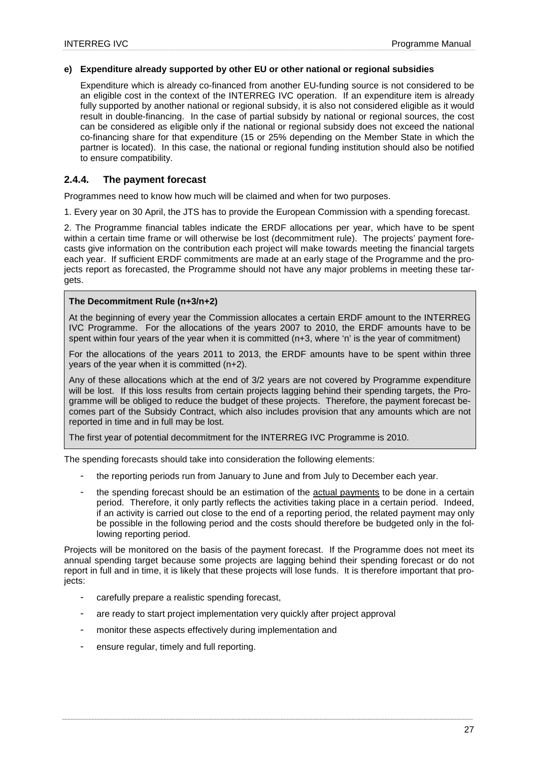**e) Expenditure already supported by other EU or other national or regional subsidies**

Expenditure which is already co-financed from another EU-funding source is not considered to be an eligible cost in the context of the INTERREG IVC operation. If an expenditure item is already fully supported by another national or regional subsidy, it is also not considered eligible as it would result in double-financing. In the case of partial subsidy by national or regional sources, the cost can be considered as eligible only if the national or regional subsidy does not exceed the national co-financing share for that expenditure (15 or 25% depending on the Member State in which the partner is located). In this case, the national or regional funding institution should also be notified to ensure compatibility.

### 2.4.4. The payment forecast

Programmes need to know how much will be claimed and when for two purposes.

1. Every year on 30 April, the JTS has to provide the European Commission with a spending forecast.

2. The Programme financial tables indicate the ERDF allocations per year, which have to be spent within a certain time frame or will otherwise be lost (decommitment rule). The projects' payment forecasts give information on the contribution each project will make towards meeting the financial targets each year. If sufficient ERDF commitments are made at an early stage of the Programme and the projects report as forecasted, the Programme should not have any major problems in meeting these targets.

**The Decommitment Rule (n+3/n+2)**

At the beginning of every year the Commission allocates a certain ERDF amount to the INTERREG IVC Programme. For the allocations of the years 2007 to 2010, the ERDF amounts have to be spent within four years of the year when it is committed (n+3, where 'n' is the year of commitment)

For the allocations of the years 2011 to 2013, the ERDF amounts have to be spent within three years of the year when it is committed (n+2).

Any of these allocations which at the end of 3/2 years are not covered by Programme expenditure will be lost. If this loss results from certain projects lagging behind their spending targets, the Programme will be obliged to reduce the budget of these projects. Therefore, the payment forecast becomes part of the Subsidy Contract, which also includes provision that any amounts which are not reported in time and in full may be lost.

The first year of potential decommitment for the INTERREG IVC Programme is 2010.

The spending forecasts should take into consideration the following elements:

- the reporting periods run from January to June and from July to December each year.
- the spending forecast should be an estimation of the actual payments to be done in a certain period. Therefore, it only partly reflects the activities taking place in a certain period. Indeed, if an activity is carried out close to the end of a reporting period, the related payment may only be possible in the following period and the costs should therefore be budgeted only in the following reporting period.

Projects will be monitored on the basis of the payment forecast. If the Programme does not meet its annual spending target because some projects are lagging behind their spending forecast or do not report in full and in time, it is likely that these projects will lose funds. It is therefore important that projects:

- carefully prepare a realistic spending forecast,
- are ready to start project implementation very quickly after project approval
- monitor these aspects effectively during implementation and
- ensure regular, timely and full reporting.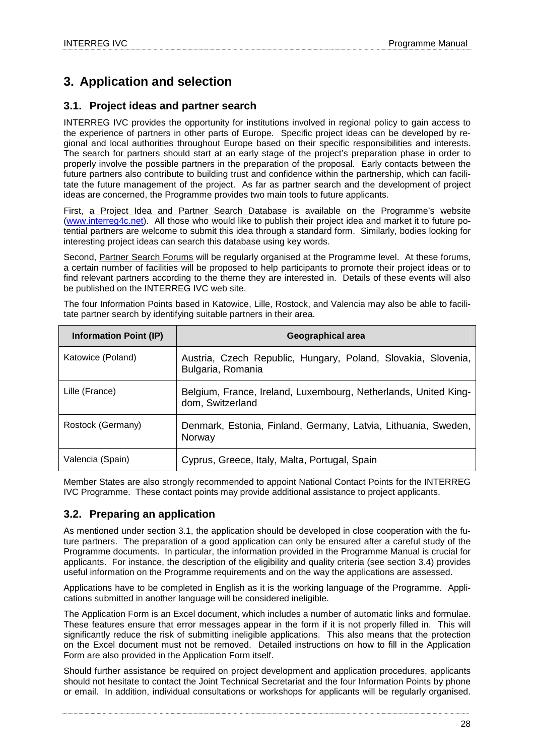# 3. Application and selection

## 3.1. Project ideas and partner search

INTERREG IVC provides the opportunity for institutions involved in regional policy to gain access to the experience of partners in other parts of Europe. Specific project ideas can be developed by regional and local authorities throughout Europe based on their specific responsibilities and interests. The search for partners should start at an early stage of the project's preparation phase in order to properly involve the possible partners in the preparation of the proposal. Early contacts between the future partners also contribute to building trust and confidence within the partnership, which can facilitate the future management of the project. As far as partner search and the development of project ideas are concerned, the Programme provides two main tools to future applicants.

First, a Project Idea and Partner Search Database is available on the Programme's website (www.interreg4c.net). All those who would like to publish their project idea and market it to future potential partners are welcome to submit this idea through a standard form. Similarly, bodies looking for interesting project ideas can search this database using key words.

Second, Partner Search Forums will be regularly organised at the Programme level. At these forums, a certain number of facilities will be proposed to help participants to promote their project ideas or to find relevant partners according to the theme they are interested in. Details of these events will also be published on the INTERREG IVC web site.

The four Information Points based in Katowice, Lille, Rostock, and Valencia may also be able to facilitate partner search by identifying suitable partners in their area.

| Information Point (IP) | Geographical area |
|---|---|
| Katowice (Poland) | Austria, Czech Republic, Hungary, Poland, Slovakia, Slovenia, Bulgaria, Romania |
| Lille (France) | Belgium, France, Ireland, Luxembourg, Netherlands, United Kingdom, Switzerland |
| Rostock (Germany) | Denmark, Estonia, Finland, Germany, Latvia, Lithuania, Sweden, Norway |
| Valencia (Spain) | Cyprus, Greece, Italy, Malta, Portugal, Spain |

Member States are also strongly recommended to appoint National Contact Points for the INTERREG IVC Programme. These contact points may provide additional assistance to project applicants.

## 3.2. Preparing an application

As mentioned under section 3.1, the application should be developed in close cooperation with the future partners. The preparation of a good application can only be ensured after a careful study of the Programme documents. In particular, the information provided in the Programme Manual is crucial for applicants. For instance, the description of the eligibility and quality criteria (see section 3.4) provides useful information on the Programme requirements and on the way the applications are assessed.

Applications have to be completed in English as it is the working language of the Programme. Applications submitted in another language will be considered ineligible.

The Application Form is an Excel document, which includes a number of automatic links and formulae. These features ensure that error messages appear in the form if it is not properly filled in. This will significantly reduce the risk of submitting ineligible applications. This also means that the protection on the Excel document must not be removed. Detailed instructions on how to fill in the Application Form are also provided in the Application Form itself.

Should further assistance be required on project development and application procedures, applicants should not hesitate to contact the Joint Technical Secretariat and the four Information Points by phone or email. In addition, individual consultations or workshops for applicants will be regularly organised.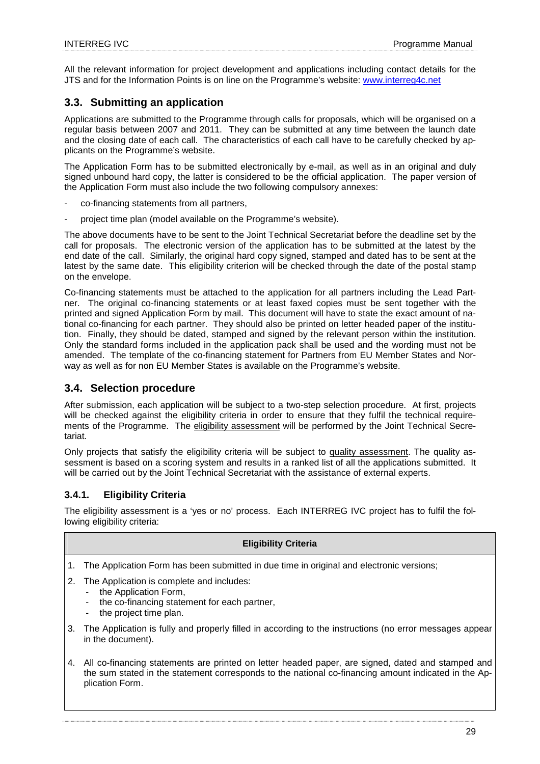All the relevant information for project development and applications including contact details for the JTS and for the Information Points is on line on the Programme's website: www.interreg4c.net

## 3.3. Submitting an application

Applications are submitted to the Programme through calls for proposals, which will be organised on a regular basis between 2007 and 2011. They can be submitted at any time between the launch date and the closing date of each call. The characteristics of each call have to be carefully checked by applicants on the Programme's website.

The Application Form has to be submitted electronically by e-mail, as well as in an original and duly signed unbound hard copy, the latter is considered to be the official application. The paper version of the Application Form must also include the two following compulsory annexes:

- co-financing statements from all partners,
- project time plan (model available on the Programme's website).

The above documents have to be sent to the Joint Technical Secretariat before the deadline set by the call for proposals. The electronic version of the application has to be submitted at the latest by the end date of the call. Similarly, the original hard copy signed, stamped and dated has to be sent at the latest by the same date. This eligibility criterion will be checked through the date of the postal stamp on the envelope.

Co-financing statements must be attached to the application for all partners including the Lead Partner. The original co-financing statements or at least faxed copies must be sent together with the printed and signed Application Form by mail. This document will have to state the exact amount of national co-financing for each partner. They should also be printed on letter headed paper of the institution. Finally, they should be dated, stamped and signed by the relevant person within the institution. Only the standard forms included in the application pack shall be used and the wording must not be amended. The template of the co-financing statement for Partners from EU Member States and Norway as well as for non EU Member States is available on the Programme's website.

## 3.4. Selection procedure

After submission, each application will be subject to a two-step selection procedure. At first, projects will be checked against the eligibility criteria in order to ensure that they fulfil the technical requirements of the Programme. The eligibility assessment will be performed by the Joint Technical Secretariat.

Only projects that satisfy the eligibility criteria will be subject to quality assessment. The quality assessment is based on a scoring system and results in a ranked list of all the applications submitted. It will be carried out by the Joint Technical Secretariat with the assistance of external experts.

### 3.4.1. Eligibility Criteria

The eligibility assessment is a 'yes or no' process. Each INTERREG IVC project has to fulfil the following eligibility criteria:

| **Eligibility Criteria** |
|---|
| 1. The Application Form has been submitted in due time in original and electronic versions; |
| 2. The Application is complete and includes:<br>- the Application Form,<br>- the co-financing statement for each partner,<br>- the project time plan. |
| 3. The Application is fully and properly filled in according to the instructions (no error messages appear in the document). |
| 4. All co-financing statements are printed on letter headed paper, are signed, dated and stamped and the sum stated in the statement corresponds to the national co-financing amount indicated in the Application Form. |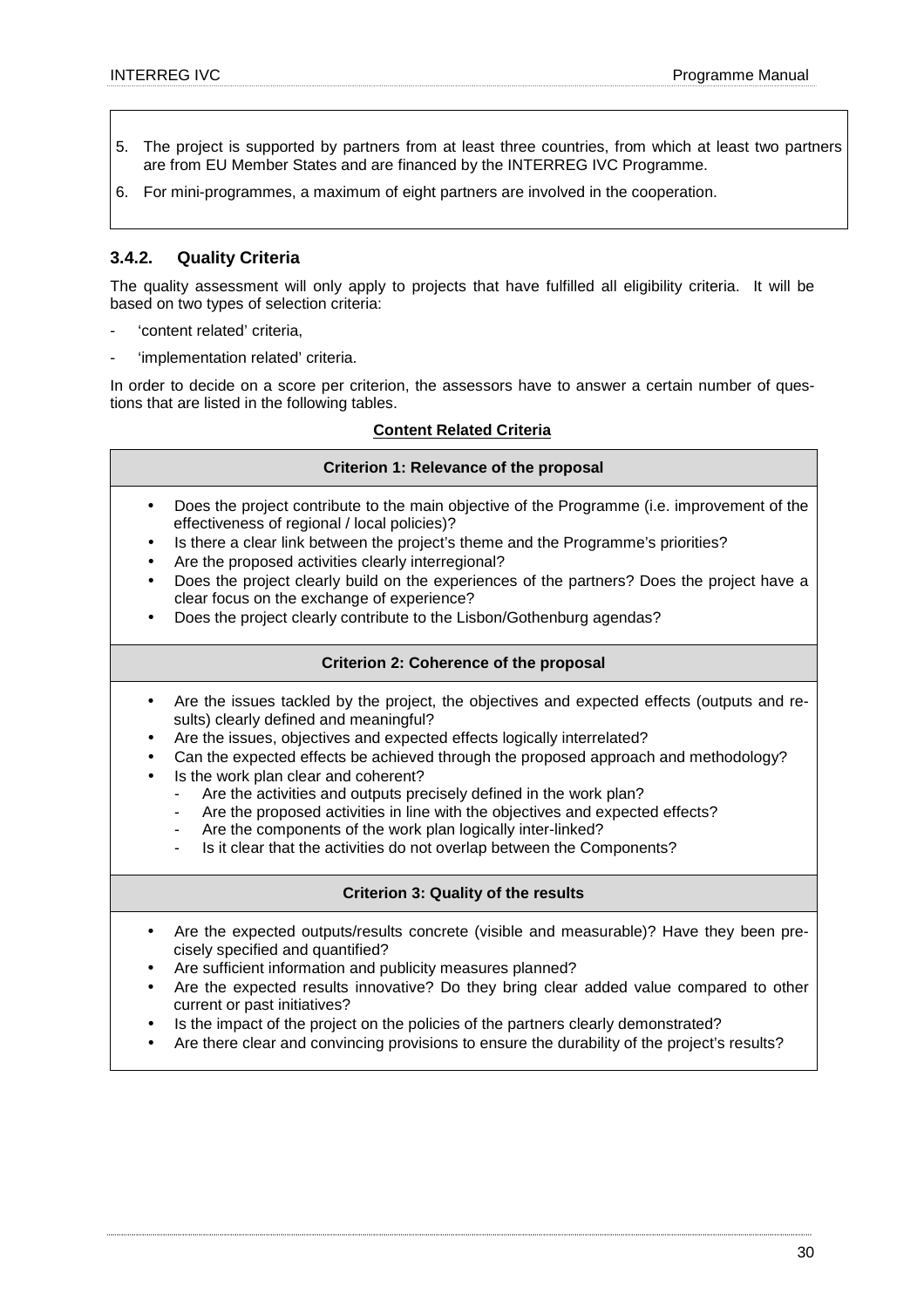5. The project is supported by partners from at least three countries, from which at least two partners are from EU Member States and are financed by the INTERREG IVC Programme.
6. For mini-programmes, a maximum of eight partners are involved in the cooperation.

### 3.4.2. Quality Criteria

The quality assessment will only apply to projects that have fulfilled all eligibility criteria. It will be based on two types of selection criteria:

- 'content related' criteria,
- 'implementation related' criteria.

In order to decide on a score per criterion, the assessors have to answer a certain number of questions that are listed in the following tables.

**Content Related Criteria**

| Criterion 1: Relevance of the proposal |
|---|
| • Does the project contribute to the main objective of the Programme (i.e. improvement of the effectiveness of regional / local policies)?<br>• Is there a clear link between the project's theme and the Programme's priorities?<br>• Are the proposed activities clearly interregional?<br>• Does the project clearly build on the experiences of the partners? Does the project have a clear focus on the exchange of experience?<br>• Does the project clearly contribute to the Lisbon/Gothenburg agendas? |
| **Criterion 2: Coherence of the proposal** |
| • Are the issues tackled by the project, the objectives and expected effects (outputs and results) clearly defined and meaningful?<br>• Are the issues, objectives and expected effects logically interrelated?<br>• Can the expected effects be achieved through the proposed approach and methodology?<br>• Is the work plan clear and coherent?<br>  - Are the activities and outputs precisely defined in the work plan?<br>  - Are the proposed activities in line with the objectives and expected effects?<br>  - Are the components of the work plan logically inter-linked?<br>  - Is it clear that the activities do not overlap between the Components? |
| **Criterion 3: Quality of the results** |
| • Are the expected outputs/results concrete (visible and measurable)? Have they been precisely specified and quantified?<br>• Are sufficient information and publicity measures planned?<br>• Are the expected results innovative? Do they bring clear added value compared to other current or past initiatives?<br>• Is the impact of the project on the policies of the partners clearly demonstrated?<br>• Are there clear and convincing provisions to ensure the durability of the project's results? |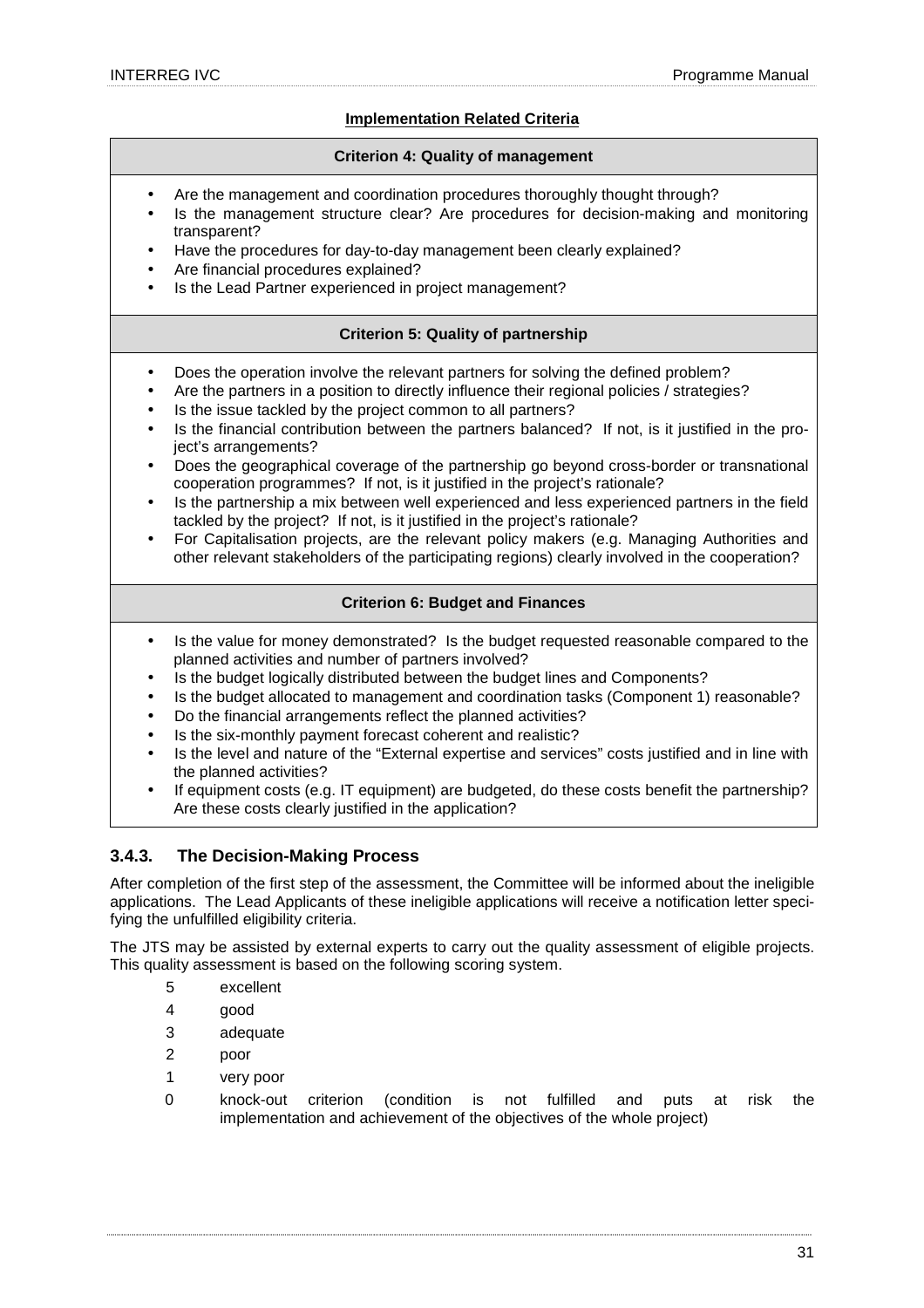**Implementation Related Criteria**

| Criterion 4: Quality of management |
|---|
| • Are the management and coordination procedures thoroughly thought through?<br>• Is the management structure clear? Are procedures for decision-making and monitoring transparent?<br>• Have the procedures for day-to-day management been clearly explained?<br>• Are financial procedures explained?<br>• Is the Lead Partner experienced in project management? |
| **Criterion 5: Quality of partnership** |
| • Does the operation involve the relevant partners for solving the defined problem?<br>• Are the partners in a position to directly influence their regional policies / strategies?<br>• Is the issue tackled by the project common to all partners?<br>• Is the financial contribution between the partners balanced? If not, is it justified in the project's arrangements?<br>• Does the geographical coverage of the partnership go beyond cross-border or transnational cooperation programmes? If not, is it justified in the project's rationale?<br>• Is the partnership a mix between well experienced and less experienced partners in the field tackled by the project? If not, is it justified in the project's rationale?<br>• For Capitalisation projects, are the relevant policy makers (e.g. Managing Authorities and other relevant stakeholders of the participating regions) clearly involved in the cooperation? |
| **Criterion 6: Budget and Finances** |
| • Is the value for money demonstrated? Is the budget requested reasonable compared to the planned activities and number of partners involved?<br>• Is the budget logically distributed between the budget lines and Components?<br>• Is the budget allocated to management and coordination tasks (Component 1) reasonable?<br>• Do the financial arrangements reflect the planned activities?<br>• Is the six-monthly payment forecast coherent and realistic?<br>• Is the level and nature of the "External expertise and services" costs justified and in line with the planned activities?<br>• If equipment costs (e.g. IT equipment) are budgeted, do these costs benefit the partnership? Are these costs clearly justified in the application? |

### 3.4.3. The Decision-Making Process

After completion of the first step of the assessment, the Committee will be informed about the ineligible applications. The Lead Applicants of these ineligible applications will receive a notification letter specifying the unfulfilled eligibility criteria.

The JTS may be assisted by external experts to carry out the quality assessment of eligible projects. This quality assessment is based on the following scoring system.

- 5 excellent
- 4 good
- 3 adequate
- 2 poor
- 1 very poor
- 0 knock-out criterion (condition is not fulfilled and puts at risk the implementation and achievement of the objectives of the whole project)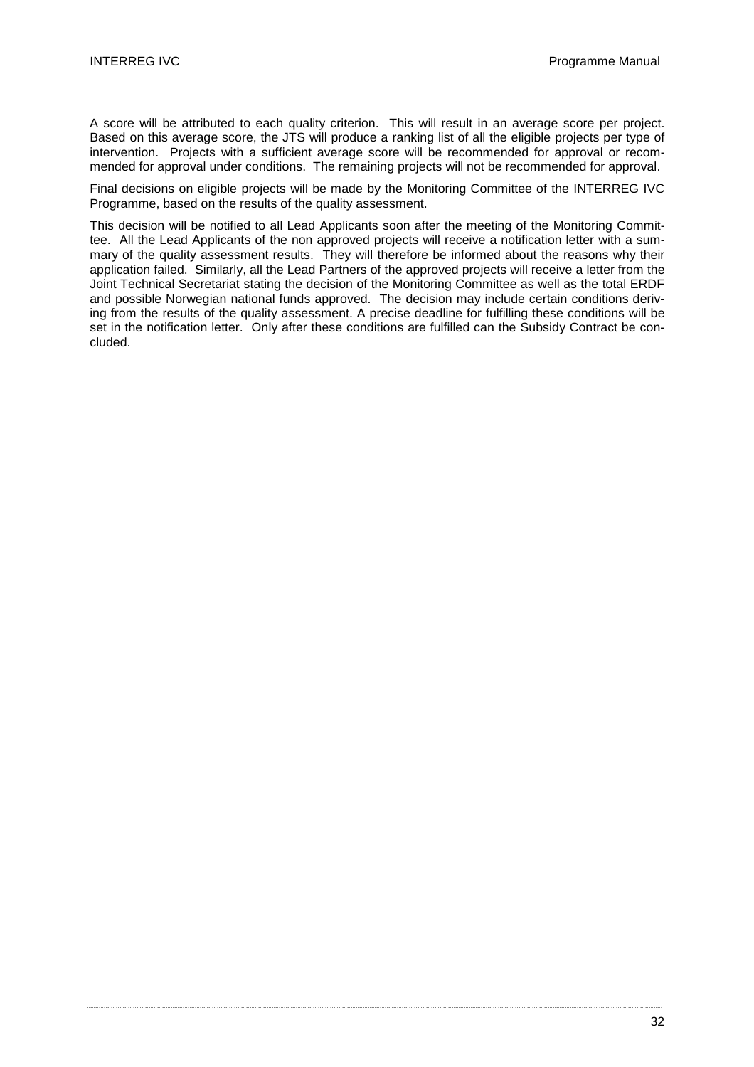A score will be attributed to each quality criterion. This will result in an average score per project. Based on this average score, the JTS will produce a ranking list of all the eligible projects per type of intervention. Projects with a sufficient average score will be recommended for approval or recommended for approval under conditions. The remaining projects will not be recommended for approval.

Final decisions on eligible projects will be made by the Monitoring Committee of the INTERREG IVC Programme, based on the results of the quality assessment.

This decision will be notified to all Lead Applicants soon after the meeting of the Monitoring Committee. All the Lead Applicants of the non approved projects will receive a notification letter with a summary of the quality assessment results. They will therefore be informed about the reasons why their application failed. Similarly, all the Lead Partners of the approved projects will receive a letter from the Joint Technical Secretariat stating the decision of the Monitoring Committee as well as the total ERDF and possible Norwegian national funds approved. The decision may include certain conditions deriving from the results of the quality assessment. A precise deadline for fulfilling these conditions will be set in the notification letter. Only after these conditions are fulfilled can the Subsidy Contract be concluded.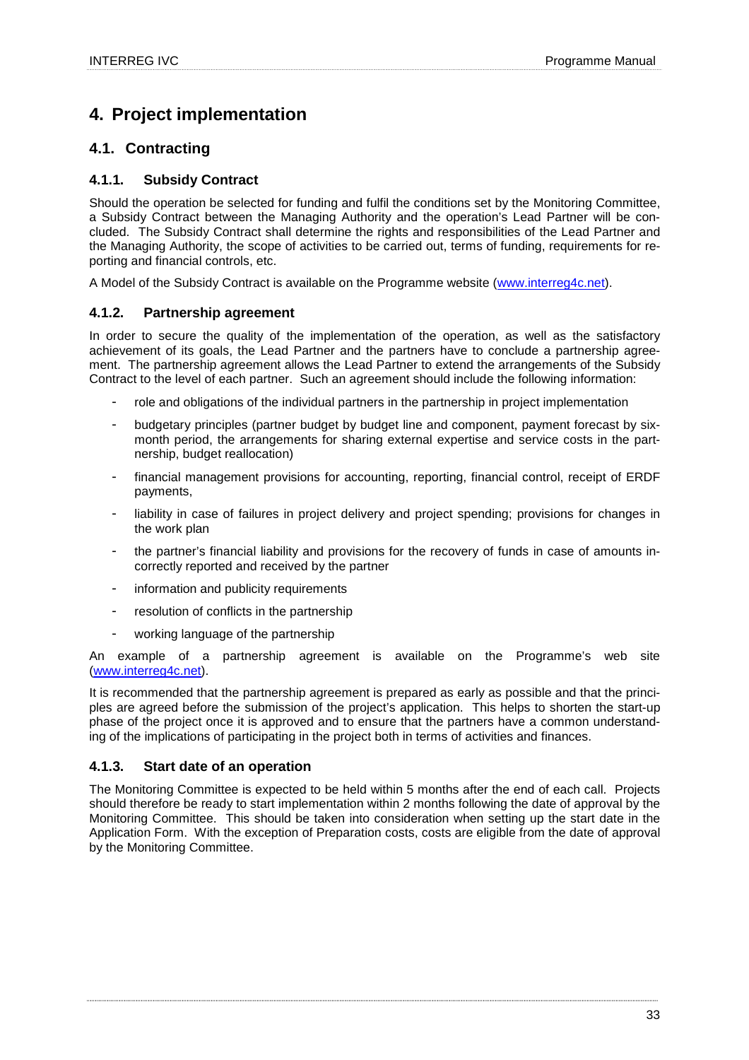# 4. Project implementation

## 4.1. Contracting

### 4.1.1. Subsidy Contract

Should the operation be selected for funding and fulfil the conditions set by the Monitoring Committee, a Subsidy Contract between the Managing Authority and the operation's Lead Partner will be concluded. The Subsidy Contract shall determine the rights and responsibilities of the Lead Partner and the Managing Authority, the scope of activities to be carried out, terms of funding, requirements for reporting and financial controls, etc.

A Model of the Subsidy Contract is available on the Programme website (www.interreg4c.net).

### 4.1.2. Partnership agreement

In order to secure the quality of the implementation of the operation, as well as the satisfactory achievement of its goals, the Lead Partner and the partners have to conclude a partnership agreement. The partnership agreement allows the Lead Partner to extend the arrangements of the Subsidy Contract to the level of each partner. Such an agreement should include the following information:

- role and obligations of the individual partners in the partnership in project implementation
- budgetary principles (partner budget by budget line and component, payment forecast by six-month period, the arrangements for sharing external expertise and service costs in the partnership, budget reallocation)
- financial management provisions for accounting, reporting, financial control, receipt of ERDF payments,
- liability in case of failures in project delivery and project spending; provisions for changes in the work plan
- the partner's financial liability and provisions for the recovery of funds in case of amounts incorrectly reported and received by the partner
- information and publicity requirements
- resolution of conflicts in the partnership
- working language of the partnership

An example of a partnership agreement is available on the Programme's web site (www.interreg4c.net).

It is recommended that the partnership agreement is prepared as early as possible and that the principles are agreed before the submission of the project's application. This helps to shorten the start-up phase of the project once it is approved and to ensure that the partners have a common understanding of the implications of participating in the project both in terms of activities and finances.

### 4.1.3. Start date of an operation

The Monitoring Committee is expected to be held within 5 months after the end of each call. Projects should therefore be ready to start implementation within 2 months following the date of approval by the Monitoring Committee. This should be taken into consideration when setting up the start date in the Application Form. With the exception of Preparation costs, costs are eligible from the date of approval by the Monitoring Committee.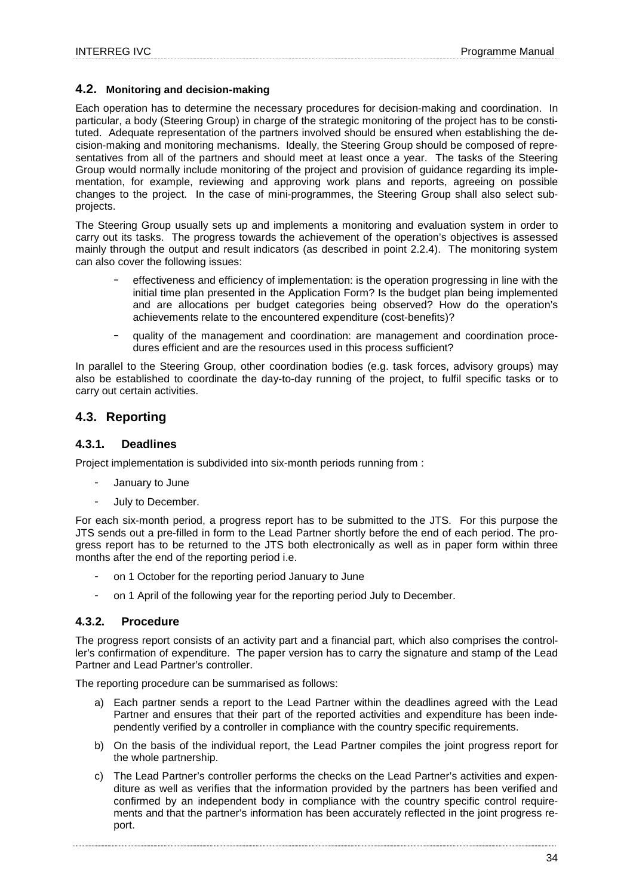### 4.2. Monitoring and decision-making

Each operation has to determine the necessary procedures for decision-making and coordination. In particular, a body (Steering Group) in charge of the strategic monitoring of the project has to be constituted. Adequate representation of the partners involved should be ensured when establishing the decision-making and monitoring mechanisms. Ideally, the Steering Group should be composed of representatives from all of the partners and should meet at least once a year. The tasks of the Steering Group would normally include monitoring of the project and provision of guidance regarding its implementation, for example, reviewing and approving work plans and reports, agreeing on possible changes to the project. In the case of mini-programmes, the Steering Group shall also select sub-projects.

The Steering Group usually sets up and implements a monitoring and evaluation system in order to carry out its tasks. The progress towards the achievement of the operation's objectives is assessed mainly through the output and result indicators (as described in point 2.2.4). The monitoring system can also cover the following issues:

- effectiveness and efficiency of implementation: is the operation progressing in line with the initial time plan presented in the Application Form? Is the budget plan being implemented and are allocations per budget categories being observed? How do the operation's achievements relate to the encountered expenditure (cost-benefits)?
- quality of the management and coordination: are management and coordination procedures efficient and are the resources used in this process sufficient?

In parallel to the Steering Group, other coordination bodies (e.g. task forces, advisory groups) may also be established to coordinate the day-to-day running of the project, to fulfil specific tasks or to carry out certain activities.

## 4.3. Reporting

### 4.3.1. Deadlines

Project implementation is subdivided into six-month periods running from :

- January to June
- July to December.

For each six-month period, a progress report has to be submitted to the JTS. For this purpose the JTS sends out a pre-filled in form to the Lead Partner shortly before the end of each period. The progress report has to be returned to the JTS both electronically as well as in paper form within three months after the end of the reporting period i.e.

- on 1 October for the reporting period January to June
- on 1 April of the following year for the reporting period July to December.

### 4.3.2. Procedure

The progress report consists of an activity part and a financial part, which also comprises the controller's confirmation of expenditure. The paper version has to carry the signature and stamp of the Lead Partner and Lead Partner's controller.

The reporting procedure can be summarised as follows:

a) Each partner sends a report to the Lead Partner within the deadlines agreed with the Lead Partner and ensures that their part of the reported activities and expenditure has been independently verified by a controller in compliance with the country specific requirements.

b) On the basis of the individual report, the Lead Partner compiles the joint progress report for the whole partnership.

c) The Lead Partner's controller performs the checks on the Lead Partner's activities and expenditure as well as verifies that the information provided by the partners has been verified and confirmed by an independent body in compliance with the country specific control requirements and that the partner's information has been accurately reflected in the joint progress report.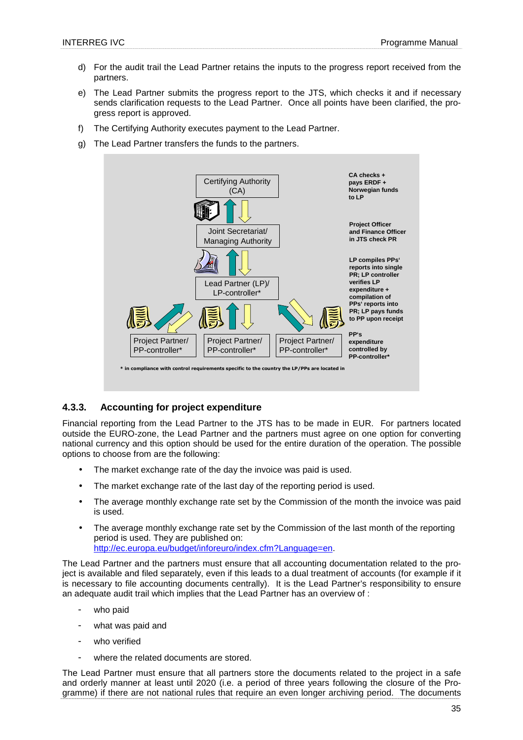d) For the audit trail the Lead Partner retains the inputs to the progress report received from the partners.

e) The Lead Partner submits the progress report to the JTS, which checks it and if necessary sends clarification requests to the Lead Partner. Once all points have been clarified, the progress report is approved.

f) The Certifying Authority executes payment to the Lead Partner.

g) The Lead Partner transfers the funds to the partners.

Certifying Authority (CA)

Joint Secretariat/ Managing Authority

Lead Partner (LP)/ LP-controller*

Project Partner/ PP-controller* | Project Partner/ PP-controller* | Project Partner/ PP-controller*

**CA checks + pays ERDF + Norwegian funds to LP**

**Project Officer and Finance Officer in JTS check PR**

**LP compiles PPs' reports into single PR; LP controller verifies LP expenditure + compilation of PPs' reports into PR; LP pays funds to PP upon receipt**

**PP's expenditure controlled by PP-controller***

**\* in compliance with control requirements specific to the country the LP/PPs are located in**

### 4.3.3. Accounting for project expenditure

Financial reporting from the Lead Partner to the JTS has to be made in EUR. For partners located outside the EURO-zone, the Lead Partner and the partners must agree on one option for converting national currency and this option should be used for the entire duration of the operation. The possible options to choose from are the following:

- The market exchange rate of the day the invoice was paid is used.
- The market exchange rate of the last day of the reporting period is used.
- The average monthly exchange rate set by the Commission of the month the invoice was paid is used.
- The average monthly exchange rate set by the Commission of the last month of the reporting period is used. They are published on: http://ec.europa.eu/budget/inforeuro/index.cfm?Language=en.

The Lead Partner and the partners must ensure that all accounting documentation related to the project is available and filed separately, even if this leads to a dual treatment of accounts (for example if it is necessary to file accounting documents centrally). It is the Lead Partner's responsibility to ensure an adequate audit trail which implies that the Lead Partner has an overview of :

- who paid
- what was paid and
- who verified
- where the related documents are stored.

The Lead Partner must ensure that all partners store the documents related to the project in a safe and orderly manner at least until 2020 (i.e. a period of three years following the closure of the Programme) if there are not national rules that require an even longer archiving period. The documents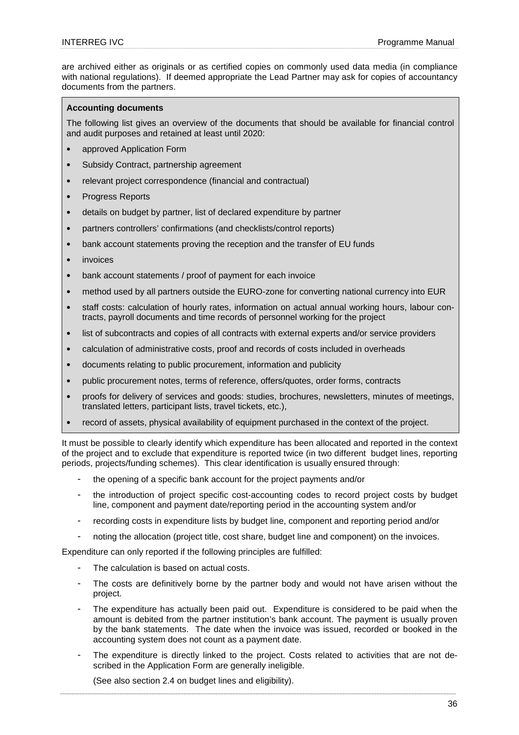are archived either as originals or as certified copies on commonly used data media (in compliance with national regulations). If deemed appropriate the Lead Partner may ask for copies of accountancy documents from the partners.

**Accounting documents**

The following list gives an overview of the documents that should be available for financial control and audit purposes and retained at least until 2020:

- approved Application Form
- Subsidy Contract, partnership agreement
- relevant project correspondence (financial and contractual)
- Progress Reports
- details on budget by partner, list of declared expenditure by partner
- partners controllers' confirmations (and checklists/control reports)
- bank account statements proving the reception and the transfer of EU funds
- invoices
- bank account statements / proof of payment for each invoice
- method used by all partners outside the EURO-zone for converting national currency into EUR
- staff costs: calculation of hourly rates, information on actual annual working hours, labour contracts, payroll documents and time records of personnel working for the project
- list of subcontracts and copies of all contracts with external experts and/or service providers
- calculation of administrative costs, proof and records of costs included in overheads
- documents relating to public procurement, information and publicity
- public procurement notes, terms of reference, offers/quotes, order forms, contracts
- proofs for delivery of services and goods: studies, brochures, newsletters, minutes of meetings, translated letters, participant lists, travel tickets, etc.),
- record of assets, physical availability of equipment purchased in the context of the project.

It must be possible to clearly identify which expenditure has been allocated and reported in the context of the project and to exclude that expenditure is reported twice (in two different budget lines, reporting periods, projects/funding schemes). This clear identification is usually ensured through:

- the opening of a specific bank account for the project payments and/or
- the introduction of project specific cost-accounting codes to record project costs by budget line, component and payment date/reporting period in the accounting system and/or
- recording costs in expenditure lists by budget line, component and reporting period and/or
- noting the allocation (project title, cost share, budget line and component) on the invoices.

Expenditure can only reported if the following principles are fulfilled:

- The calculation is based on actual costs.
- The costs are definitively borne by the partner body and would not have arisen without the project.
- The expenditure has actually been paid out. Expenditure is considered to be paid when the amount is debited from the partner institution's bank account. The payment is usually proven by the bank statements. The date when the invoice was issued, recorded or booked in the accounting system does not count as a payment date.
- The expenditure is directly linked to the project. Costs related to activities that are not described in the Application Form are generally ineligible.

  (See also section 2.4 on budget lines and eligibility).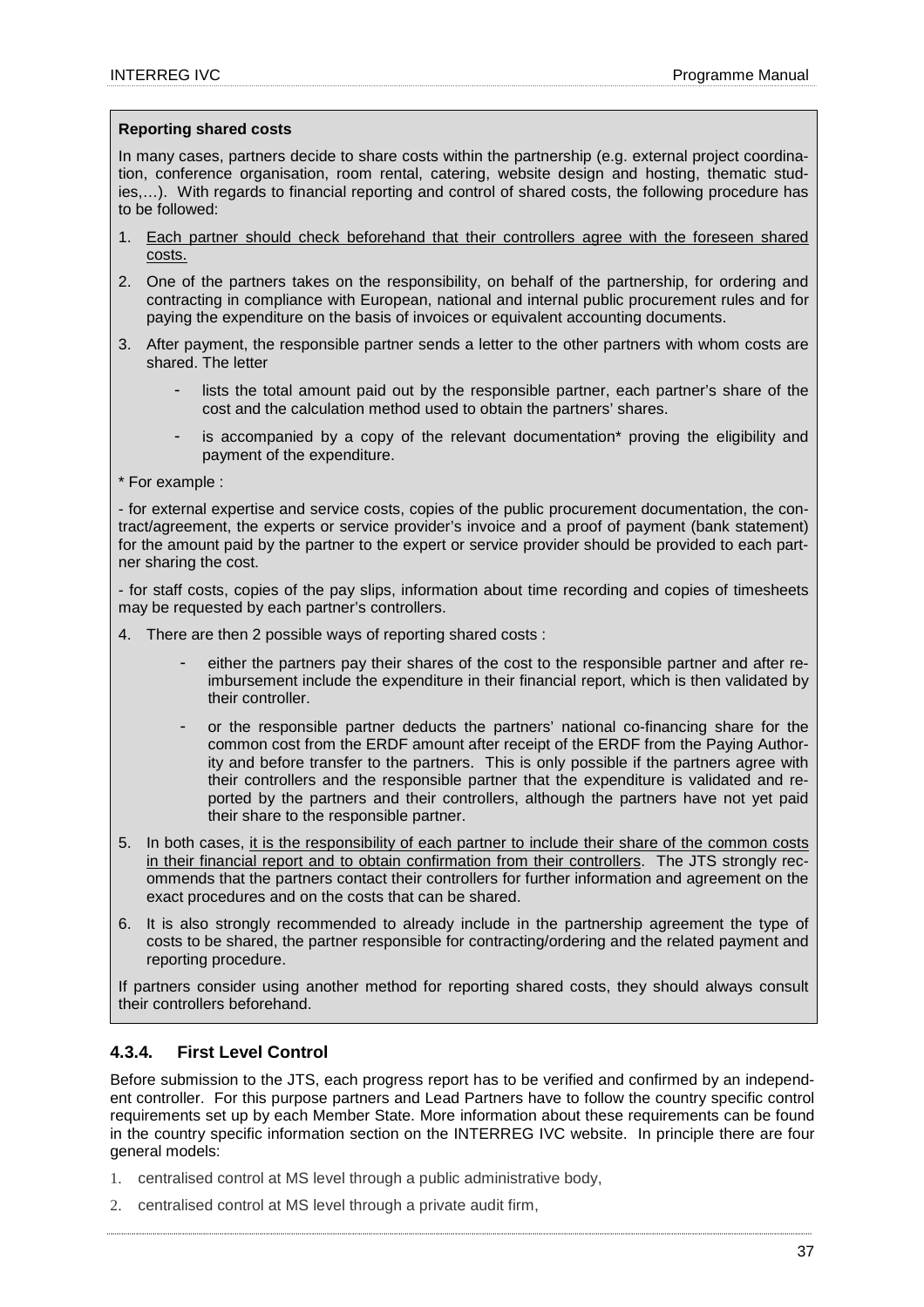**Reporting shared costs**

In many cases, partners decide to share costs within the partnership (e.g. external project coordination, conference organisation, room rental, catering, website design and hosting, thematic studies,…). With regards to financial reporting and control of shared costs, the following procedure has to be followed:

1. Each partner should check beforehand that their controllers agree with the foreseen shared costs.
2. One of the partners takes on the responsibility, on behalf of the partnership, for ordering and contracting in compliance with European, national and internal public procurement rules and for paying the expenditure on the basis of invoices or equivalent accounting documents.
3. After payment, the responsible partner sends a letter to the other partners with whom costs are shared. The letter
   - lists the total amount paid out by the responsible partner, each partner's share of the cost and the calculation method used to obtain the partners' shares.
   - is accompanied by a copy of the relevant documentation* proving the eligibility and payment of the expenditure.

\* For example :

- for external expertise and service costs, copies of the public procurement documentation, the contract/agreement, the experts or service provider's invoice and a proof of payment (bank statement) for the amount paid by the partner to the expert or service provider should be provided to each partner sharing the cost.

- for staff costs, copies of the pay slips, information about time recording and copies of timesheets may be requested by each partner's controllers.

4. There are then 2 possible ways of reporting shared costs :
   - either the partners pay their shares of the cost to the responsible partner and after reimbursement include the expenditure in their financial report, which is then validated by their controller.
   - or the responsible partner deducts the partners' national co-financing share for the common cost from the ERDF amount after receipt of the ERDF from the Paying Authority and before transfer to the partners. This is only possible if the partners agree with their controllers and the responsible partner that the expenditure is validated and reported by the partners and their controllers, although the partners have not yet paid their share to the responsible partner.
5. In both cases, it is the responsibility of each partner to include their share of the common costs in their financial report and to obtain confirmation from their controllers. The JTS strongly recommends that the partners contact their controllers for further information and agreement on the exact procedures and on the costs that can be shared.
6. It is also strongly recommended to already include in the partnership agreement the type of costs to be shared, the partner responsible for contracting/ordering and the related payment and reporting procedure.

If partners consider using another method for reporting shared costs, they should always consult their controllers beforehand.

### 4.3.4. First Level Control

Before submission to the JTS, each progress report has to be verified and confirmed by an independent controller. For this purpose partners and Lead Partners have to follow the country specific control requirements set up by each Member State. More information about these requirements can be found in the country specific information section on the INTERREG IVC website. In principle there are four general models:

1. centralised control at MS level through a public administrative body,
2. centralised control at MS level through a private audit firm,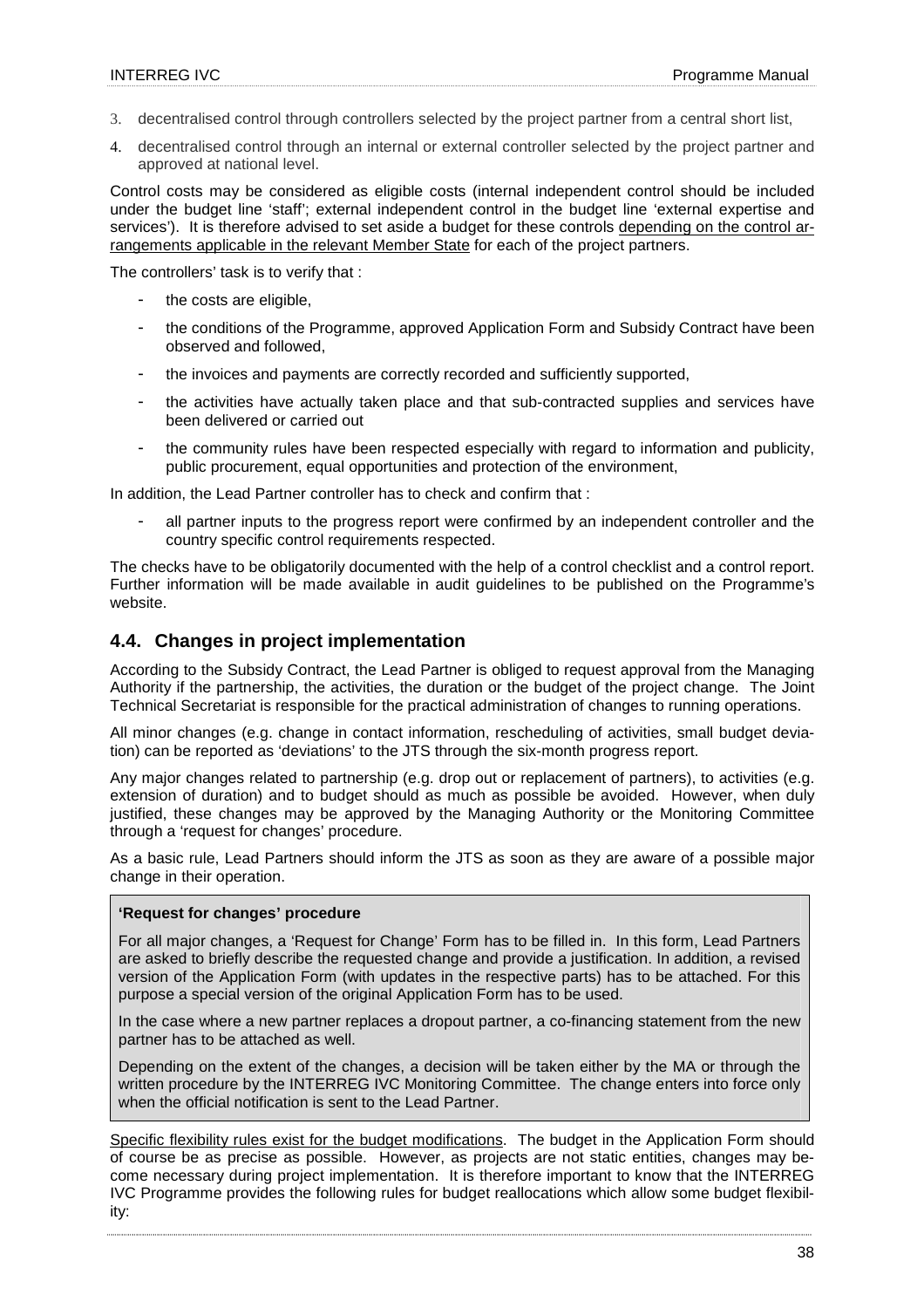3. decentralised control through controllers selected by the project partner from a central short list,
4. decentralised control through an internal or external controller selected by the project partner and approved at national level.

Control costs may be considered as eligible costs (internal independent control should be included under the budget line 'staff'; external independent control in the budget line 'external expertise and services'). It is therefore advised to set aside a budget for these controls depending on the control arrangements applicable in the relevant Member State for each of the project partners.

The controllers' task is to verify that :

- the costs are eligible,
- the conditions of the Programme, approved Application Form and Subsidy Contract have been observed and followed,
- the invoices and payments are correctly recorded and sufficiently supported,
- the activities have actually taken place and that sub-contracted supplies and services have been delivered or carried out
- the community rules have been respected especially with regard to information and publicity, public procurement, equal opportunities and protection of the environment,

In addition, the Lead Partner controller has to check and confirm that :

- all partner inputs to the progress report were confirmed by an independent controller and the country specific control requirements respected.

The checks have to be obligatorily documented with the help of a control checklist and a control report. Further information will be made available in audit guidelines to be published on the Programme's website.

## 4.4. Changes in project implementation

According to the Subsidy Contract, the Lead Partner is obliged to request approval from the Managing Authority if the partnership, the activities, the duration or the budget of the project change. The Joint Technical Secretariat is responsible for the practical administration of changes to running operations.

All minor changes (e.g. change in contact information, rescheduling of activities, small budget deviation) can be reported as 'deviations' to the JTS through the six-month progress report.

Any major changes related to partnership (e.g. drop out or replacement of partners), to activities (e.g. extension of duration) and to budget should as much as possible be avoided. However, when duly justified, these changes may be approved by the Managing Authority or the Monitoring Committee through a 'request for changes' procedure.

As a basic rule, Lead Partners should inform the JTS as soon as they are aware of a possible major change in their operation.

**'Request for changes' procedure**

For all major changes, a 'Request for Change' Form has to be filled in. In this form, Lead Partners are asked to briefly describe the requested change and provide a justification. In addition, a revised version of the Application Form (with updates in the respective parts) has to be attached. For this purpose a special version of the original Application Form has to be used.

In the case where a new partner replaces a dropout partner, a co-financing statement from the new partner has to be attached as well.

Depending on the extent of the changes, a decision will be taken either by the MA or through the written procedure by the INTERREG IVC Monitoring Committee. The change enters into force only when the official notification is sent to the Lead Partner.

Specific flexibility rules exist for the budget modifications. The budget in the Application Form should of course be as precise as possible. However, as projects are not static entities, changes may become necessary during project implementation. It is therefore important to know that the INTERREG IVC Programme provides the following rules for budget reallocations which allow some budget flexibility: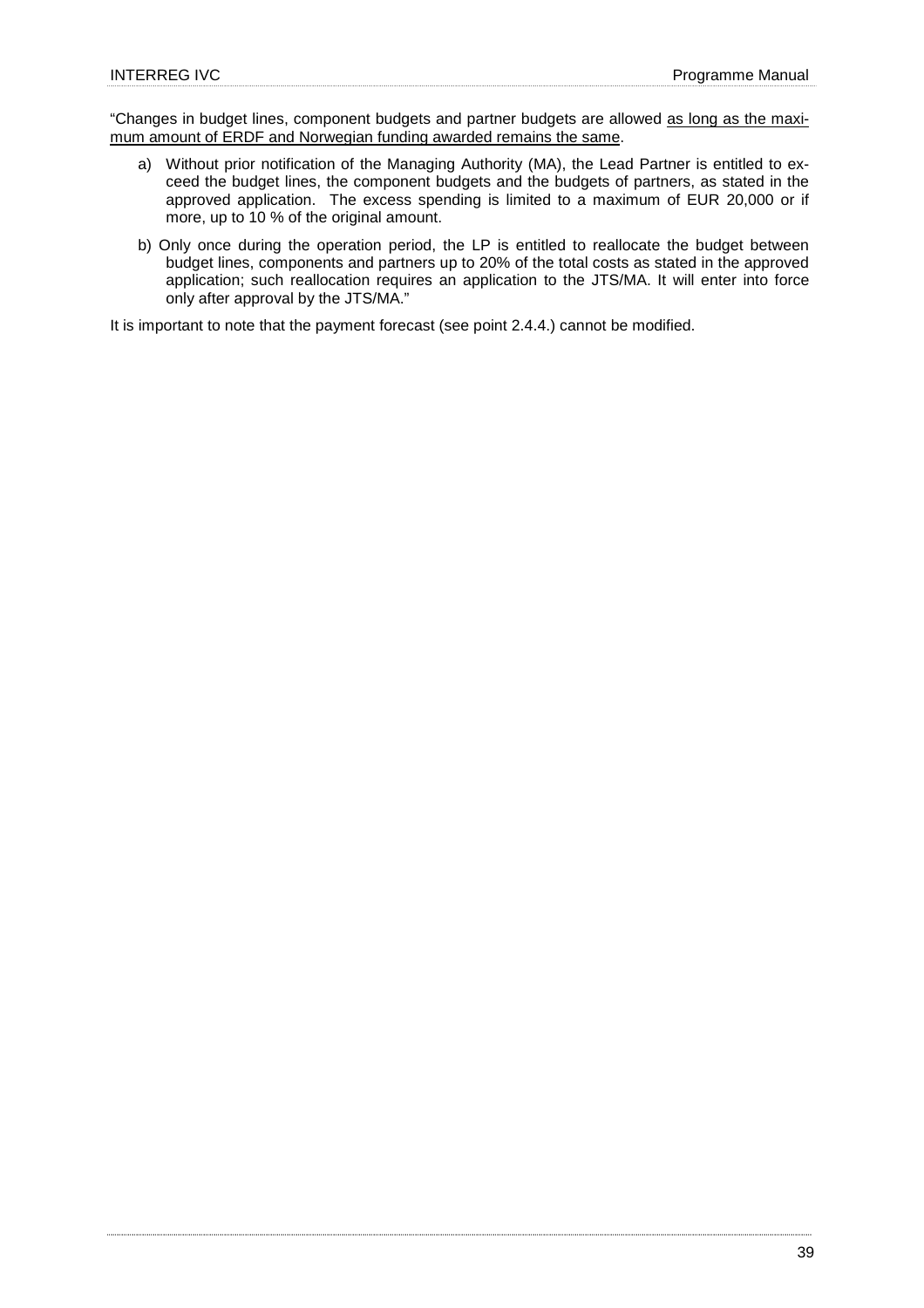"Changes in budget lines, component budgets and partner budgets are allowed as long as the maximum amount of ERDF and Norwegian funding awarded remains the same.

a) Without prior notification of the Managing Authority (MA), the Lead Partner is entitled to exceed the budget lines, the component budgets and the budgets of partners, as stated in the approved application. The excess spending is limited to a maximum of EUR 20,000 or if more, up to 10 % of the original amount.

b) Only once during the operation period, the LP is entitled to reallocate the budget between budget lines, components and partners up to 20% of the total costs as stated in the approved application; such reallocation requires an application to the JTS/MA. It will enter into force only after approval by the JTS/MA."

It is important to note that the payment forecast (see point 2.4.4.) cannot be modified.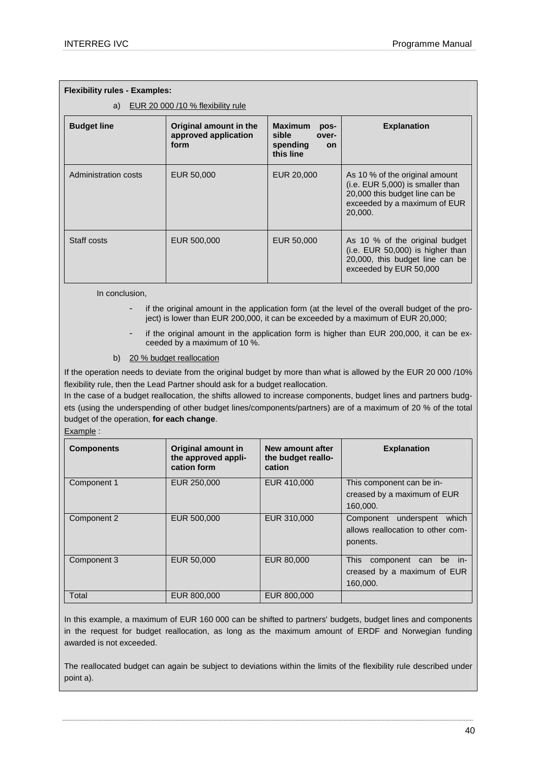**Flexibility rules - Examples:**

a) EUR 20 000 /10 % flexibility rule

| Budget line | Original amount in the approved application form | Maximum possible over-spending on this line | Explanation |
| --- | --- | --- | --- |
| Administration costs | EUR 50,000 | EUR 20,000 | As 10 % of the original amount (i.e. EUR 5,000) is smaller than 20,000 this budget line can be exceeded by a maximum of EUR 20,000. |
| Staff costs | EUR 500,000 | EUR 50,000 | As 10 % of the original budget (i.e. EUR 50,000) is higher than 20,000, this budget line can be exceeded by EUR 50,000 |

In conclusion,

- if the original amount in the application form (at the level of the overall budget of the project) is lower than EUR 200,000, it can be exceeded by a maximum of EUR 20,000;
- if the original amount in the application form is higher than EUR 200,000, it can be exceeded by a maximum of 10 %.

b) 20 % budget reallocation

If the operation needs to deviate from the original budget by more than what is allowed by the EUR 20 000 /10% flexibility rule, then the Lead Partner should ask for a budget reallocation.

In the case of a budget reallocation, the shifts allowed to increase components, budget lines and partners budgets (using the underspending of other budget lines/components/partners) are of a maximum of 20 % of the total budget of the operation, **for each change**.

Example :

| Components | Original amount in the approved application form | New amount after the budget reallocation | Explanation |
| --- | --- | --- | --- |
| Component 1 | EUR 250,000 | EUR 410,000 | This component can be increased by a maximum of EUR 160,000. |
| Component 2 | EUR 500,000 | EUR 310,000 | Component underspent which allows reallocation to other components. |
| Component 3 | EUR 50,000 | EUR 80,000 | This component can be increased by a maximum of EUR 160,000. |
| Total | EUR 800,000 | EUR 800,000 | |

In this example, a maximum of EUR 160 000 can be shifted to partners' budgets, budget lines and components in the request for budget reallocation, as long as the maximum amount of ERDF and Norwegian funding awarded is not exceeded.

The reallocated budget can again be subject to deviations within the limits of the flexibility rule described under point a).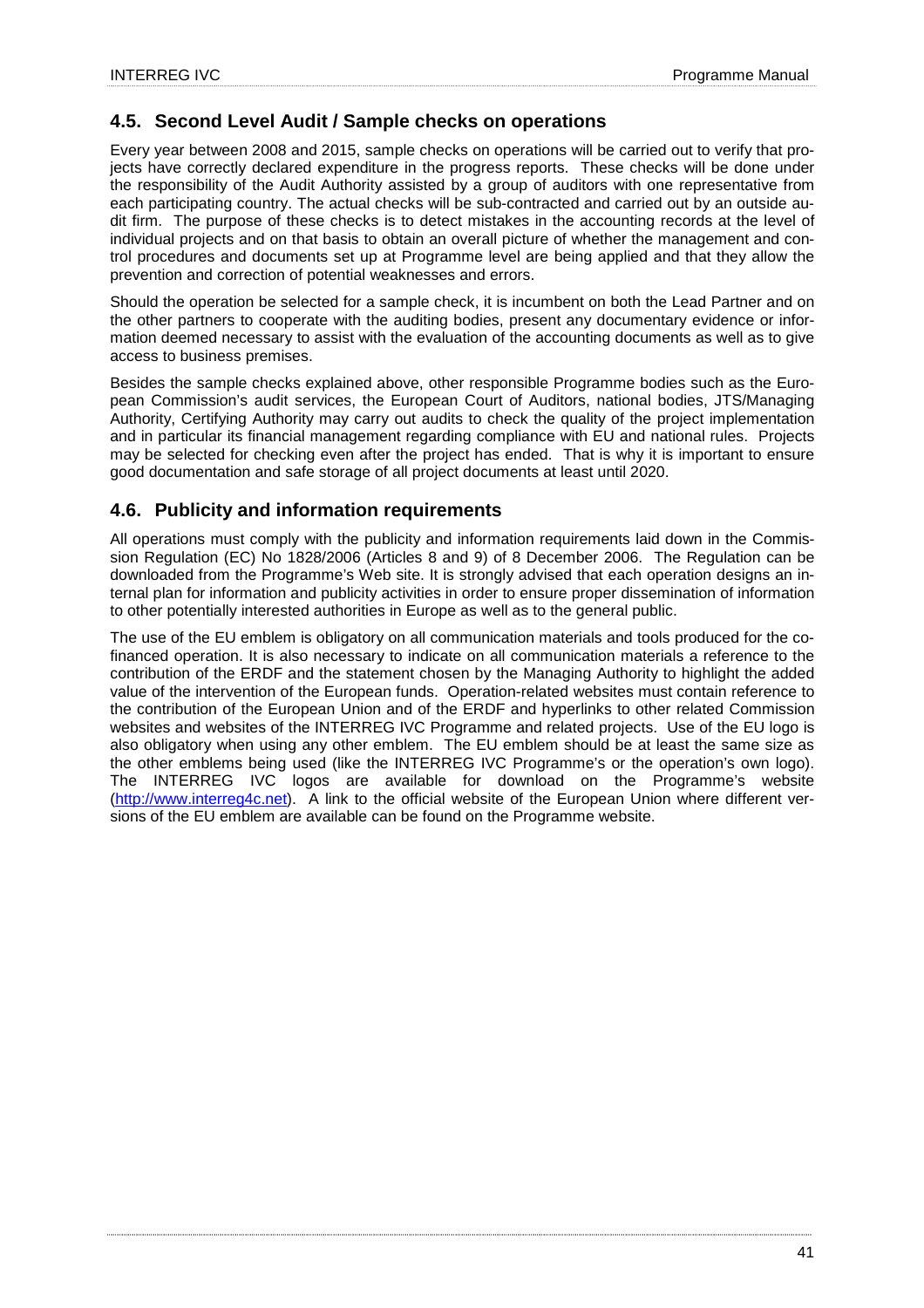## 4.5. Second Level Audit / Sample checks on operations

Every year between 2008 and 2015, sample checks on operations will be carried out to verify that projects have correctly declared expenditure in the progress reports. These checks will be done under the responsibility of the Audit Authority assisted by a group of auditors with one representative from each participating country. The actual checks will be sub-contracted and carried out by an outside audit firm. The purpose of these checks is to detect mistakes in the accounting records at the level of individual projects and on that basis to obtain an overall picture of whether the management and control procedures and documents set up at Programme level are being applied and that they allow the prevention and correction of potential weaknesses and errors.

Should the operation be selected for a sample check, it is incumbent on both the Lead Partner and on the other partners to cooperate with the auditing bodies, present any documentary evidence or information deemed necessary to assist with the evaluation of the accounting documents as well as to give access to business premises.

Besides the sample checks explained above, other responsible Programme bodies such as the European Commission's audit services, the European Court of Auditors, national bodies, JTS/Managing Authority, Certifying Authority may carry out audits to check the quality of the project implementation and in particular its financial management regarding compliance with EU and national rules. Projects may be selected for checking even after the project has ended. That is why it is important to ensure good documentation and safe storage of all project documents at least until 2020.

## 4.6. Publicity and information requirements

All operations must comply with the publicity and information requirements laid down in the Commission Regulation (EC) No 1828/2006 (Articles 8 and 9) of 8 December 2006. The Regulation can be downloaded from the Programme's Web site. It is strongly advised that each operation designs an internal plan for information and publicity activities in order to ensure proper dissemination of information to other potentially interested authorities in Europe as well as to the general public.

The use of the EU emblem is obligatory on all communication materials and tools produced for the co-financed operation. It is also necessary to indicate on all communication materials a reference to the contribution of the ERDF and the statement chosen by the Managing Authority to highlight the added value of the intervention of the European funds. Operation-related websites must contain reference to the contribution of the European Union and of the ERDF and hyperlinks to other related Commission websites and websites of the INTERREG IVC Programme and related projects. Use of the EU logo is also obligatory when using any other emblem. The EU emblem should be at least the same size as the other emblems being used (like the INTERREG IVC Programme's or the operation's own logo). The INTERREG IVC logos are available for download on the Programme's website (http://www.interreg4c.net). A link to the official website of the European Union where different versions of the EU emblem are available can be found on the Programme website.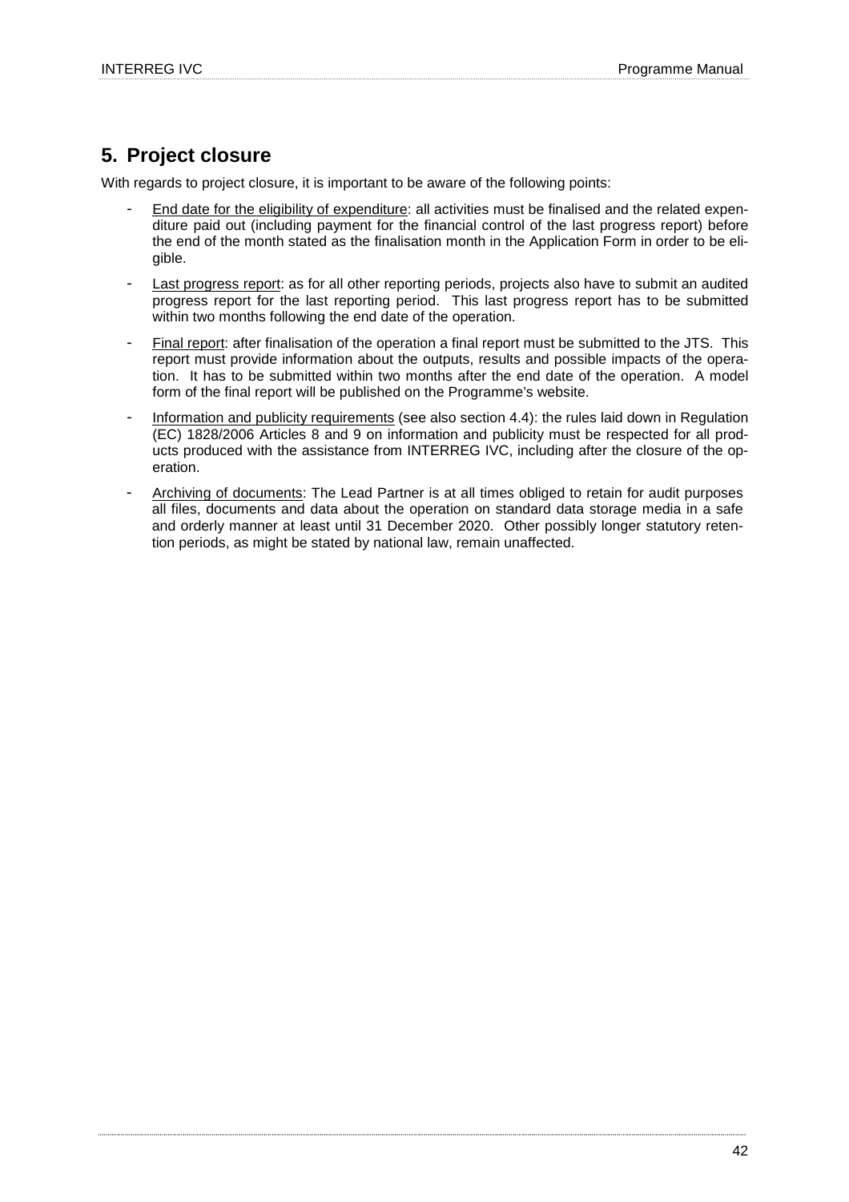# 5. Project closure

With regards to project closure, it is important to be aware of the following points:

- End date for the eligibility of expenditure: all activities must be finalised and the related expenditure paid out (including payment for the financial control of the last progress report) before the end of the month stated as the finalisation month in the Application Form in order to be eligible.
- Last progress report: as for all other reporting periods, projects also have to submit an audited progress report for the last reporting period. This last progress report has to be submitted within two months following the end date of the operation.
- Final report: after finalisation of the operation a final report must be submitted to the JTS. This report must provide information about the outputs, results and possible impacts of the operation. It has to be submitted within two months after the end date of the operation. A model form of the final report will be published on the Programme's website.
- Information and publicity requirements (see also section 4.4): the rules laid down in Regulation (EC) 1828/2006 Articles 8 and 9 on information and publicity must be respected for all products produced with the assistance from INTERREG IVC, including after the closure of the operation.
- Archiving of documents: The Lead Partner is at all times obliged to retain for audit purposes all files, documents and data about the operation on standard data storage media in a safe and orderly manner at least until 31 December 2020. Other possibly longer statutory retention periods, as might be stated by national law, remain unaffected.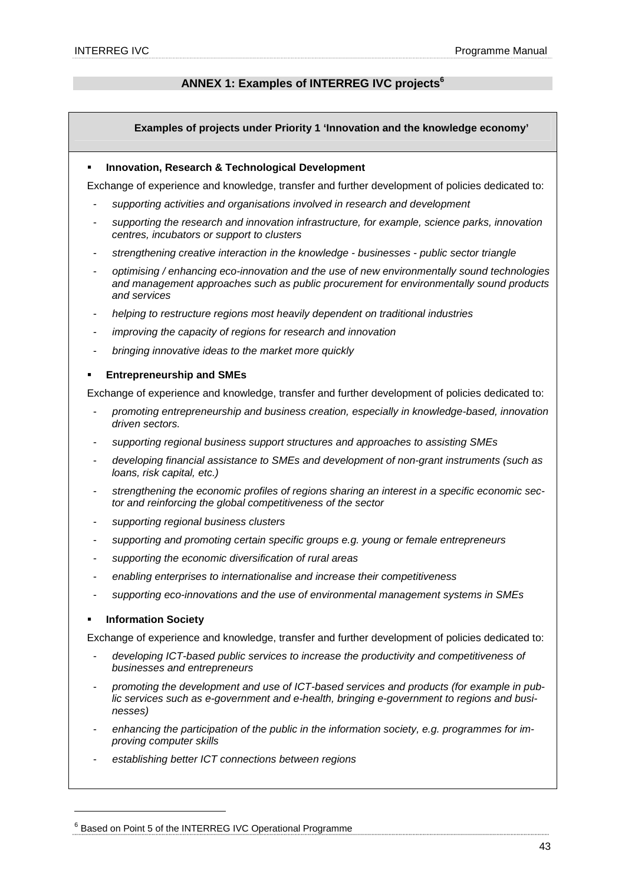# ANNEX 1: Examples of INTERREG IVC projects[6]

**Examples of projects under Priority 1 'Innovation and the knowledge economy'**

- **Innovation, Research & Technological Development**

Exchange of experience and knowledge, transfer and further development of policies dedicated to:

- *supporting activities and organisations involved in research and development*
- *supporting the research and innovation infrastructure, for example, science parks, innovation centres, incubators or support to clusters*
- *strengthening creative interaction in the knowledge - businesses - public sector triangle*
- *optimising / enhancing eco-innovation and the use of new environmentally sound technologies and management approaches such as public procurement for environmentally sound products and services*
- *helping to restructure regions most heavily dependent on traditional industries*
- *improving the capacity of regions for research and innovation*
- *bringing innovative ideas to the market more quickly*

- **Entrepreneurship and SMEs**

Exchange of experience and knowledge, transfer and further development of policies dedicated to:

- *promoting entrepreneurship and business creation, especially in knowledge-based, innovation driven sectors.*
- *supporting regional business support structures and approaches to assisting SMEs*
- *developing financial assistance to SMEs and development of non-grant instruments (such as loans, risk capital, etc.)*
- *strengthening the economic profiles of regions sharing an interest in a specific economic sector and reinforcing the global competitiveness of the sector*
- *supporting regional business clusters*
- *supporting and promoting certain specific groups e.g. young or female entrepreneurs*
- *supporting the economic diversification of rural areas*
- *enabling enterprises to internationalise and increase their competitiveness*
- *supporting eco-innovations and the use of environmental management systems in SMEs*

- **Information Society**

Exchange of experience and knowledge, transfer and further development of policies dedicated to:

- *developing ICT-based public services to increase the productivity and competitiveness of businesses and entrepreneurs*
- *promoting the development and use of ICT-based services and products (for example in public services such as e-government and e-health, bringing e-government to regions and businesses)*
- *enhancing the participation of the public in the information society, e.g. programmes for improving computer skills*
- *establishing better ICT connections between regions*

[6] Based on Point 5 of the INTERREG IVC Operational Programme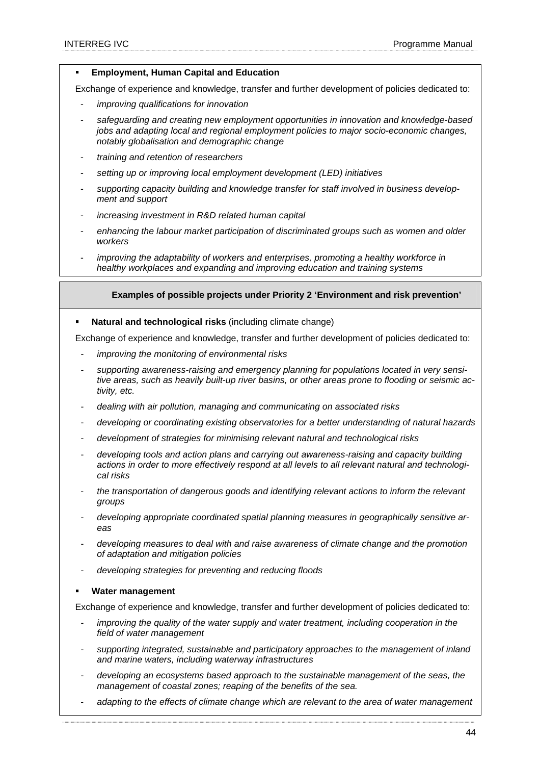- **Employment, Human Capital and Education**

Exchange of experience and knowledge, transfer and further development of policies dedicated to:

- *improving qualifications for innovation*
- *safeguarding and creating new employment opportunities in innovation and knowledge-based jobs and adapting local and regional employment policies to major socio-economic changes, notably globalisation and demographic change*
- *training and retention of researchers*
- *setting up or improving local employment development (LED) initiatives*
- *supporting capacity building and knowledge transfer for staff involved in business development and support*
- *increasing investment in R&D related human capital*
- *enhancing the labour market participation of discriminated groups such as women and older workers*
- *improving the adaptability of workers and enterprises, promoting a healthy workforce in healthy workplaces and expanding and improving education and training systems*

### Examples of possible projects under Priority 2 'Environment and risk prevention'

- **Natural and technological risks** (including climate change)

Exchange of experience and knowledge, transfer and further development of policies dedicated to:

- *improving the monitoring of environmental risks*
- *supporting awareness-raising and emergency planning for populations located in very sensitive areas, such as heavily built-up river basins, or other areas prone to flooding or seismic activity, etc.*
- *dealing with air pollution, managing and communicating on associated risks*
- *developing or coordinating existing observatories for a better understanding of natural hazards*
- *development of strategies for minimising relevant natural and technological risks*
- *developing tools and action plans and carrying out awareness-raising and capacity building actions in order to more effectively respond at all levels to all relevant natural and technological risks*
- *the transportation of dangerous goods and identifying relevant actions to inform the relevant groups*
- *developing appropriate coordinated spatial planning measures in geographically sensitive areas*
- *developing measures to deal with and raise awareness of climate change and the promotion of adaptation and mitigation policies*
- *developing strategies for preventing and reducing floods*

- **Water management**

Exchange of experience and knowledge, transfer and further development of policies dedicated to:

- *improving the quality of the water supply and water treatment, including cooperation in the field of water management*
- *supporting integrated, sustainable and participatory approaches to the management of inland and marine waters, including waterway infrastructures*
- *developing an ecosystems based approach to the sustainable management of the seas, the management of coastal zones; reaping of the benefits of the sea.*
- *adapting to the effects of climate change which are relevant to the area of water management*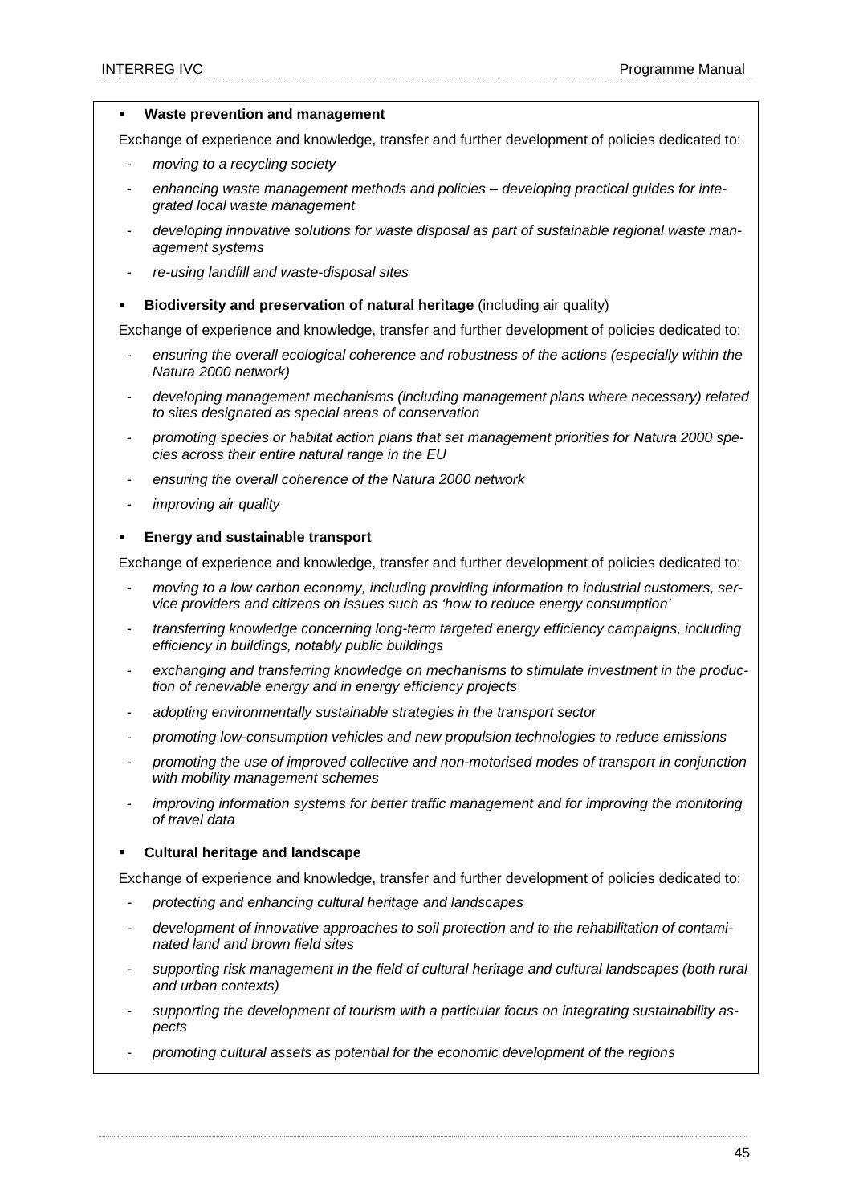- **Waste prevention and management**

Exchange of experience and knowledge, transfer and further development of policies dedicated to:

- *moving to a recycling society*
- *enhancing waste management methods and policies – developing practical guides for integrated local waste management*
- *developing innovative solutions for waste disposal as part of sustainable regional waste management systems*
- *re-using landfill and waste-disposal sites*

- **Biodiversity and preservation of natural heritage** (including air quality)

Exchange of experience and knowledge, transfer and further development of policies dedicated to:

- *ensuring the overall ecological coherence and robustness of the actions (especially within the Natura 2000 network)*
- *developing management mechanisms (including management plans where necessary) related to sites designated as special areas of conservation*
- *promoting species or habitat action plans that set management priorities for Natura 2000 species across their entire natural range in the EU*
- *ensuring the overall coherence of the Natura 2000 network*
- *improving air quality*

- **Energy and sustainable transport**

Exchange of experience and knowledge, transfer and further development of policies dedicated to:

- *moving to a low carbon economy, including providing information to industrial customers, service providers and citizens on issues such as 'how to reduce energy consumption'*
- *transferring knowledge concerning long-term targeted energy efficiency campaigns, including efficiency in buildings, notably public buildings*
- *exchanging and transferring knowledge on mechanisms to stimulate investment in the production of renewable energy and in energy efficiency projects*
- *adopting environmentally sustainable strategies in the transport sector*
- *promoting low-consumption vehicles and new propulsion technologies to reduce emissions*
- *promoting the use of improved collective and non-motorised modes of transport in conjunction with mobility management schemes*
- *improving information systems for better traffic management and for improving the monitoring of travel data*

- **Cultural heritage and landscape**

Exchange of experience and knowledge, transfer and further development of policies dedicated to:

- *protecting and enhancing cultural heritage and landscapes*
- *development of innovative approaches to soil protection and to the rehabilitation of contaminated land and brown field sites*
- *supporting risk management in the field of cultural heritage and cultural landscapes (both rural and urban contexts)*
- *supporting the development of tourism with a particular focus on integrating sustainability aspects*
- *promoting cultural assets as potential for the economic development of the regions*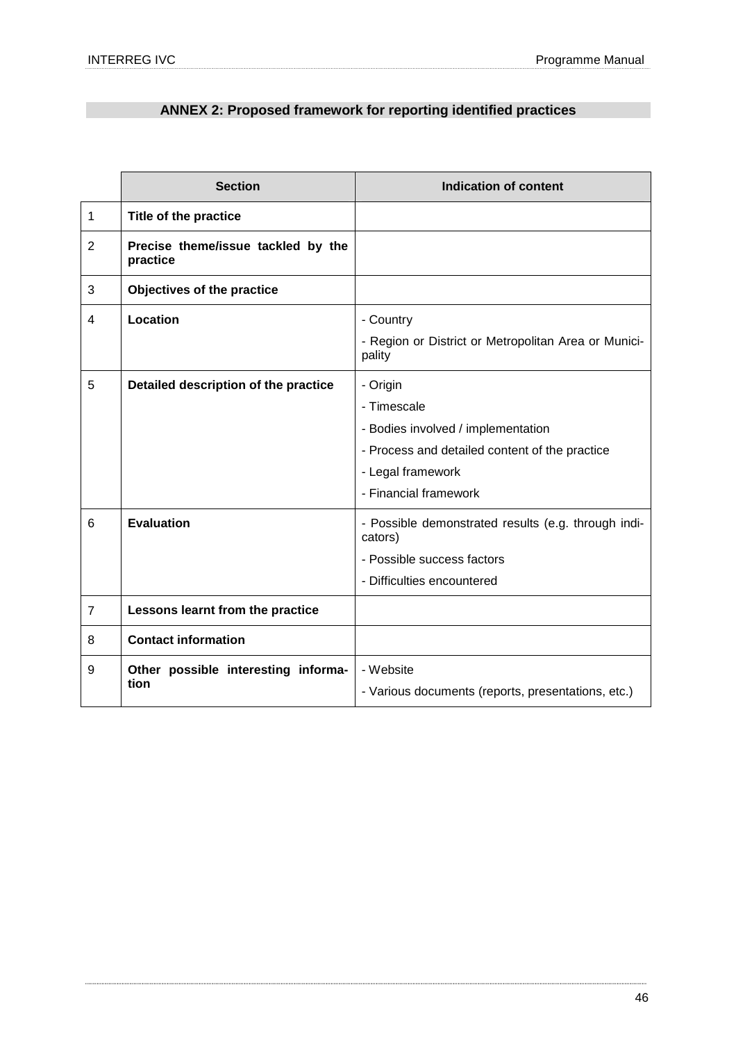## ANNEX 2: Proposed framework for reporting identified practices

| | Section | Indication of content |
|---|---|---|
| 1 | **Title of the practice** | |
| 2 | **Precise theme/issue tackled by the practice** | |
| 3 | **Objectives of the practice** | |
| 4 | **Location** | - Country<br>- Region or District or Metropolitan Area or Municipality |
| 5 | **Detailed description of the practice** | - Origin<br>- Timescale<br>- Bodies involved / implementation<br>- Process and detailed content of the practice<br>- Legal framework<br>- Financial framework |
| 6 | **Evaluation** | - Possible demonstrated results (e.g. through indicators)<br>- Possible success factors<br>- Difficulties encountered |
| 7 | **Lessons learnt from the practice** | |
| 8 | **Contact information** | |
| 9 | **Other possible interesting information** | - Website<br>- Various documents (reports, presentations, etc.) |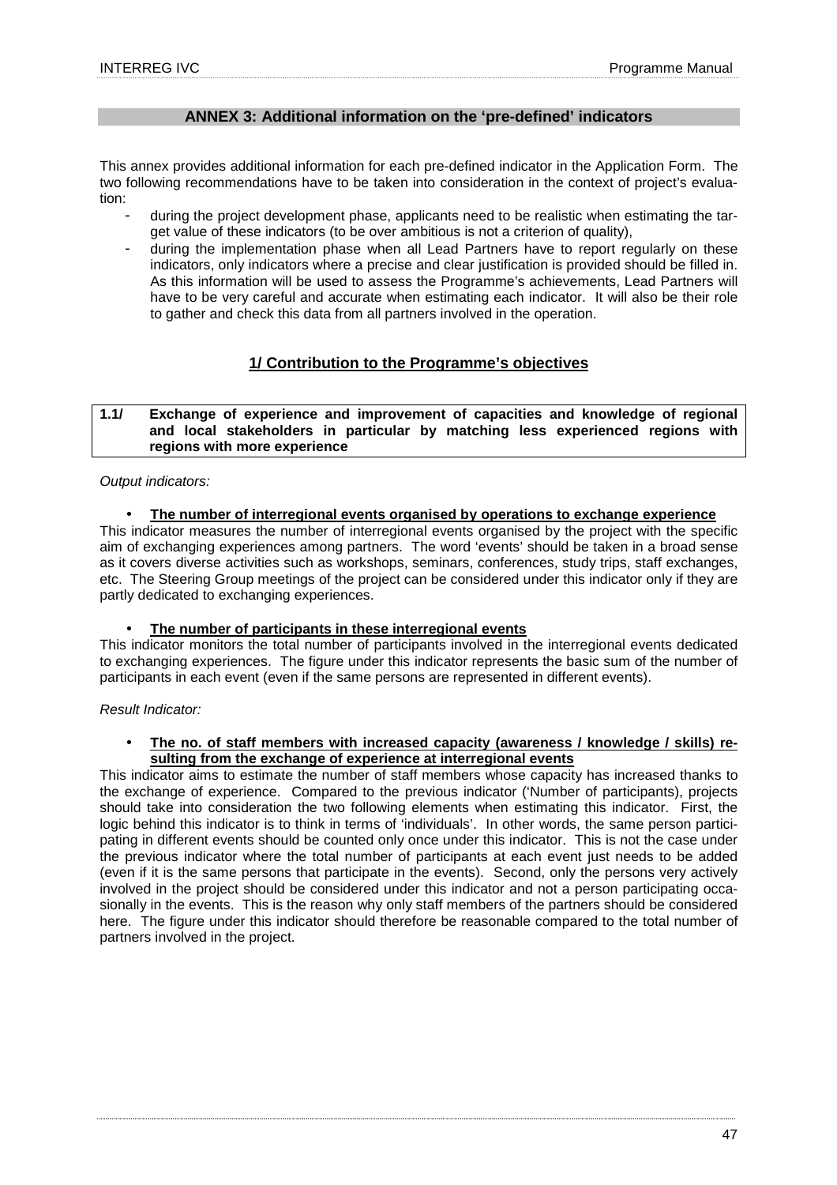## ANNEX 3: Additional information on the 'pre-defined' indicators

This annex provides additional information for each pre-defined indicator in the Application Form. The two following recommendations have to be taken into consideration in the context of project's evaluation:

- during the project development phase, applicants need to be realistic when estimating the target value of these indicators (to be over ambitious is not a criterion of quality),
- during the implementation phase when all Lead Partners have to report regularly on these indicators, only indicators where a precise and clear justification is provided should be filled in. As this information will be used to assess the Programme's achievements, Lead Partners will have to be very careful and accurate when estimating each indicator. It will also be their role to gather and check this data from all partners involved in the operation.

### 1/ Contribution to the Programme's objectives

#### 1.1/ Exchange of experience and improvement of capacities and knowledge of regional and local stakeholders in particular by matching less experienced regions with regions with more experience

*Output indicators:*

- **The number of interregional events organised by operations to exchange experience**

This indicator measures the number of interregional events organised by the project with the specific aim of exchanging experiences among partners. The word 'events' should be taken in a broad sense as it covers diverse activities such as workshops, seminars, conferences, study trips, staff exchanges, etc. The Steering Group meetings of the project can be considered under this indicator only if they are partly dedicated to exchanging experiences.

- **The number of participants in these interregional events**

This indicator monitors the total number of participants involved in the interregional events dedicated to exchanging experiences. The figure under this indicator represents the basic sum of the number of participants in each event (even if the same persons are represented in different events).

*Result Indicator:*

- **The no. of staff members with increased capacity (awareness / knowledge / skills) resulting from the exchange of experience at interregional events**

This indicator aims to estimate the number of staff members whose capacity has increased thanks to the exchange of experience. Compared to the previous indicator ('Number of participants), projects should take into consideration the two following elements when estimating this indicator. First, the logic behind this indicator is to think in terms of 'individuals'. In other words, the same person participating in different events should be counted only once under this indicator. This is not the case under the previous indicator where the total number of participants at each event just needs to be added (even if it is the same persons that participate in the events). Second, only the persons very actively involved in the project should be considered under this indicator and not a person participating occasionally in the events. This is the reason why only staff members of the partners should be considered here. The figure under this indicator should therefore be reasonable compared to the total number of partners involved in the project.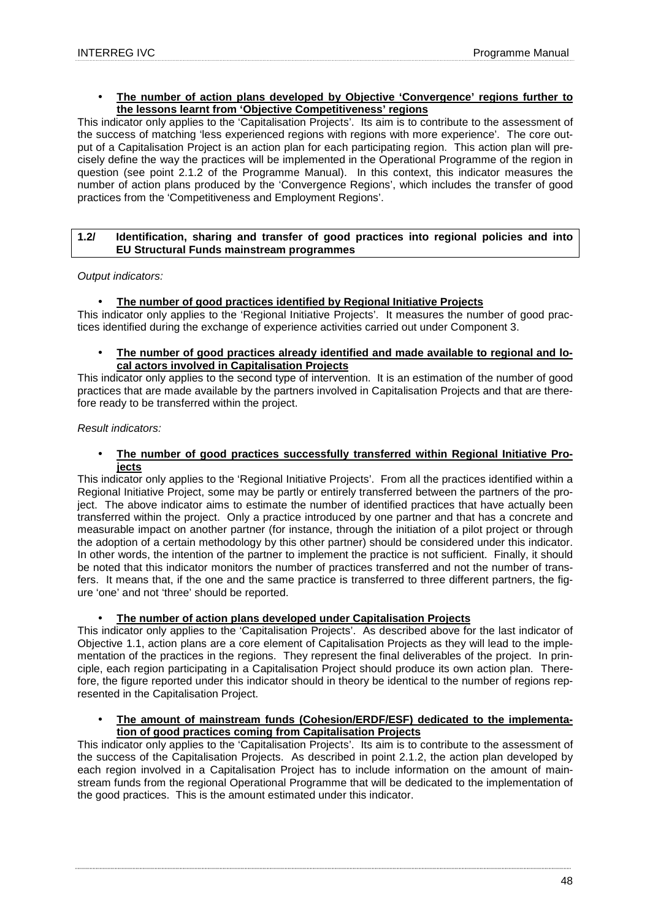- **The number of action plans developed by Objective 'Convergence' regions further to the lessons learnt from 'Objective Competitiveness' regions**

This indicator only applies to the 'Capitalisation Projects'. Its aim is to contribute to the assessment of the success of matching 'less experienced regions with regions with more experience'. The core output of a Capitalisation Project is an action plan for each participating region. This action plan will precisely define the way the practices will be implemented in the Operational Programme of the region in question (see point 2.1.2 of the Programme Manual). In this context, this indicator measures the number of action plans produced by the 'Convergence Regions', which includes the transfer of good practices from the 'Competitiveness and Employment Regions'.

| **1.2/** | **Identification, sharing and transfer of good practices into regional policies and into EU Structural Funds mainstream programmes** |
|---|---|

*Output indicators:*

- **The number of good practices identified by Regional Initiative Projects**

This indicator only applies to the 'Regional Initiative Projects'. It measures the number of good practices identified during the exchange of experience activities carried out under Component 3.

- **The number of good practices already identified and made available to regional and local actors involved in Capitalisation Projects**

This indicator only applies to the second type of intervention. It is an estimation of the number of good practices that are made available by the partners involved in Capitalisation Projects and that are therefore ready to be transferred within the project.

*Result indicators:*

- **The number of good practices successfully transferred within Regional Initiative Projects**

This indicator only applies to the 'Regional Initiative Projects'. From all the practices identified within a Regional Initiative Project, some may be partly or entirely transferred between the partners of the project. The above indicator aims to estimate the number of identified practices that have actually been transferred within the project. Only a practice introduced by one partner and that has a concrete and measurable impact on another partner (for instance, through the initiation of a pilot project or through the adoption of a certain methodology by this other partner) should be considered under this indicator. In other words, the intention of the partner to implement the practice is not sufficient. Finally, it should be noted that this indicator monitors the number of practices transferred and not the number of transfers. It means that, if the one and the same practice is transferred to three different partners, the figure 'one' and not 'three' should be reported.

- **The number of action plans developed under Capitalisation Projects**

This indicator only applies to the 'Capitalisation Projects'. As described above for the last indicator of Objective 1.1, action plans are a core element of Capitalisation Projects as they will lead to the implementation of the practices in the regions. They represent the final deliverables of the project. In principle, each region participating in a Capitalisation Project should produce its own action plan. Therefore, the figure reported under this indicator should in theory be identical to the number of regions represented in the Capitalisation Project.

- **The amount of mainstream funds (Cohesion/ERDF/ESF) dedicated to the implementation of good practices coming from Capitalisation Projects**

This indicator only applies to the 'Capitalisation Projects'. Its aim is to contribute to the assessment of the success of the Capitalisation Projects. As described in point 2.1.2, the action plan developed by each region involved in a Capitalisation Project has to include information on the amount of mainstream funds from the regional Operational Programme that will be dedicated to the implementation of the good practices. This is the amount estimated under this indicator.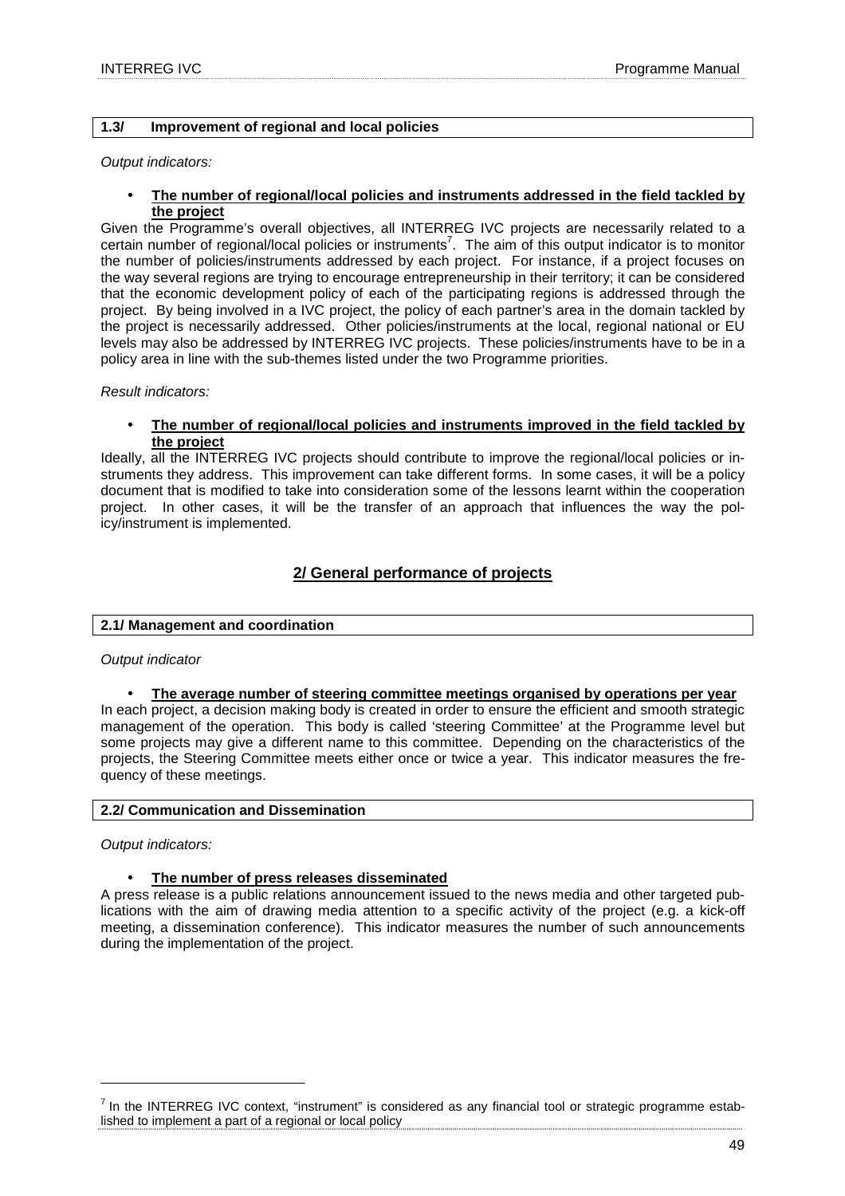### 1.3/ Improvement of regional and local policies

*Output indicators:*

- **The number of regional/local policies and instruments addressed in the field tackled by the project**

Given the Programme's overall objectives, all INTERREG IVC projects are necessarily related to a certain number of regional/local policies or instruments[7]. The aim of this output indicator is to monitor the number of policies/instruments addressed by each project. For instance, if a project focuses on the way several regions are trying to encourage entrepreneurship in their territory; it can be considered that the economic development policy of each of the participating regions is addressed through the project. By being involved in a IVC project, the policy of each partner's area in the domain tackled by the project is necessarily addressed. Other policies/instruments at the local, regional national or EU levels may also be addressed by INTERREG IVC projects. These policies/instruments have to be in a policy area in line with the sub-themes listed under the two Programme priorities.

*Result indicators:*

- **The number of regional/local policies and instruments improved in the field tackled by the project**

Ideally, all the INTERREG IVC projects should contribute to improve the regional/local policies or instruments they address. This improvement can take different forms. In some cases, it will be a policy document that is modified to take into consideration some of the lessons learnt within the cooperation project. In other cases, it will be the transfer of an approach that influences the way the policy/instrument is implemented.

## 2/ General performance of projects

### 2.1/ Management and coordination

*Output indicator*

- **The average number of steering committee meetings organised by operations per year**

In each project, a decision making body is created in order to ensure the efficient and smooth strategic management of the operation. This body is called 'steering Committee' at the Programme level but some projects may give a different name to this committee. Depending on the characteristics of the projects, the Steering Committee meets either once or twice a year. This indicator measures the frequency of these meetings.

### 2.2/ Communication and Dissemination

*Output indicators:*

- **The number of press releases disseminated**

A press release is a public relations announcement issued to the news media and other targeted publications with the aim of drawing media attention to a specific activity of the project (e.g. a kick-off meeting, a dissemination conference). This indicator measures the number of such announcements during the implementation of the project.

---

[7] In the INTERREG IVC context, "instrument" is considered as any financial tool or strategic programme established to implement a part of a regional or local policy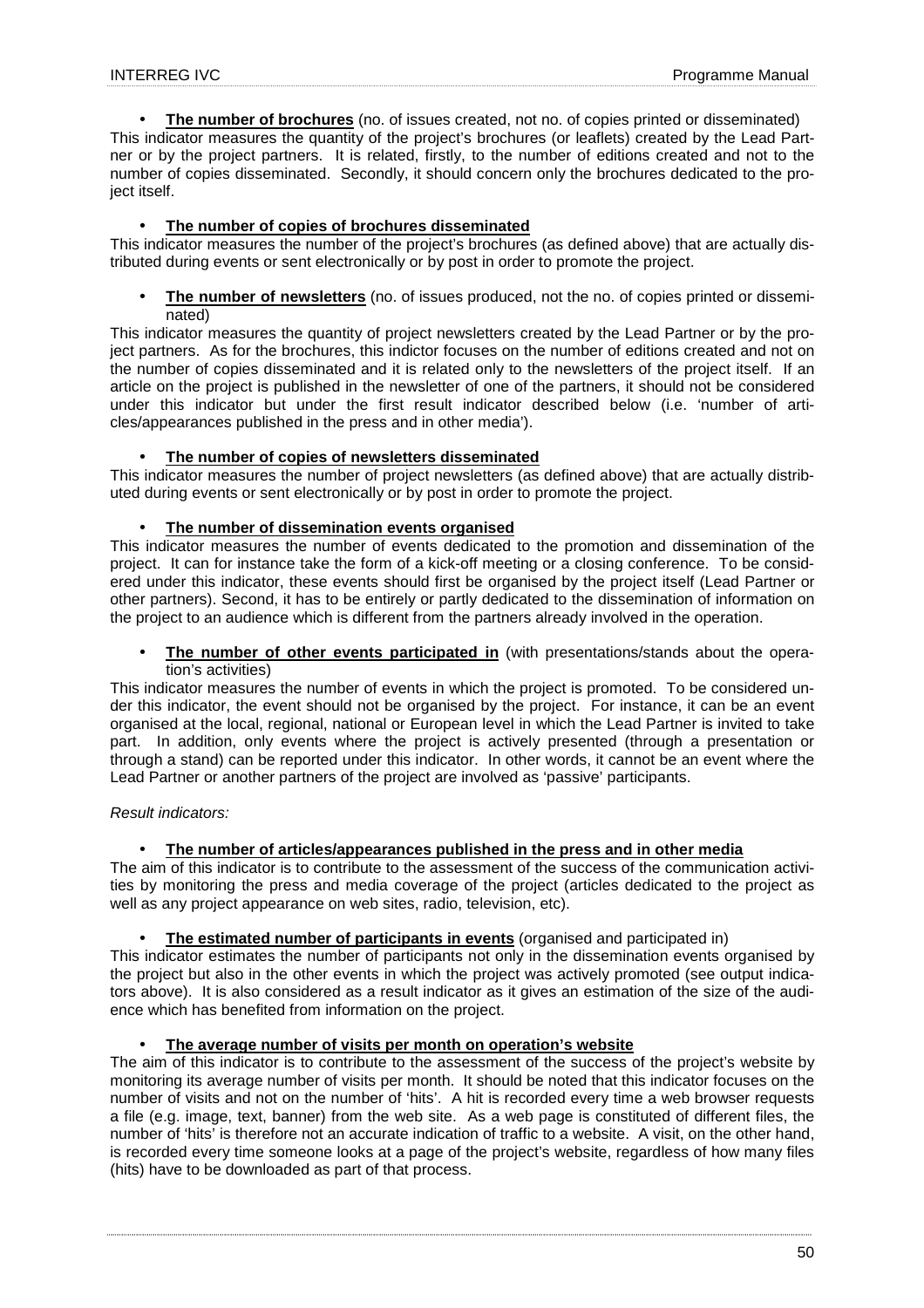- **The number of brochures** (no. of issues created, not no. of copies printed or disseminated)

This indicator measures the quantity of the project's brochures (or leaflets) created by the Lead Partner or by the project partners. It is related, firstly, to the number of editions created and not to the number of copies disseminated. Secondly, it should concern only the brochures dedicated to the project itself.

- **The number of copies of brochures disseminated**

This indicator measures the number of the project's brochures (as defined above) that are actually distributed during events or sent electronically or by post in order to promote the project.

- **The number of newsletters** (no. of issues produced, not the no. of copies printed or disseminated)

This indicator measures the quantity of project newsletters created by the Lead Partner or by the project partners. As for the brochures, this indictor focuses on the number of editions created and not on the number of copies disseminated and it is related only to the newsletters of the project itself. If an article on the project is published in the newsletter of one of the partners, it should not be considered under this indicator but under the first result indicator described below (i.e. 'number of articles/appearances published in the press and in other media').

- **The number of copies of newsletters disseminated**

This indicator measures the number of project newsletters (as defined above) that are actually distributed during events or sent electronically or by post in order to promote the project.

- **The number of dissemination events organised**

This indicator measures the number of events dedicated to the promotion and dissemination of the project. It can for instance take the form of a kick-off meeting or a closing conference. To be considered under this indicator, these events should first be organised by the project itself (Lead Partner or other partners). Second, it has to be entirely or partly dedicated to the dissemination of information on the project to an audience which is different from the partners already involved in the operation.

- **The number of other events participated in** (with presentations/stands about the operation's activities)

This indicator measures the number of events in which the project is promoted. To be considered under this indicator, the event should not be organised by the project. For instance, it can be an event organised at the local, regional, national or European level in which the Lead Partner is invited to take part. In addition, only events where the project is actively presented (through a presentation or through a stand) can be reported under this indicator. In other words, it cannot be an event where the Lead Partner or another partners of the project are involved as 'passive' participants.

*Result indicators:*

- **The number of articles/appearances published in the press and in other media**

The aim of this indicator is to contribute to the assessment of the success of the communication activities by monitoring the press and media coverage of the project (articles dedicated to the project as well as any project appearance on web sites, radio, television, etc).

- **The estimated number of participants in events** (organised and participated in)

This indicator estimates the number of participants not only in the dissemination events organised by the project but also in the other events in which the project was actively promoted (see output indicators above). It is also considered as a result indicator as it gives an estimation of the size of the audience which has benefited from information on the project.

- **The average number of visits per month on operation's website**

The aim of this indicator is to contribute to the assessment of the success of the project's website by monitoring its average number of visits per month. It should be noted that this indicator focuses on the number of visits and not on the number of 'hits'. A hit is recorded every time a web browser requests a file (e.g. image, text, banner) from the web site. As a web page is constituted of different files, the number of 'hits' is therefore not an accurate indication of traffic to a website. A visit, on the other hand, is recorded every time someone looks at a page of the project's website, regardless of how many files (hits) have to be downloaded as part of that process.